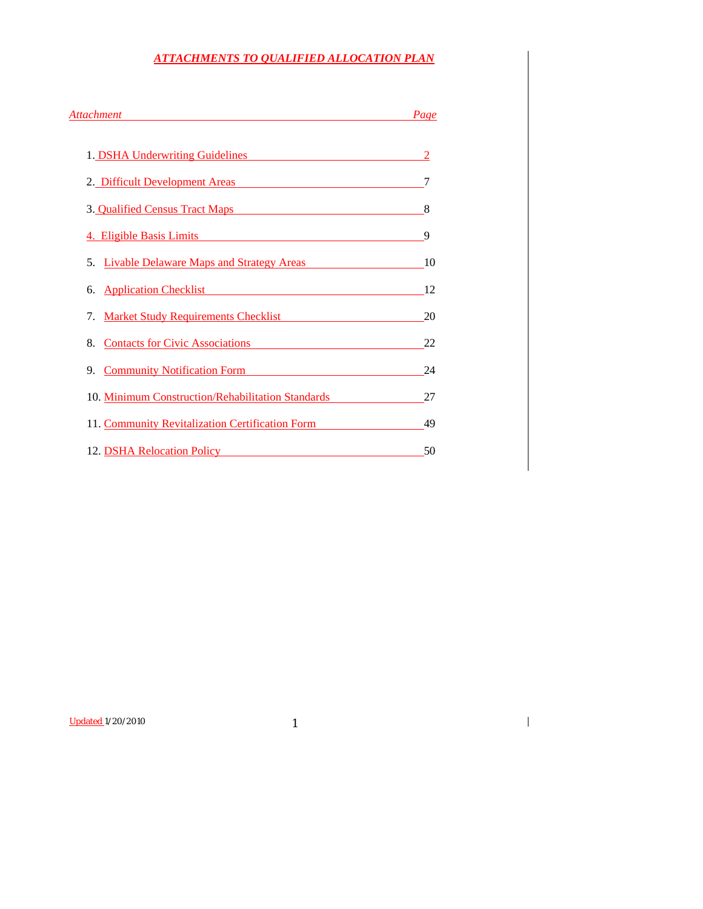# *ATTACHMENTS TO QUALIFIED ALLOCATION PLAN*

| *Attachment* | *Page* |
|---|---|
| 1. DSHA Underwriting Guidelines | 2 |
| 2. Difficult Development Areas | 7 |
| 3. Qualified Census Tract Maps | 8 |
| 4. Eligible Basis Limits | 9 |
| 5. Livable Delaware Maps and Strategy Areas | 10 |
| 6. Application Checklist | 12 |
| 7. Market Study Requirements Checklist | 20 |
| 8. Contacts for Civic Associations | 22 |
| 9. Community Notification Form | 24 |
| 10. Minimum Construction/Rehabilitation Standards | 27 |
| 11. Community Revitalization Certification Form | 49 |
| 12. DSHA Relocation Policy | 50 |

Updated 1/20/2010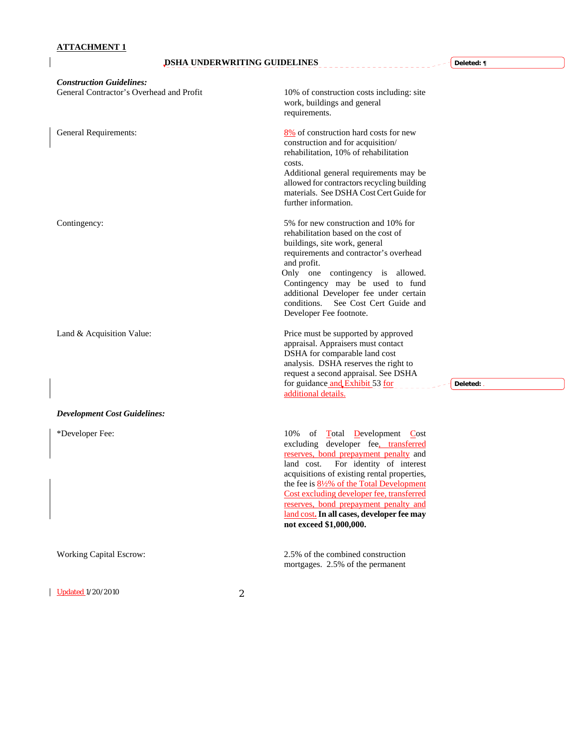**ATTACHMENT 1**

## DSHA UNDERWRITING GUIDELINES

***Construction Guidelines:***

| | |
|---|---|
| General Contractor's Overhead and Profit | 10% of construction costs including: site work, buildings and general requirements. |
| General Requirements: | 8% of construction hard costs for new construction and for acquisition/ rehabilitation, 10% of rehabilitation costs. Additional general requirements may be allowed for contractors recycling building materials. See DSHA Cost Cert Guide for further information. |
| Contingency: | 5% for new construction and 10% for rehabilitation based on the cost of buildings, site work, general requirements and contractor's overhead and profit. Only one contingency is allowed. Contingency may be used to fund additional Developer fee under certain conditions. See Cost Cert Guide and Developer Fee footnote. |
| Land & Acquisition Value: | Price must be supported by approved appraisal. Appraisers must contact DSHA for comparable land cost analysis. DSHA reserves the right to request a second appraisal. See DSHA for guidance and Exhibit 53 for additional details. |

***Development Cost Guidelines:***

| | |
|---|---|
| *Developer Fee: | 10% of Total Development Cost excluding developer fee, transferred reserves, bond prepayment penalty and land cost. For identity of interest acquisitions of existing rental properties, the fee is 8½% of the Total Development Cost excluding developer fee, transferred reserves, bond prepayment penalty and land cost. **In all cases, developer fee may not exceed $1,000,000.** |
| Working Capital Escrow: | 2.5% of the combined construction mortgages. 2.5% of the permanent |

Updated 1/20/2010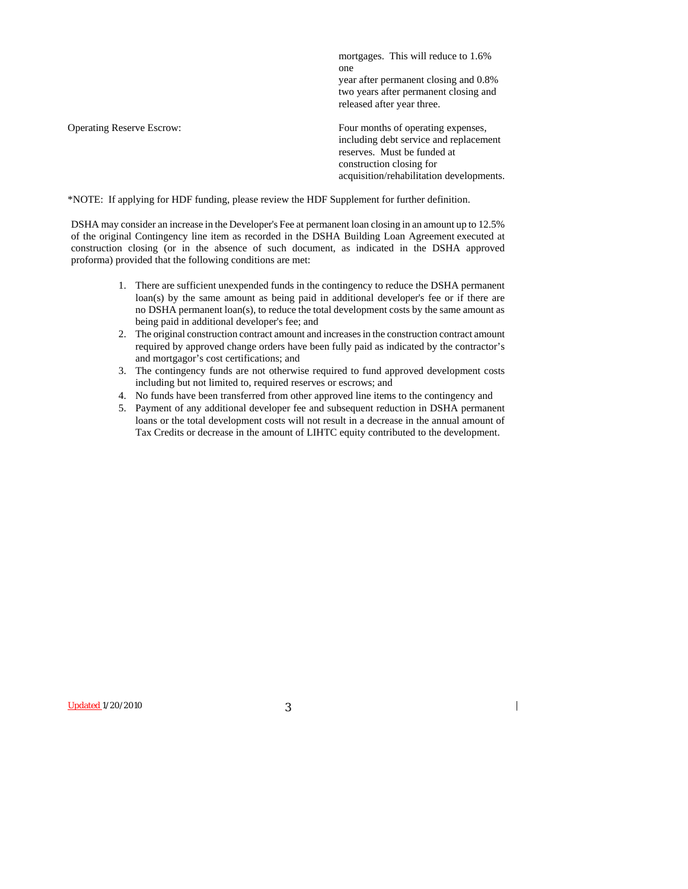| | |
|---|---|
| | mortgages. This will reduce to 1.6% one year after permanent closing and 0.8% two years after permanent closing and released after year three. |
| Operating Reserve Escrow: | Four months of operating expenses, including debt service and replacement reserves. Must be funded at construction closing for acquisition/rehabilitation developments. |

*NOTE: If applying for HDF funding, please review the HDF Supplement for further definition.

DSHA may consider an increase in the Developer's Fee at permanent loan closing in an amount up to 12.5% of the original Contingency line item as recorded in the DSHA Building Loan Agreement executed at construction closing (or in the absence of such document, as indicated in the DSHA approved proforma) provided that the following conditions are met:

1. There are sufficient unexpended funds in the contingency to reduce the DSHA permanent loan(s) by the same amount as being paid in additional developer's fee or if there are no DSHA permanent loan(s), to reduce the total development costs by the same amount as being paid in additional developer's fee; and
2. The original construction contract amount and increases in the construction contract amount required by approved change orders have been fully paid as indicated by the contractor's and mortgagor's cost certifications; and
3. The contingency funds are not otherwise required to fund approved development costs including but not limited to, required reserves or escrows; and
4. No funds have been transferred from other approved line items to the contingency and
5. Payment of any additional developer fee and subsequent reduction in DSHA permanent loans or the total development costs will not result in a decrease in the annual amount of Tax Credits or decrease in the amount of LIHTC equity contributed to the development.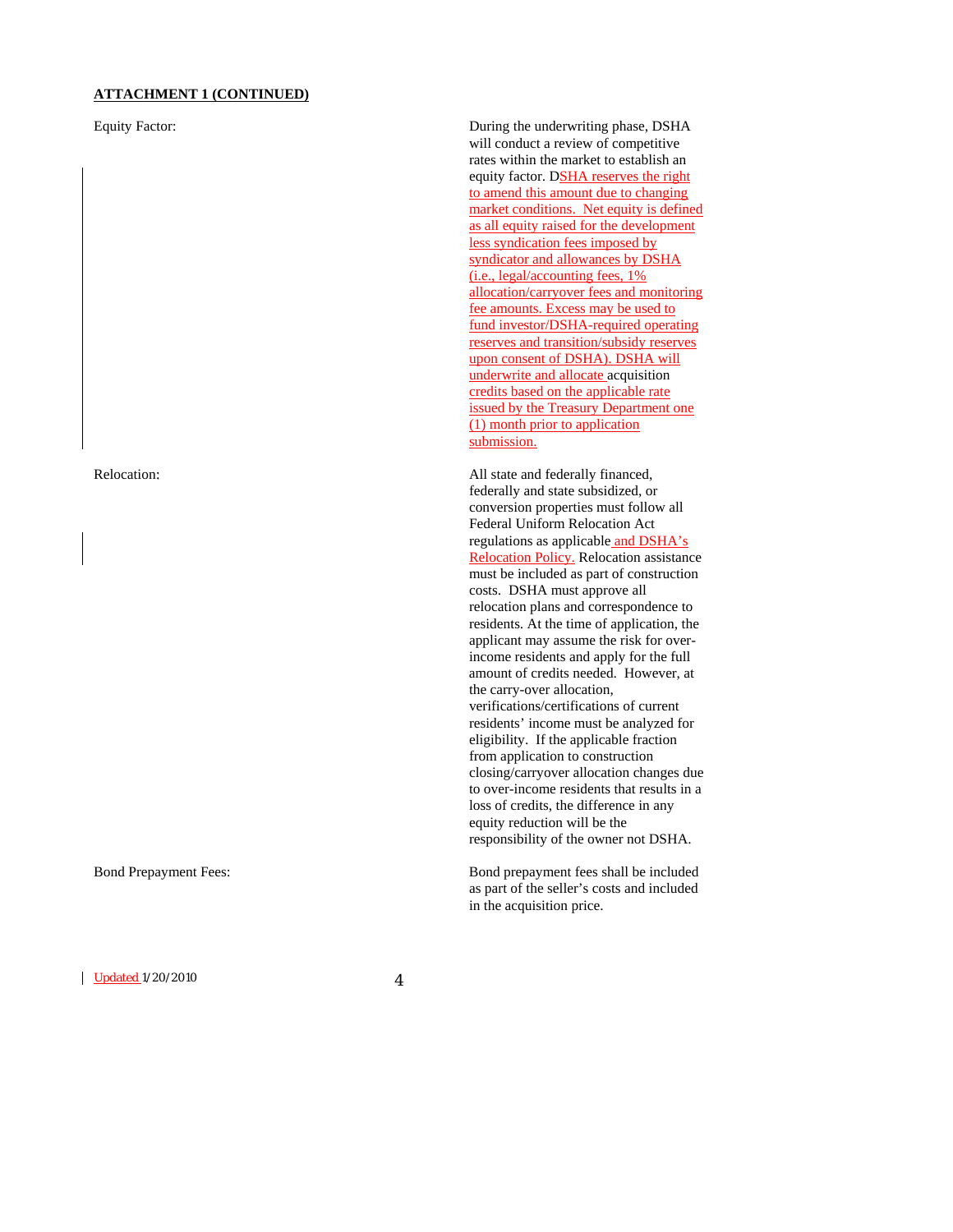**ATTACHMENT 1 (CONTINUED)**

Equity Factor:

During the underwriting phase, DSHA will conduct a review of competitive rates within the market to establish an equity factor. DSHA reserves the right to amend this amount due to changing market conditions. Net equity is defined as all equity raised for the development less syndication fees imposed by syndicator and allowances by DSHA (i.e., legal/accounting fees, 1% allocation/carryover fees and monitoring fee amounts. Excess may be used to fund investor/DSHA-required operating reserves and transition/subsidy reserves upon consent of DSHA). DSHA will underwrite and allocate acquisition credits based on the applicable rate issued by the Treasury Department one (1) month prior to application submission.

Relocation:

All state and federally financed, federally and state subsidized, or conversion properties must follow all Federal Uniform Relocation Act regulations as applicable and DSHA's Relocation Policy. Relocation assistance must be included as part of construction costs. DSHA must approve all relocation plans and correspondence to residents. At the time of application, the applicant may assume the risk for over-income residents and apply for the full amount of credits needed. However, at the carry-over allocation, verifications/certifications of current residents' income must be analyzed for eligibility. If the applicable fraction from application to construction closing/carryover allocation changes due to over-income residents that results in a loss of credits, the difference in any equity reduction will be the responsibility of the owner not DSHA.

Bond Prepayment Fees:

Bond prepayment fees shall be included as part of the seller's costs and included in the acquisition price.

Updated 1/20/2010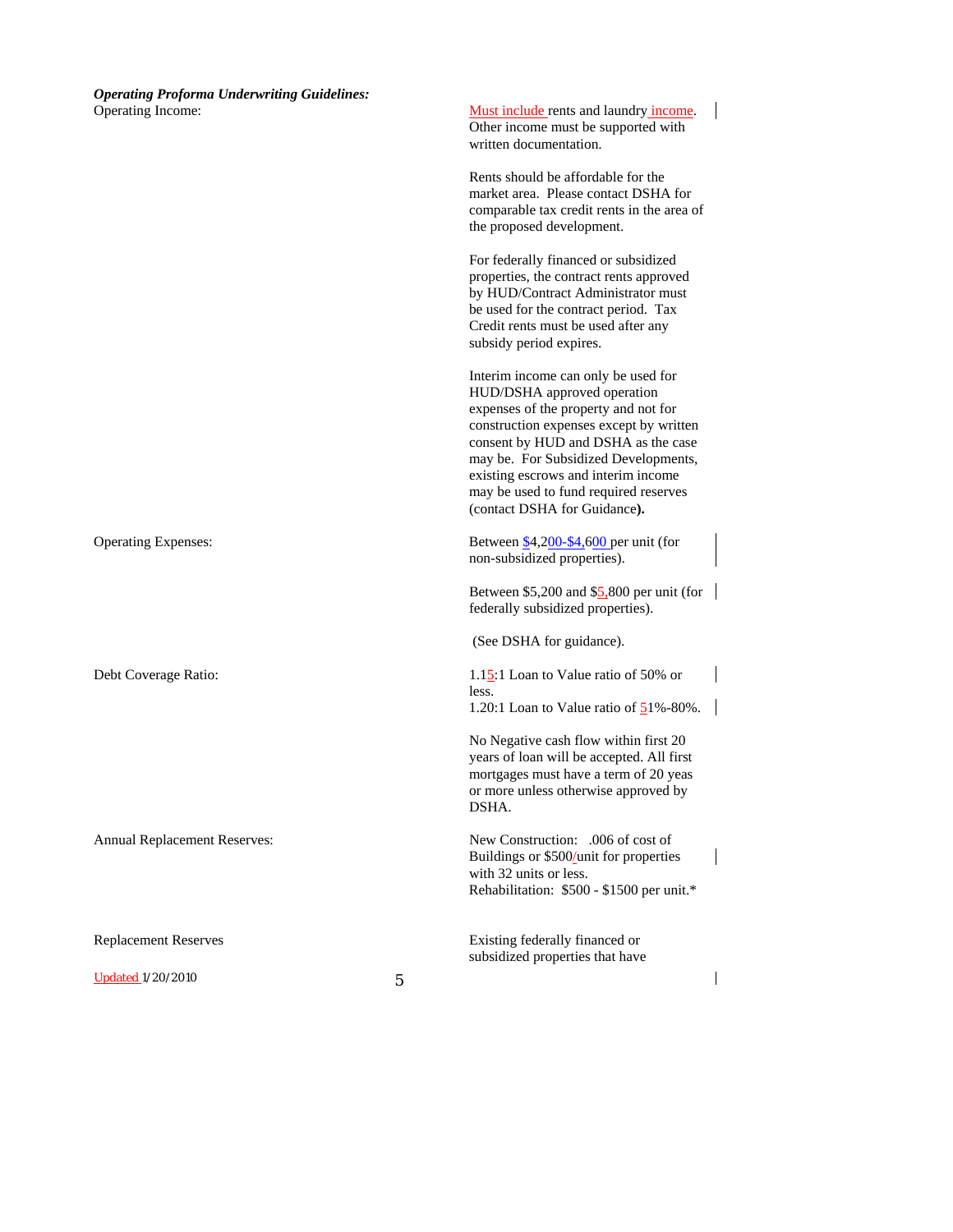***Operating Proforma Underwriting Guidelines:***

**Operating Income:**

Must include rents and laundry income. Other income must be supported with written documentation.

Rents should be affordable for the market area. Please contact DSHA for comparable tax credit rents in the area of the proposed development.

For federally financed or subsidized properties, the contract rents approved by HUD/Contract Administrator must be used for the contract period. Tax Credit rents must be used after any subsidy period expires.

Interim income can only be used for HUD/DSHA approved operation expenses of the property and not for construction expenses except by written consent by HUD and DSHA as the case may be. For Subsidized Developments, existing escrows and interim income may be used to fund required reserves (contact DSHA for Guidance**).**

**Operating Expenses:**

Between $4,200-$4,600 per unit (for non-subsidized properties).

Between $5,200 and $5,800 per unit (for federally subsidized properties).

(See DSHA for guidance).

**Debt Coverage Ratio:**

1.15:1 Loan to Value ratio of 50% or less.
1.20:1 Loan to Value ratio of 51%-80%.

No Negative cash flow within first 20 years of loan will be accepted. All first mortgages must have a term of 20 yeas or more unless otherwise approved by DSHA.

**Annual Replacement Reserves:**

New Construction: .006 of cost of Buildings or $500/unit for properties with 32 units or less.
Rehabilitation: $500 - $1500 per unit.*

**Replacement Reserves**

Existing federally financed or subsidized properties that have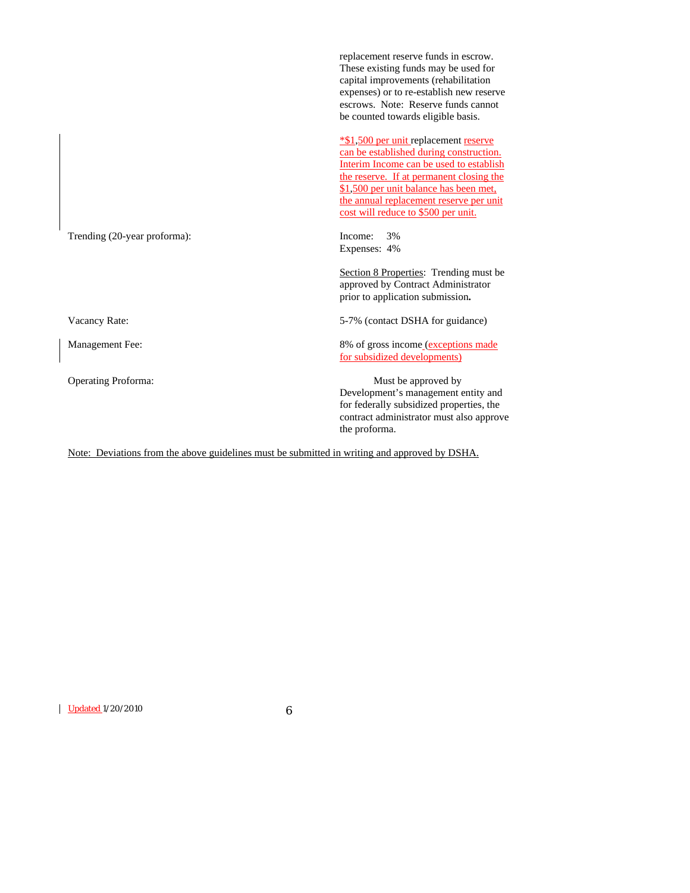| | |
|---|---|
| | replacement reserve funds in escrow. These existing funds may be used for capital improvements (rehabilitation expenses) or to re-establish new reserve escrows. Note: Reserve funds cannot be counted towards eligible basis. |
| | *$1,500 per unit replacement reserve can be established during construction. Interim Income can be used to establish the reserve. If at permanent closing the $1,500 per unit balance has been met, the annual replacement reserve per unit cost will reduce to $500 per unit. |
| Trending (20-year proforma): | Income: 3%<br>Expenses: 4%<br><br>Section 8 Properties: Trending must be approved by Contract Administrator prior to application submission**.** |
| Vacancy Rate: | 5-7% (contact DSHA for guidance) |
| Management Fee: | 8% of gross income (exceptions made for subsidized developments) |
| Operating Proforma: | Must be approved by Development's management entity and for federally subsidized properties, the contract administrator must also approve the proforma. |

Note: Deviations from the above guidelines must be submitted in writing and approved by DSHA.

Updated 1/20/2010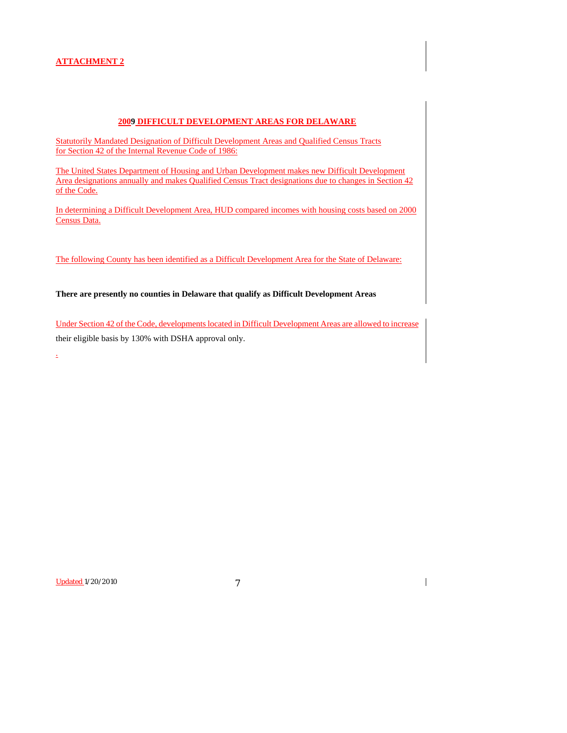**ATTACHMENT 2**

## 2009 DIFFICULT DEVELOPMENT AREAS FOR DELAWARE

Statutorily Mandated Designation of Difficult Development Areas and Qualified Census Tracts for Section 42 of the Internal Revenue Code of 1986:

The United States Department of Housing and Urban Development makes new Difficult Development Area designations annually and makes Qualified Census Tract designations due to changes in Section 42 of the Code.

In determining a Difficult Development Area, HUD compared incomes with housing costs based on 2000 Census Data.

The following County has been identified as a Difficult Development Area for the State of Delaware:

**There are presently no counties in Delaware that qualify as Difficult Development Areas**

Under Section 42 of the Code, developments located in Difficult Development Areas are allowed to increase their eligible basis by 130% with DSHA approval only.

.

Updated 1/20/2010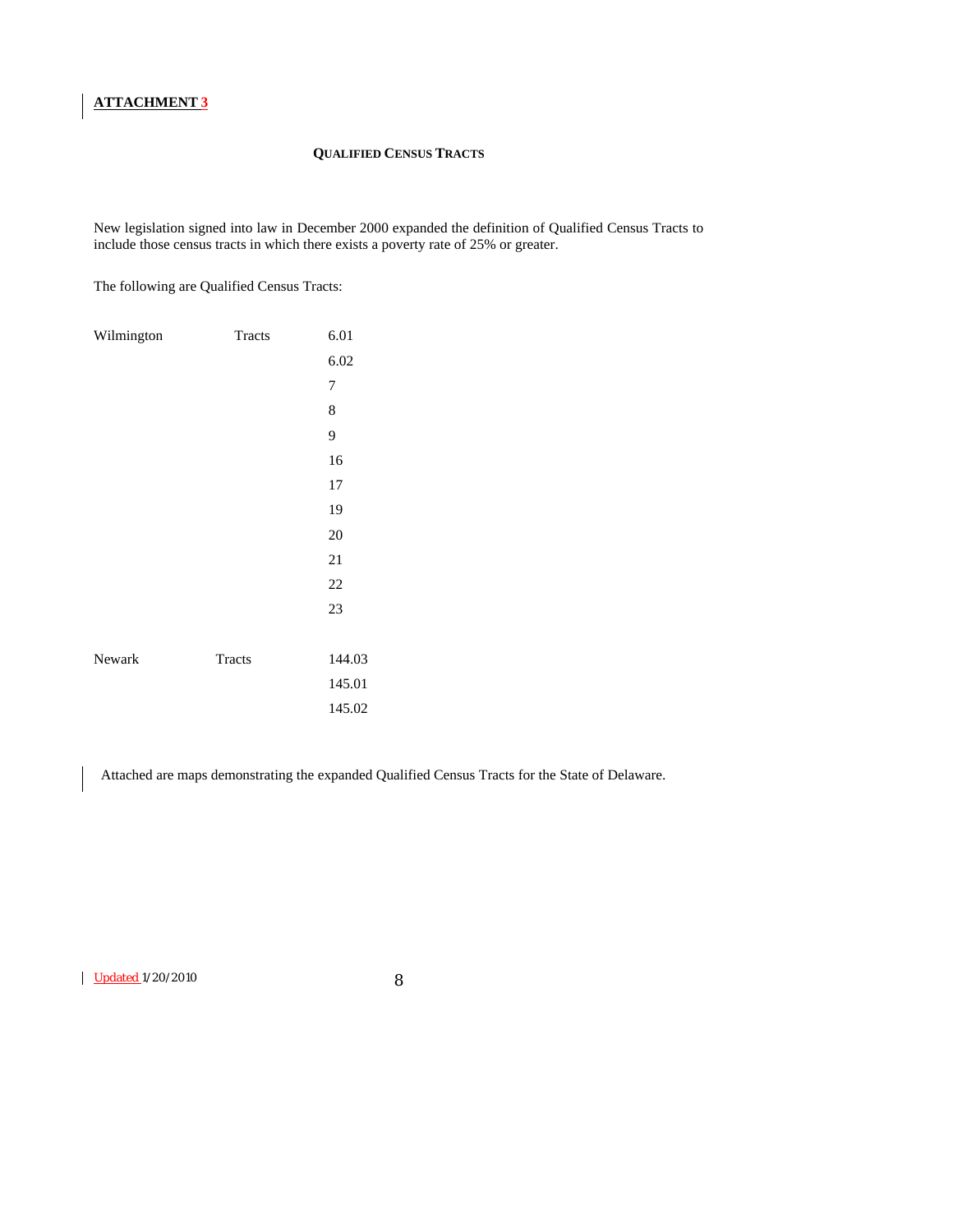**ATTACHMENT 3**

**QUALIFIED CENSUS TRACTS**

New legislation signed into law in December 2000 expanded the definition of Qualified Census Tracts to include those census tracts in which there exists a poverty rate of 25% or greater.

The following are Qualified Census Tracts:

| | | |
|---|---|---|
| Wilmington | Tracts | 6.01 |
| | | 6.02 |
| | | 7 |
| | | 8 |
| | | 9 |
| | | 16 |
| | | 17 |
| | | 19 |
| | | 20 |
| | | 21 |
| | | 22 |
| | | 23 |
| Newark | Tracts | 144.03 |
| | | 145.01 |
| | | 145.02 |

Attached are maps demonstrating the expanded Qualified Census Tracts for the State of Delaware.

Updated 1/20/2010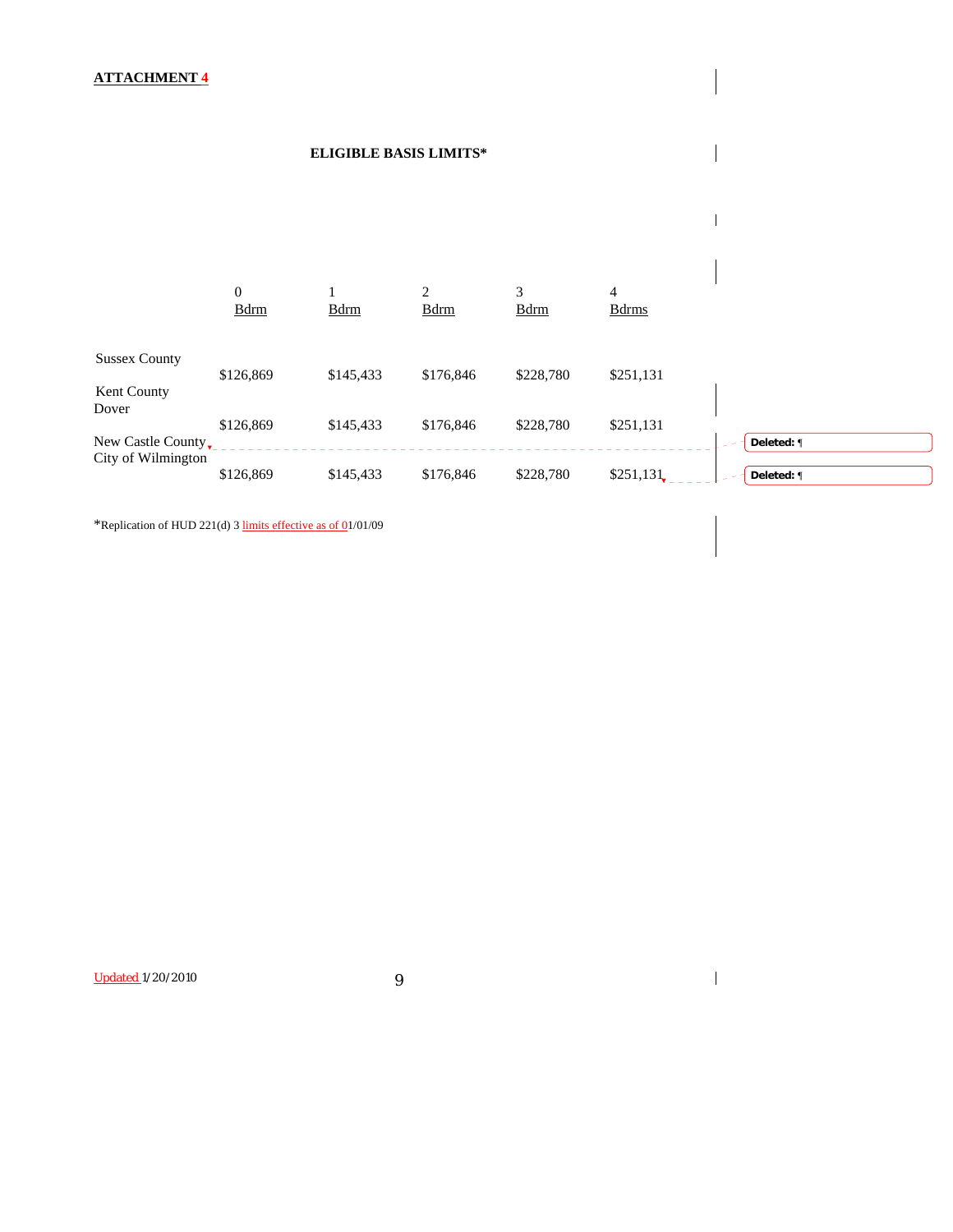**ATTACHMENT 4**

**ELIGIBLE BASIS LIMITS***

| | 0 Bdrm | 1 Bdrm | 2 Bdrm | 3 Bdrm | 4 Bdrms |
|---|---|---|---|---|---|
| Sussex County | $126,869 | $145,433 | $176,846 | $228,780 | $251,131 |
| Kent County Dover | $126,869 | $145,433 | $176,846 | $228,780 | $251,131 |
| New Castle County City of Wilmington | $126,869 | $145,433 | $176,846 | $228,780 | $251,131 |

*Replication of HUD 221(d) 3 limits effective as of 01/01/09

Updated 1/20/2010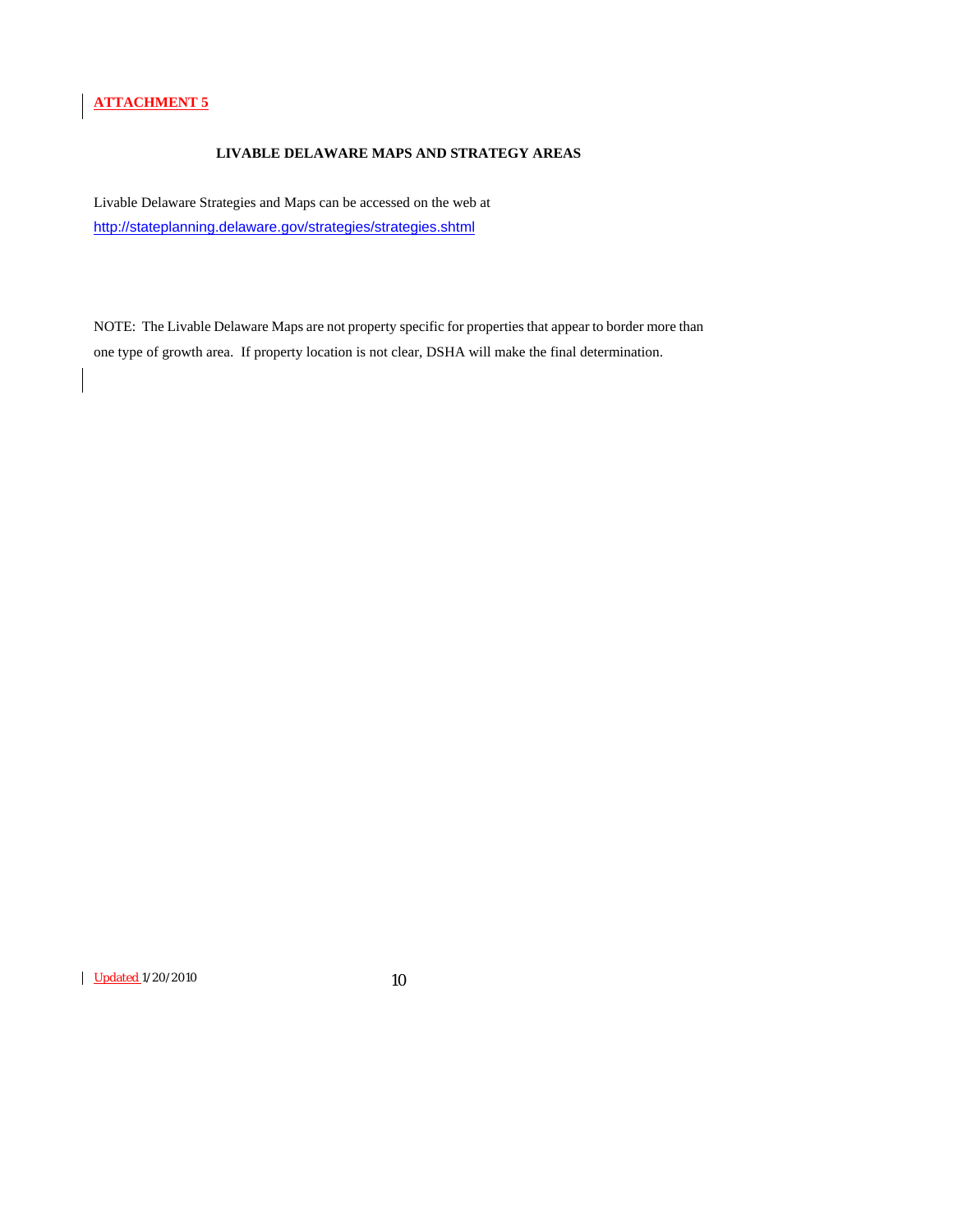**ATTACHMENT 5**

## LIVABLE DELAWARE MAPS AND STRATEGY AREAS

Livable Delaware Strategies and Maps can be accessed on the web at http://stateplanning.delaware.gov/strategies/strategies.shtml

NOTE: The Livable Delaware Maps are not property specific for properties that appear to border more than one type of growth area. If property location is not clear, DSHA will make the final determination.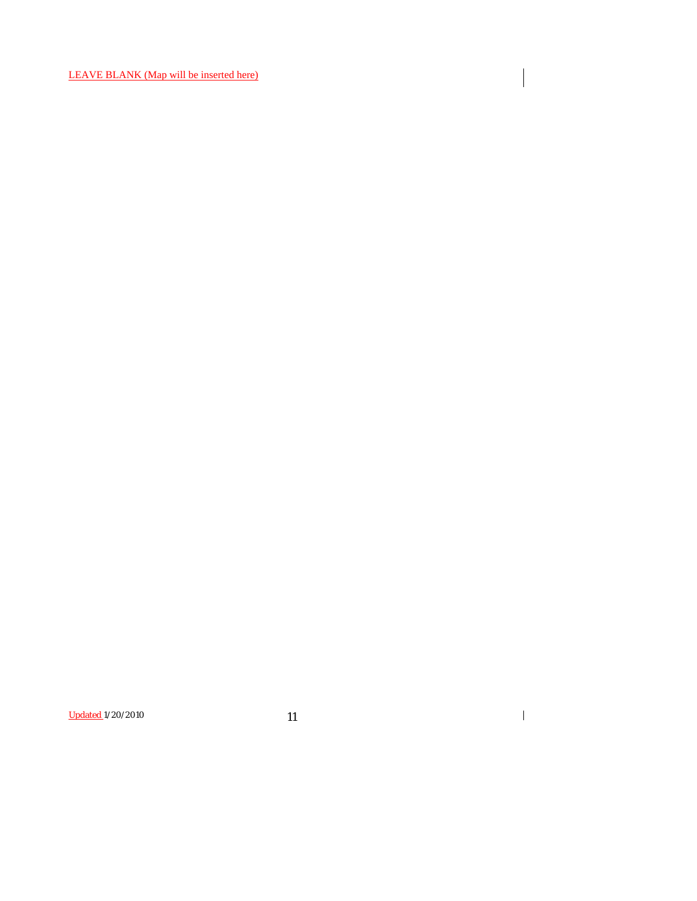LEAVE BLANK (Map will be inserted here)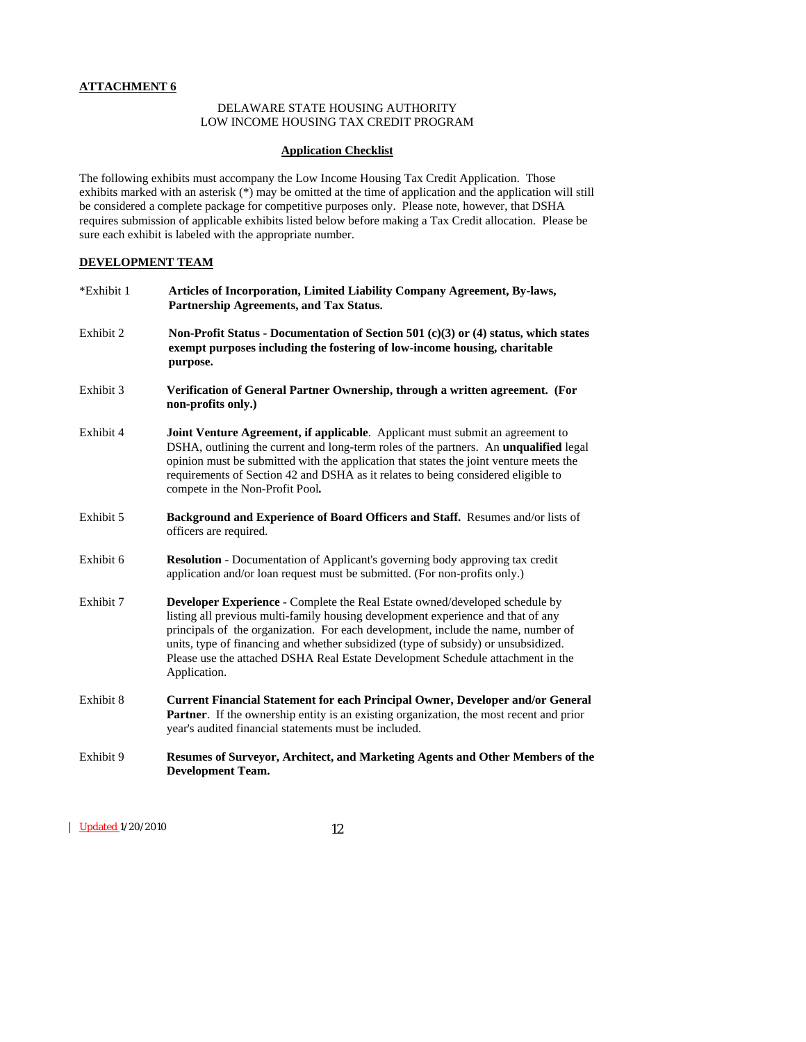**ATTACHMENT 6**

DELAWARE STATE HOUSING AUTHORITY
LOW INCOME HOUSING TAX CREDIT PROGRAM

**Application Checklist**

The following exhibits must accompany the Low Income Housing Tax Credit Application. Those exhibits marked with an asterisk (*) may be omitted at the time of application and the application will still be considered a complete package for competitive purposes only. Please note, however, that DSHA requires submission of applicable exhibits listed below before making a Tax Credit allocation. Please be sure each exhibit is labeled with the appropriate number.

**DEVELOPMENT TEAM**

*Exhibit 1 — **Articles of Incorporation, Limited Liability Company Agreement, By-laws, Partnership Agreements, and Tax Status.**

Exhibit 2 — **Non-Profit Status - Documentation of Section 501 (c)(3) or (4) status, which states exempt purposes including the fostering of low-income housing, charitable purpose.**

Exhibit 3 — **Verification of General Partner Ownership, through a written agreement. (For non-profits only.)**

Exhibit 4 — **Joint Venture Agreement, if applicable**. Applicant must submit an agreement to DSHA, outlining the current and long-term roles of the partners. An **unqualified** legal opinion must be submitted with the application that states the joint venture meets the requirements of Section 42 and DSHA as it relates to being considered eligible to compete in the Non-Profit Pool**.**

Exhibit 5 — **Background and Experience of Board Officers and Staff.** Resumes and/or lists of officers are required.

Exhibit 6 — **Resolution** - Documentation of Applicant's governing body approving tax credit application and/or loan request must be submitted. (For non-profits only.)

Exhibit 7 — **Developer Experience** - Complete the Real Estate owned/developed schedule by listing all previous multi-family housing development experience and that of any principals of the organization. For each development, include the name, number of units, type of financing and whether subsidized (type of subsidy) or unsubsidized. Please use the attached DSHA Real Estate Development Schedule attachment in the Application.

Exhibit 8 — **Current Financial Statement for each Principal Owner, Developer and/or General Partner**. If the ownership entity is an existing organization, the most recent and prior year's audited financial statements must be included.

Exhibit 9 — **Resumes of Surveyor, Architect, and Marketing Agents and Other Members of the Development Team.**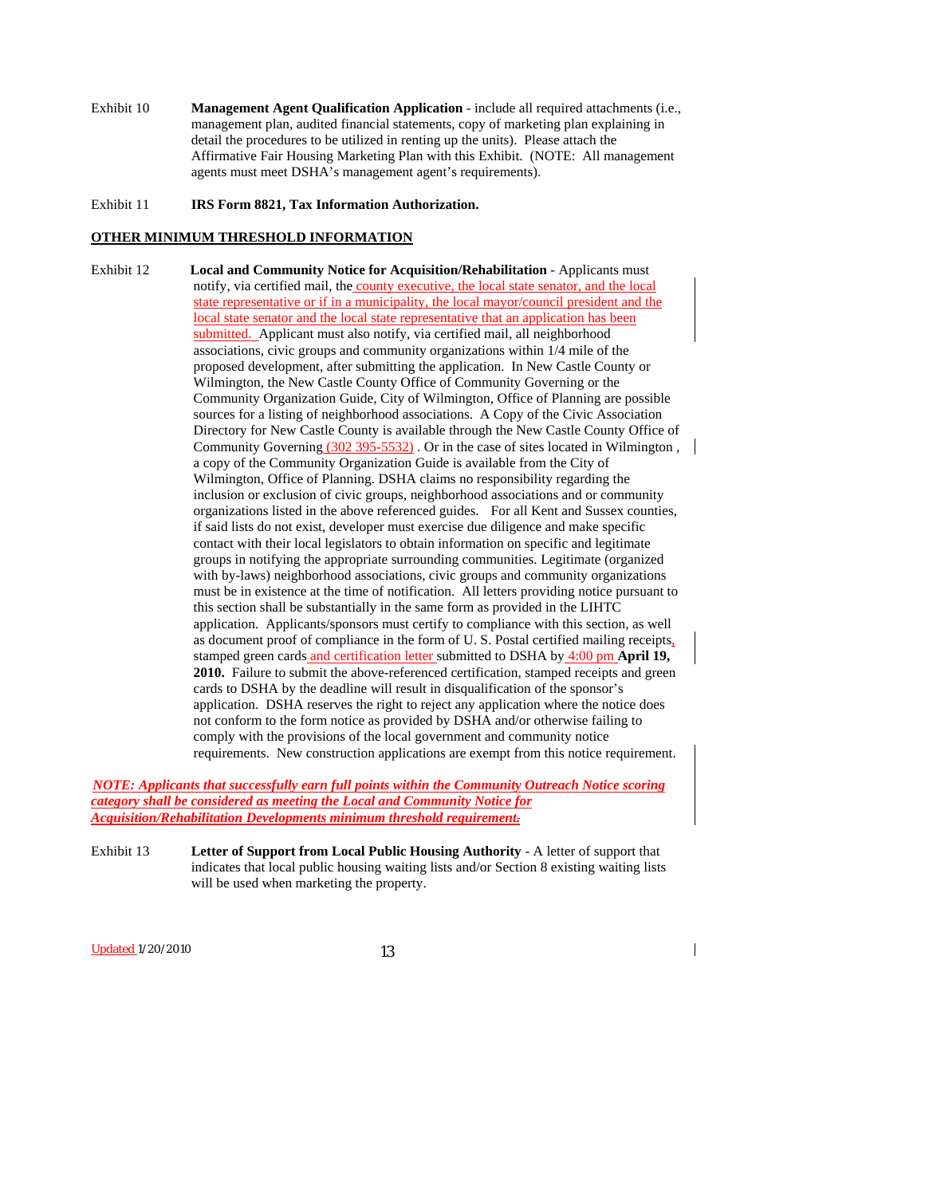Exhibit 10 **Management Agent Qualification Application** - include all required attachments (i.e., management plan, audited financial statements, copy of marketing plan explaining in detail the procedures to be utilized in renting up the units). Please attach the Affirmative Fair Housing Marketing Plan with this Exhibit. (NOTE: All management agents must meet DSHA's management agent's requirements).

Exhibit 11 **IRS Form 8821, Tax Information Authorization.**

**OTHER MINIMUM THRESHOLD INFORMATION**

Exhibit 12 **Local and Community Notice for Acquisition/Rehabilitation** - Applicants must notify, via certified mail, the county executive, the local state senator, and the local state representative or if in a municipality, the local mayor/council president and the local state senator and the local state representative that an application has been submitted. Applicant must also notify, via certified mail, all neighborhood associations, civic groups and community organizations within 1/4 mile of the proposed development, after submitting the application. In New Castle County or Wilmington, the New Castle County Office of Community Governing or the Community Organization Guide, City of Wilmington, Office of Planning are possible sources for a listing of neighborhood associations. A Copy of the Civic Association Directory for New Castle County is available through the New Castle County Office of Community Governing (302 395-5532) . Or in the case of sites located in Wilmington , a copy of the Community Organization Guide is available from the City of Wilmington, Office of Planning. DSHA claims no responsibility regarding the inclusion or exclusion of civic groups, neighborhood associations and or community organizations listed in the above referenced guides. For all Kent and Sussex counties, if said lists do not exist, developer must exercise due diligence and make specific contact with their local legislators to obtain information on specific and legitimate groups in notifying the appropriate surrounding communities. Legitimate (organized with by-laws) neighborhood associations, civic groups and community organizations must be in existence at the time of notification. All letters providing notice pursuant to this section shall be substantially in the same form as provided in the LIHTC application. Applicants/sponsors must certify to compliance with this section, as well as document proof of compliance in the form of U. S. Postal certified mailing receipts, stamped green cards and certification letter submitted to DSHA by 4:00 pm **April 19, 2010.** Failure to submit the above-referenced certification, stamped receipts and green cards to DSHA by the deadline will result in disqualification of the sponsor's application. DSHA reserves the right to reject any application where the notice does not conform to the form notice as provided by DSHA and/or otherwise failing to comply with the provisions of the local government and community notice requirements. New construction applications are exempt from this notice requirement.

***NOTE: Applicants that successfully earn full points within the Community Outreach Notice scoring category shall be considered as meeting the Local and Community Notice for Acquisition/Rehabilitation Developments minimum threshold requirement.***

Exhibit 13 **Letter of Support from Local Public Housing Authority** - A letter of support that indicates that local public housing waiting lists and/or Section 8 existing waiting lists will be used when marketing the property.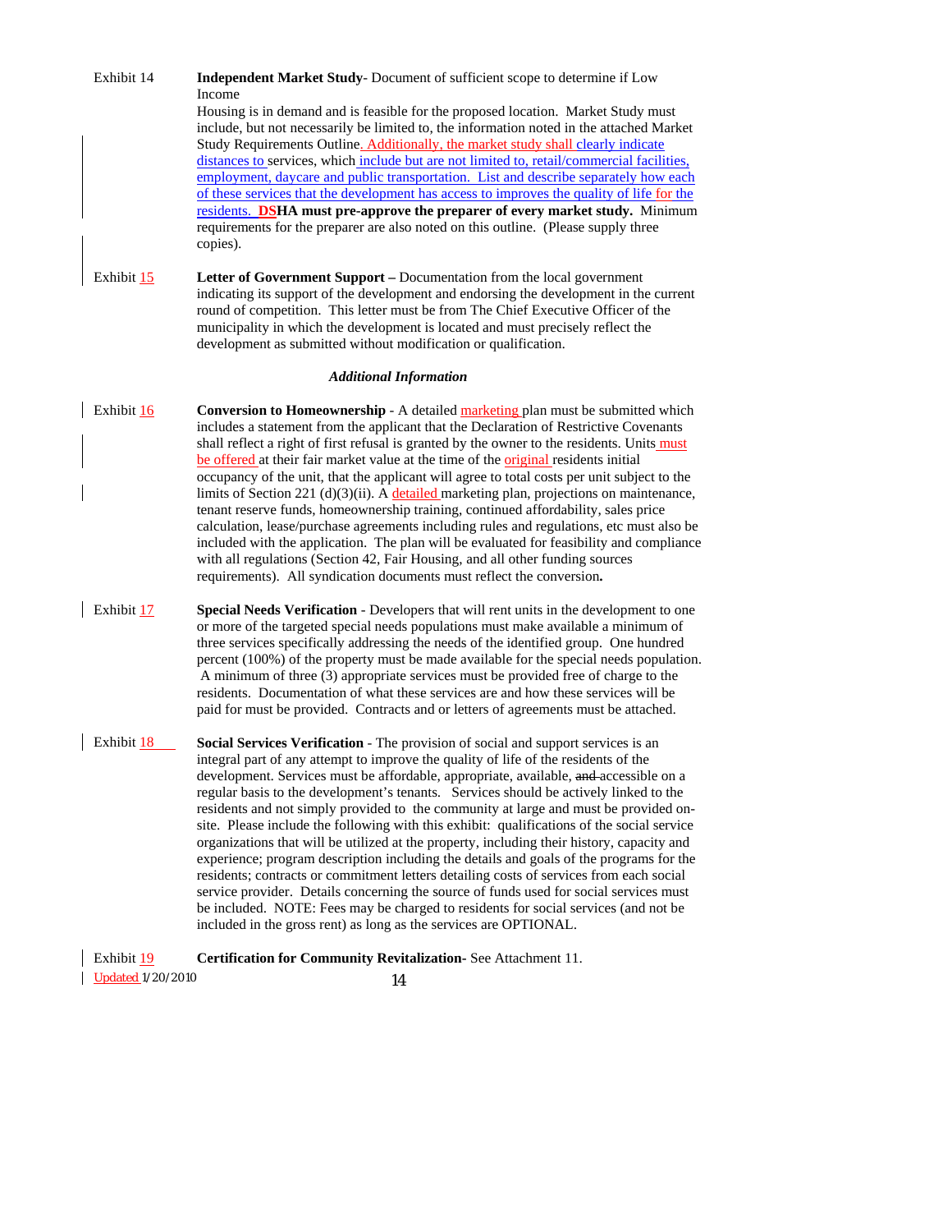Exhibit 14 **Independent Market Study**- Document of sufficient scope to determine if Low Income Housing is in demand and is feasible for the proposed location. Market Study must include, but not necessarily be limited to, the information noted in the attached Market Study Requirements Outline. Additionally, the market study shall clearly indicate distances to services, which include but are not limited to, retail/commercial facilities, employment, daycare and public transportation. List and describe separately how each of these services that the development has access to improves the quality of life for the residents. **DSHA must pre-approve the preparer of every market study.** Minimum requirements for the preparer are also noted on this outline. (Please supply three copies).

Exhibit 15 **Letter of Government Support –** Documentation from the local government indicating its support of the development and endorsing the development in the current round of competition. This letter must be from The Chief Executive Officer of the municipality in which the development is located and must precisely reflect the development as submitted without modification or qualification.

### *Additional Information*

Exhibit 16 **Conversion to Homeownership** - A detailed marketing plan must be submitted which includes a statement from the applicant that the Declaration of Restrictive Covenants shall reflect a right of first refusal is granted by the owner to the residents. Units must be offered at their fair market value at the time of the original residents initial occupancy of the unit, that the applicant will agree to total costs per unit subject to the limits of Section 221 (d)(3)(ii). A detailed marketing plan, projections on maintenance, tenant reserve funds, homeownership training, continued affordability, sales price calculation, lease/purchase agreements including rules and regulations, etc must also be included with the application. The plan will be evaluated for feasibility and compliance with all regulations (Section 42, Fair Housing, and all other funding sources requirements). All syndication documents must reflect the conversion**.**

Exhibit 17 **Special Needs Verification** - Developers that will rent units in the development to one or more of the targeted special needs populations must make available a minimum of three services specifically addressing the needs of the identified group. One hundred percent (100%) of the property must be made available for the special needs population. A minimum of three (3) appropriate services must be provided free of charge to the residents. Documentation of what these services are and how these services will be paid for must be provided. Contracts and or letters of agreements must be attached.

Exhibit 18 **Social Services Verification** - The provision of social and support services is an integral part of any attempt to improve the quality of life of the residents of the development. Services must be affordable, appropriate, available, ~~and~~ accessible on a regular basis to the development's tenants. Services should be actively linked to the residents and not simply provided to the community at large and must be provided on-site. Please include the following with this exhibit: qualifications of the social service organizations that will be utilized at the property, including their history, capacity and experience; program description including the details and goals of the programs for the residents; contracts or commitment letters detailing costs of services from each social service provider. Details concerning the source of funds used for social services must be included. NOTE: Fees may be charged to residents for social services (and not be included in the gross rent) as long as the services are OPTIONAL.

Exhibit 19 **Certification for Community Revitalization**- See Attachment 11.

Updated 1/20/2010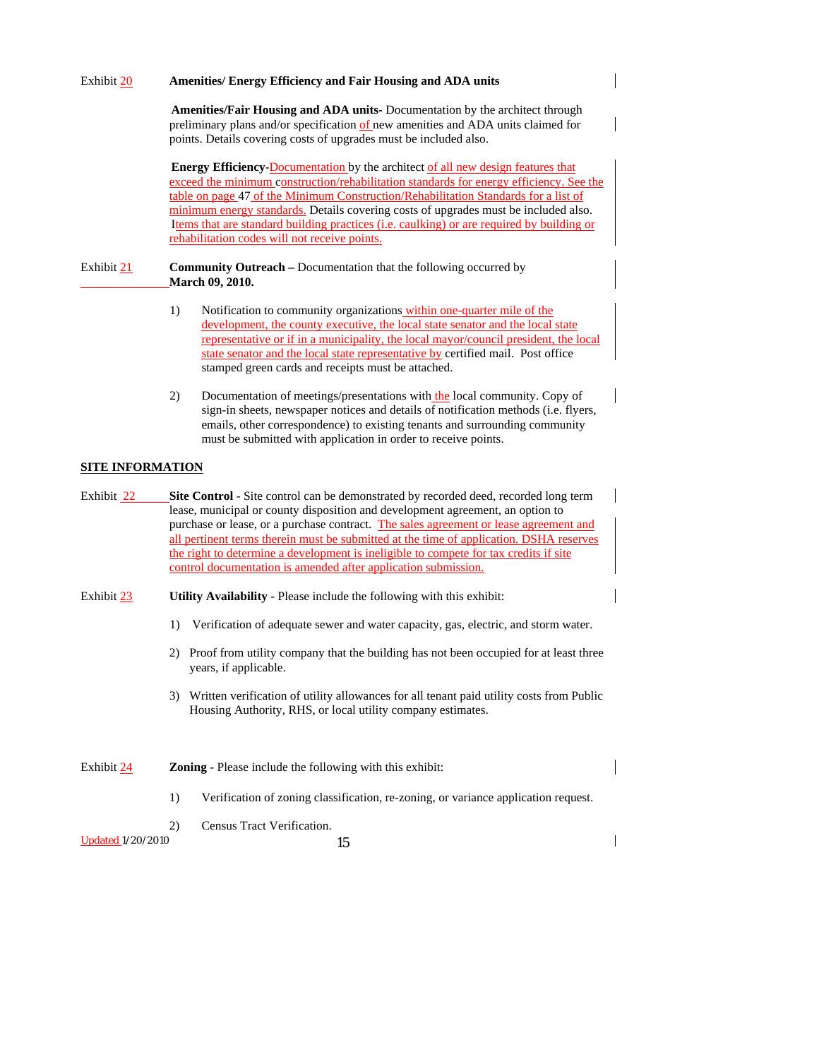Exhibit 20 **Amenities/ Energy Efficiency and Fair Housing and ADA units**

**Amenities/Fair Housing and ADA units-** Documentation by the architect through preliminary plans and/or specification of new amenities and ADA units claimed for points. Details covering costs of upgrades must be included also.

**Energy Efficiency-**Documentation by the architect of all new design features that exceed the minimum construction/rehabilitation standards for energy efficiency. See the table on page 47 of the Minimum Construction/Rehabilitation Standards for a list of minimum energy standards. Details covering costs of upgrades must be included also. Items that are standard building practices (i.e. caulking) or are required by building or rehabilitation codes will not receive points.

Exhibit 21 **Community Outreach –** Documentation that the following occurred by **March 09, 2010.**

1) Notification to community organizations within one-quarter mile of the development, the county executive, the local state senator and the local state representative or if in a municipality, the local mayor/council president, the local state senator and the local state representative by certified mail. Post office stamped green cards and receipts must be attached.

2) Documentation of meetings/presentations with the local community. Copy of sign-in sheets, newspaper notices and details of notification methods (i.e. flyers, emails, other correspondence) to existing tenants and surrounding community must be submitted with application in order to receive points.

## SITE INFORMATION

Exhibit 22 **Site Control** - Site control can be demonstrated by recorded deed, recorded long term lease, municipal or county disposition and development agreement, an option to purchase or lease, or a purchase contract. The sales agreement or lease agreement and all pertinent terms therein must be submitted at the time of application. DSHA reserves the right to determine a development is ineligible to compete for tax credits if site control documentation is amended after application submission.

Exhibit 23 **Utility Availability** - Please include the following with this exhibit:

1) Verification of adequate sewer and water capacity, gas, electric, and storm water.

2) Proof from utility company that the building has not been occupied for at least three years, if applicable.

3) Written verification of utility allowances for all tenant paid utility costs from Public Housing Authority, RHS, or local utility company estimates.

Exhibit 24 **Zoning** - Please include the following with this exhibit:

1) Verification of zoning classification, re-zoning, or variance application request.

2) Census Tract Verification.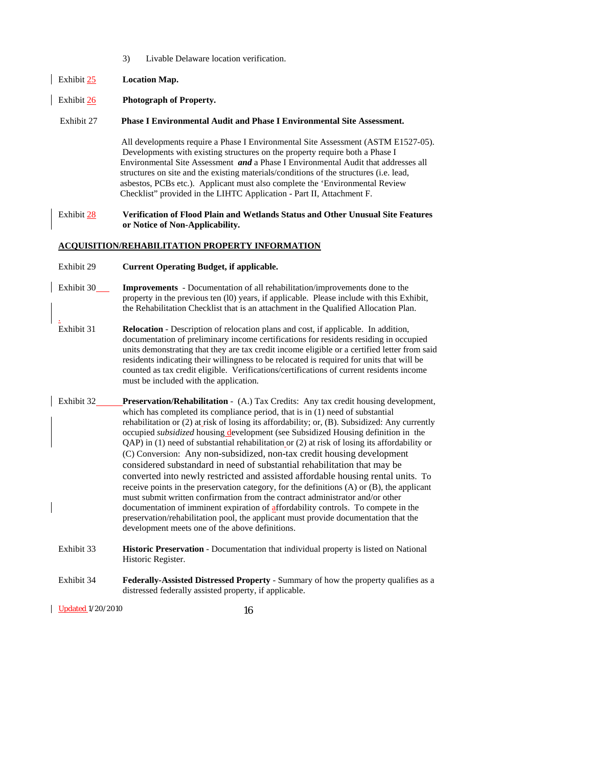3) Livable Delaware location verification.

Exhibit 25 **Location Map.**

Exhibit 26 **Photograph of Property.**

Exhibit 27 **Phase I Environmental Audit and Phase I Environmental Site Assessment.**

All developments require a Phase I Environmental Site Assessment (ASTM E1527-05). Developments with existing structures on the property require both a Phase I Environmental Site Assessment ***and*** a Phase I Environmental Audit that addresses all structures on site and the existing materials/conditions of the structures (i.e. lead, asbestos, PCBs etc.). Applicant must also complete the 'Environmental Review Checklist" provided in the LIHTC Application - Part II, Attachment F.

Exhibit 28 **Verification of Flood Plain and Wetlands Status and Other Unusual Site Features or Notice of Non-Applicability.**

**ACQUISITION/REHABILITATION PROPERTY INFORMATION**

Exhibit 29 **Current Operating Budget, if applicable.**

Exhibit 30 **Improvements** - Documentation of all rehabilitation/improvements done to the property in the previous ten (l0) years, if applicable. Please include with this Exhibit, the Rehabilitation Checklist that is an attachment in the Qualified Allocation Plan.

Exhibit 31 **Relocation** - Description of relocation plans and cost, if applicable. In addition, documentation of preliminary income certifications for residents residing in occupied units demonstrating that they are tax credit income eligible or a certified letter from said residents indicating their willingness to be relocated is required for units that will be counted as tax credit eligible. Verifications/certifications of current residents income must be included with the application.

Exhibit 32 **Preservation/Rehabilitation** - (A.) Tax Credits: Any tax credit housing development, which has completed its compliance period, that is in (1) need of substantial rehabilitation or (2) at risk of losing its affordability; or, (B). Subsidized: Any currently occupied *subsidized* housing development (see Subsidized Housing definition in the QAP) in (1) need of substantial rehabilitation or (2) at risk of losing its affordability or (C) Conversion: Any non-subsidized, non-tax credit housing development considered substandard in need of substantial rehabilitation that may be converted into newly restricted and assisted affordable housing rental units. To receive points in the preservation category, for the definitions (A) or (B), the applicant must submit written confirmation from the contract administrator and/or other documentation of imminent expiration of affordability controls. To compete in the preservation/rehabilitation pool, the applicant must provide documentation that the development meets one of the above definitions.

Exhibit 33 **Historic Preservation** - Documentation that individual property is listed on National Historic Register.

Exhibit 34 **Federally-Assisted Distressed Property** - Summary of how the property qualifies as a distressed federally assisted property, if applicable.

Updated 1/20/2010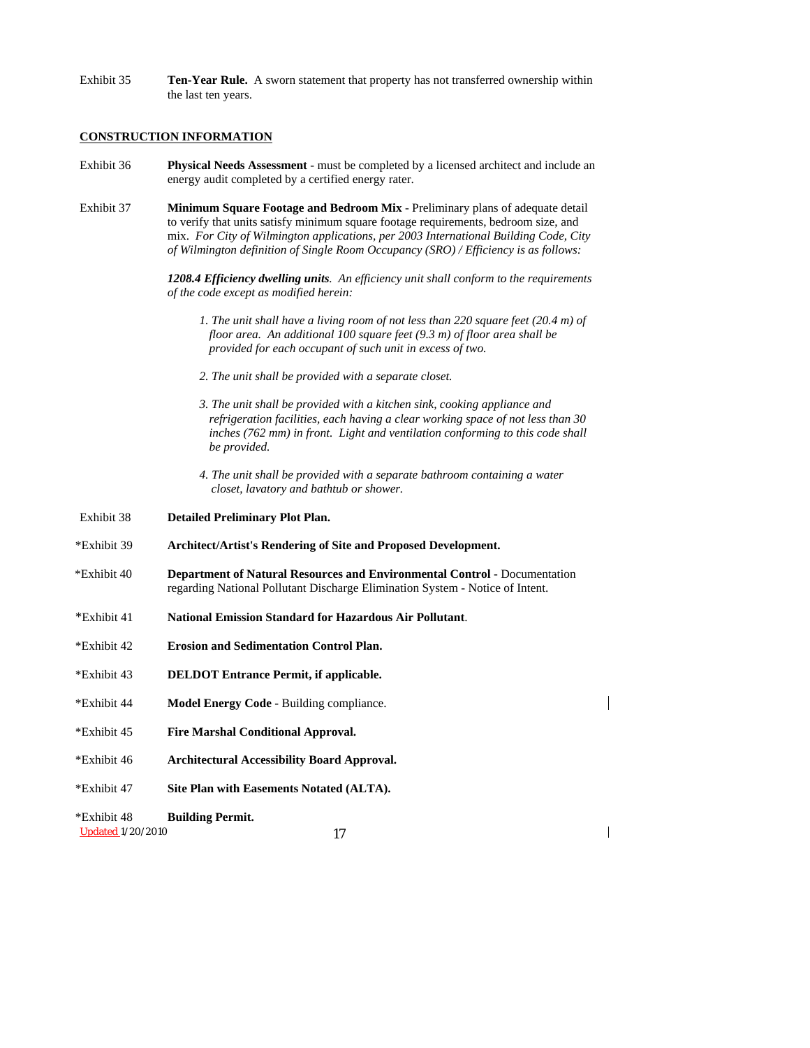Exhibit 35 **Ten-Year Rule.** A sworn statement that property has not transferred ownership within the last ten years.

**CONSTRUCTION INFORMATION**

Exhibit 36 **Physical Needs Assessment** - must be completed by a licensed architect and include an energy audit completed by a certified energy rater.

Exhibit 37 **Minimum Square Footage and Bedroom Mix** - Preliminary plans of adequate detail to verify that units satisfy minimum square footage requirements, bedroom size, and mix. *For City of Wilmington applications, per 2003 International Building Code, City of Wilmington definition of Single Room Occupancy (SRO) / Efficiency is as follows:*

***1208.4 Efficiency dwelling units****. An efficiency unit shall conform to the requirements of the code except as modified herein:*

1. *The unit shall have a living room of not less than 220 square feet (20.4 m) of floor area. An additional 100 square feet (9.3 m) of floor area shall be provided for each occupant of such unit in excess of two.*
2. *The unit shall be provided with a separate closet.*
3. *The unit shall be provided with a kitchen sink, cooking appliance and refrigeration facilities, each having a clear working space of not less than 30 inches (762 mm) in front. Light and ventilation conforming to this code shall be provided.*
4. *The unit shall be provided with a separate bathroom containing a water closet, lavatory and bathtub or shower.*

Exhibit 38 **Detailed Preliminary Plot Plan.**

*Exhibit 39 **Architect/Artist's Rendering of Site and Proposed Development.**

*Exhibit 40 **Department of Natural Resources and Environmental Control** - Documentation regarding National Pollutant Discharge Elimination System - Notice of Intent.

*Exhibit 41 **National Emission Standard for Hazardous Air Pollutant**.

*Exhibit 42 **Erosion and Sedimentation Control Plan.**

*Exhibit 43 **DELDOT Entrance Permit, if applicable.**

*Exhibit 44 **Model Energy Code** - Building compliance.

*Exhibit 45 **Fire Marshal Conditional Approval.**

*Exhibit 46 **Architectural Accessibility Board Approval.**

*Exhibit 47 **Site Plan with Easements Notated (ALTA).**

*Exhibit 48 **Building Permit.**

Updated 1/20/2010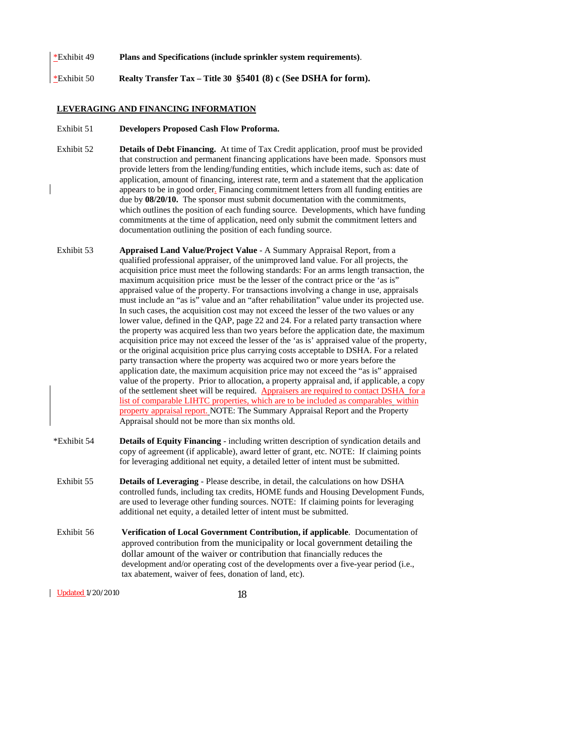*Exhibit 49 **Plans and Specifications (include sprinkler system requirements)**.

*Exhibit 50 **Realty Transfer Tax – Title 30 §5401 (8) c (See DSHA for form).**

**LEVERAGING AND FINANCING INFORMATION**

Exhibit 51 **Developers Proposed Cash Flow Proforma.**

Exhibit 52 **Details of Debt Financing.** At time of Tax Credit application, proof must be provided that construction and permanent financing applications have been made. Sponsors must provide letters from the lending/funding entities, which include items, such as: date of application, amount of financing, interest rate, term and a statement that the application appears to be in good order. Financing commitment letters from all funding entities are due by **08/20/10.** The sponsor must submit documentation with the commitments, which outlines the position of each funding source. Developments, which have funding commitments at the time of application, need only submit the commitment letters and documentation outlining the position of each funding source.

Exhibit 53 **Appraised Land Value/Project Value** - A Summary Appraisal Report, from a qualified professional appraiser, of the unimproved land value. For all projects, the acquisition price must meet the following standards: For an arms length transaction, the maximum acquisition price must be the lesser of the contract price or the 'as is" appraised value of the property. For transactions involving a change in use, appraisals must include an "as is" value and an "after rehabilitation" value under its projected use. In such cases, the acquisition cost may not exceed the lesser of the two values or any lower value, defined in the QAP, page 22 and 24. For a related party transaction where the property was acquired less than two years before the application date, the maximum acquisition price may not exceed the lesser of the 'as is' appraised value of the property, or the original acquisition price plus carrying costs acceptable to DSHA. For a related party transaction where the property was acquired two or more years before the application date, the maximum acquisition price may not exceed the "as is" appraised value of the property. Prior to allocation, a property appraisal and, if applicable, a copy of the settlement sheet will be required. Appraisers are required to contact DSHA for a list of comparable LIHTC properties, which are to be included as comparables within property appraisal report. NOTE: The Summary Appraisal Report and the Property Appraisal should not be more than six months old.

*Exhibit 54 **Details of Equity Financing** - including written description of syndication details and copy of agreement (if applicable), award letter of grant, etc. NOTE: If claiming points for leveraging additional net equity, a detailed letter of intent must be submitted.

Exhibit 55 **Details of Leveraging** - Please describe, in detail, the calculations on how DSHA controlled funds, including tax credits, HOME funds and Housing Development Funds, are used to leverage other funding sources. NOTE: If claiming points for leveraging additional net equity, a detailed letter of intent must be submitted.

Exhibit 56 **Verification of Local Government Contribution, if applicable**. Documentation of approved contribution from the municipality or local government detailing the dollar amount of the waiver or contribution that financially reduces the development and/or operating cost of the developments over a five-year period (i.e., tax abatement, waiver of fees, donation of land, etc).

Updated 1/20/2010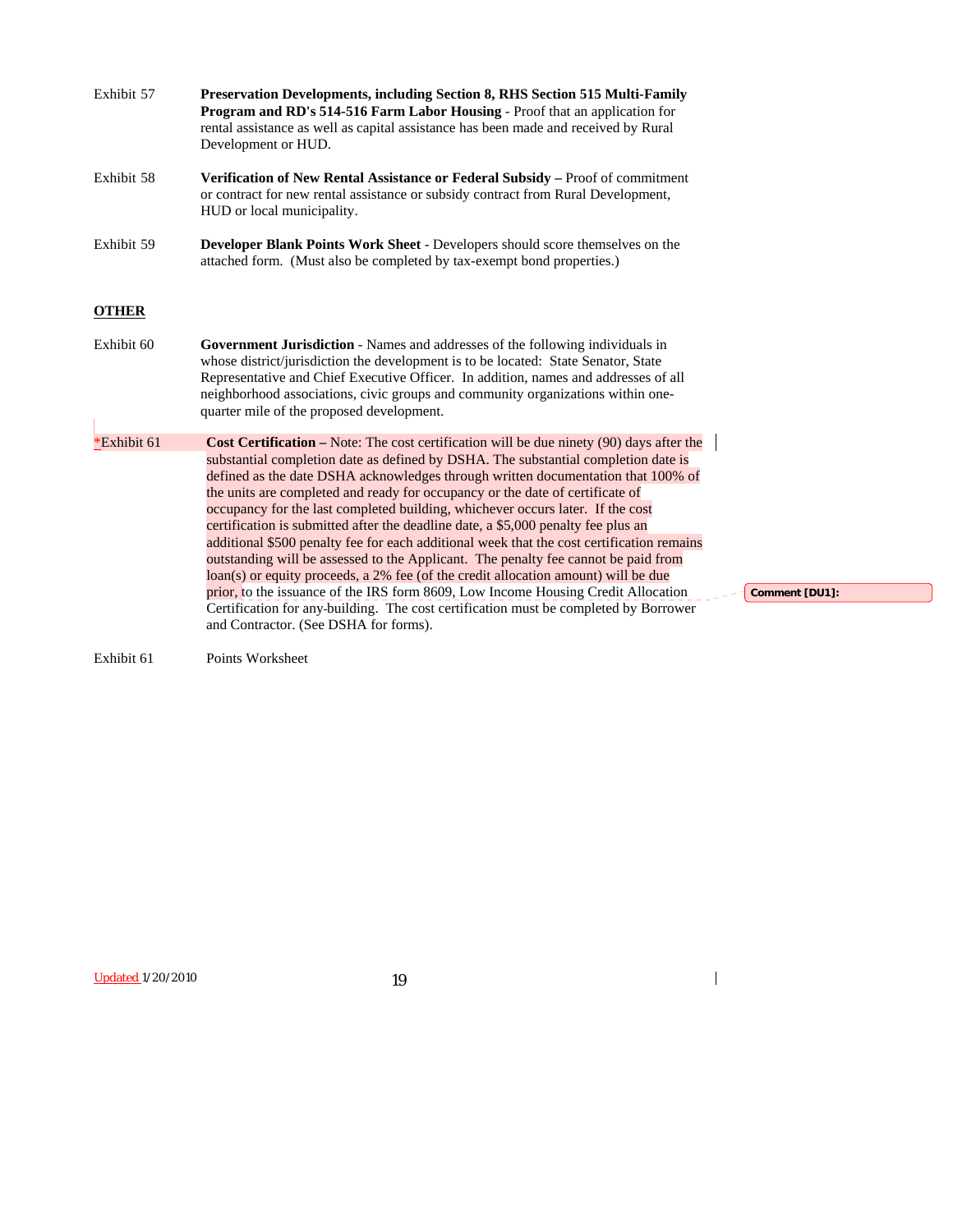Exhibit 57 **Preservation Developments, including Section 8, RHS Section 515 Multi-Family Program and RD's 514-516 Farm Labor Housing** - Proof that an application for rental assistance as well as capital assistance has been made and received by Rural Development or HUD.

Exhibit 58 **Verification of New Rental Assistance or Federal Subsidy –** Proof of commitment or contract for new rental assistance or subsidy contract from Rural Development, HUD or local municipality.

Exhibit 59 **Developer Blank Points Work Sheet** - Developers should score themselves on the attached form. (Must also be completed by tax-exempt bond properties.)

**OTHER**

Exhibit 60 **Government Jurisdiction** - Names and addresses of the following individuals in whose district/jurisdiction the development is to be located: State Senator, State Representative and Chief Executive Officer. In addition, names and addresses of all neighborhood associations, civic groups and community organizations within one-quarter mile of the proposed development.

*Exhibit 61 **Cost Certification –** Note: The cost certification will be due ninety (90) days after the substantial completion date as defined by DSHA. The substantial completion date is defined as the date DSHA acknowledges through written documentation that 100% of the units are completed and ready for occupancy or the date of certificate of occupancy for the last completed building, whichever occurs later. If the cost certification is submitted after the deadline date, a $5,000 penalty fee plus an additional $500 penalty fee for each additional week that the cost certification remains outstanding will be assessed to the Applicant. The penalty fee cannot be paid from loan(s) or equity proceeds, a 2% fee (of the credit allocation amount) will be due prior, to the issuance of the IRS form 8609, Low Income Housing Credit Allocation Certification for any building. The cost certification must be completed by Borrower and Contractor. (See DSHA for forms).

Comment [DU1]:

Exhibit 61 Points Worksheet

Updated 1/20/2010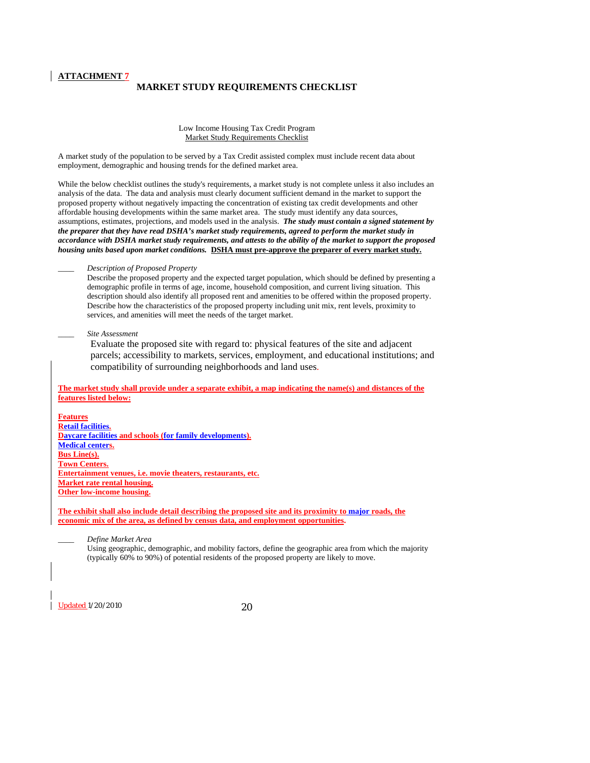**ATTACHMENT 7**

## MARKET STUDY REQUIREMENTS CHECKLIST

Low Income Housing Tax Credit Program
Market Study Requirements Checklist

A market study of the population to be served by a Tax Credit assisted complex must include recent data about employment, demographic and housing trends for the defined market area.

While the below checklist outlines the study's requirements, a market study is not complete unless it also includes an analysis of the data. The data and analysis must clearly document sufficient demand in the market to support the proposed property without negatively impacting the concentration of existing tax credit developments and other affordable housing developments within the same market area. The study must identify any data sources, assumptions, estimates, projections, and models used in the analysis. ***The study must contain a signed statement by the preparer that they have read DSHA's market study requirements, agreed to perform the market study in accordance with DSHA market study requirements, and attests to the ability of the market to support the proposed housing units based upon market conditions.*** **DSHA must pre-approve the preparer of every market study.**

____ *Description of Proposed Property*
Describe the proposed property and the expected target population, which should be defined by presenting a demographic profile in terms of age, income, household composition, and current living situation. This description should also identify all proposed rent and amenities to be offered within the proposed property. Describe how the characteristics of the proposed property including unit mix, rent levels, proximity to services, and amenities will meet the needs of the target market.

____ *Site Assessment*
Evaluate the proposed site with regard to: physical features of the site and adjacent parcels; accessibility to markets, services, employment, and educational institutions; and compatibility of surrounding neighborhoods and land uses.

**The market study shall provide under a separate exhibit, a map indicating the name(s) and distances of the features listed below:**

**Features**
**Retail facilities.**
**Daycare facilities and schools (for family developments).**
**Medical centers.**
**Bus Line(s).**
**Town Centers.**
**Entertainment venues, i.e. movie theaters, restaurants, etc.**
**Market rate rental housing.**
**Other low-income housing.**

**The exhibit shall also include detail describing the proposed site and its proximity to major roads, the economic mix of the area, as defined by census data, and employment opportunities.**

____ *Define Market Area*
Using geographic, demographic, and mobility factors, define the geographic area from which the majority (typically 60% to 90%) of potential residents of the proposed property are likely to move.

Updated 1/20/2010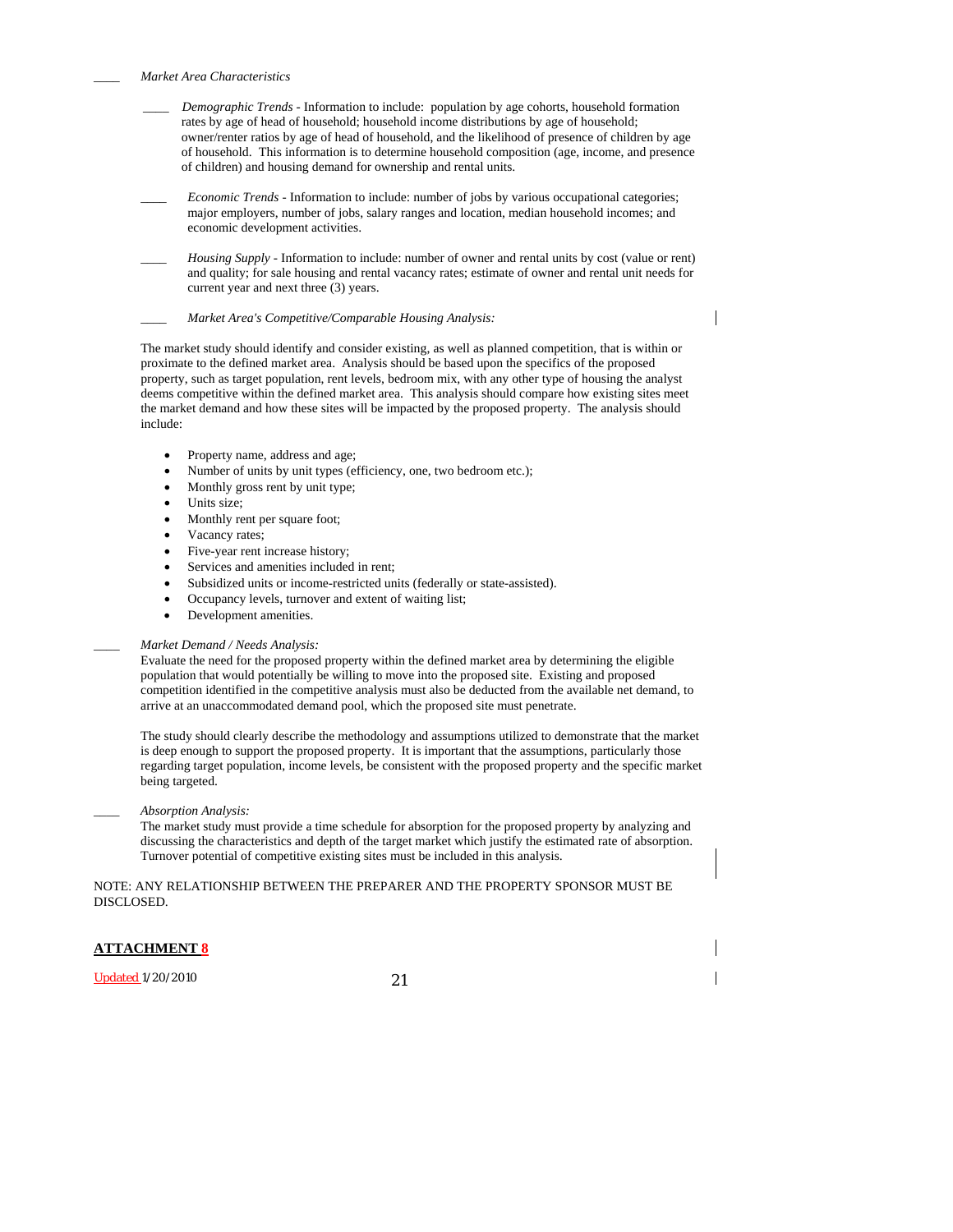____ *Market Area Characteristics*

____ *Demographic Trends* - Information to include: population by age cohorts, household formation rates by age of head of household; household income distributions by age of household; owner/renter ratios by age of head of household, and the likelihood of presence of children by age of household. This information is to determine household composition (age, income, and presence of children) and housing demand for ownership and rental units.

____ *Economic Trends* - Information to include: number of jobs by various occupational categories; major employers, number of jobs, salary ranges and location, median household incomes; and economic development activities.

____ *Housing Supply* - Information to include: number of owner and rental units by cost (value or rent) and quality; for sale housing and rental vacancy rates; estimate of owner and rental unit needs for current year and next three (3) years.

____ *Market Area's Competitive/Comparable Housing Analysis:*

The market study should identify and consider existing, as well as planned competition, that is within or proximate to the defined market area. Analysis should be based upon the specifics of the proposed property, such as target population, rent levels, bedroom mix, with any other type of housing the analyst deems competitive within the defined market area. This analysis should compare how existing sites meet the market demand and how these sites will be impacted by the proposed property. The analysis should include:

- Property name, address and age;
- Number of units by unit types (efficiency, one, two bedroom etc.);
- Monthly gross rent by unit type;
- Units size;
- Monthly rent per square foot;
- Vacancy rates;
- Five-year rent increase history;
- Services and amenities included in rent;
- Subsidized units or income-restricted units (federally or state-assisted).
- Occupancy levels, turnover and extent of waiting list;
- Development amenities.

____ *Market Demand / Needs Analysis:*

Evaluate the need for the proposed property within the defined market area by determining the eligible population that would potentially be willing to move into the proposed site. Existing and proposed competition identified in the competitive analysis must also be deducted from the available net demand, to arrive at an unaccommodated demand pool, which the proposed site must penetrate.

The study should clearly describe the methodology and assumptions utilized to demonstrate that the market is deep enough to support the proposed property. It is important that the assumptions, particularly those regarding target population, income levels, be consistent with the proposed property and the specific market being targeted.

____ *Absorption Analysis:*

The market study must provide a time schedule for absorption for the proposed property by analyzing and discussing the characteristics and depth of the target market which justify the estimated rate of absorption. Turnover potential of competitive existing sites must be included in this analysis.

NOTE: ANY RELATIONSHIP BETWEEN THE PREPARER AND THE PROPERTY SPONSOR MUST BE DISCLOSED.

**ATTACHMENT 8**

Updated 1/20/2010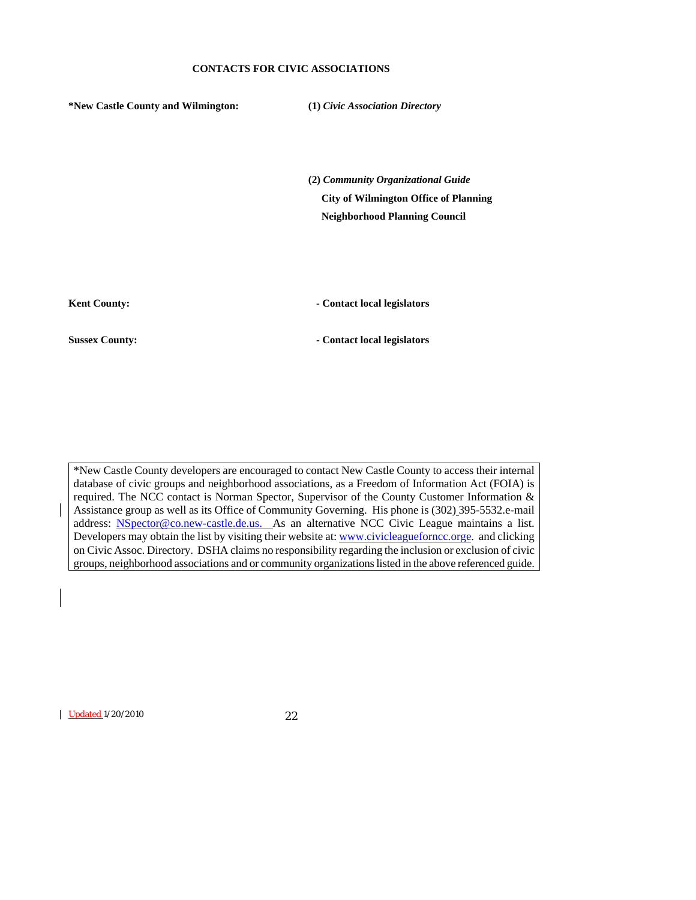**CONTACTS FOR CIVIC ASSOCIATIONS**

| | |
|---|---|
| **\*New Castle County and Wilmington:** | **(1)** ***Civic Association Directory*** |
| | **(2)** ***Community Organizational Guide*** <br> **City of Wilmington Office of Planning** <br> **Neighborhood Planning Council** |
| **Kent County:** | **- Contact local legislators** |
| **Sussex County:** | **- Contact local legislators** |

*New Castle County developers are encouraged to contact New Castle County to access their internal database of civic groups and neighborhood associations, as a Freedom of Information Act (FOIA) is required. The NCC contact is Norman Spector, Supervisor of the County Customer Information & Assistance group as well as its Office of Community Governing. His phone is (302) 395-5532.e-mail address: NSpector@co.new-castle.de.us. As an alternative NCC Civic League maintains a list. Developers may obtain the list by visiting their website at: www.civicleagueforncc.orge. and clicking on Civic Assoc. Directory. DSHA claims no responsibility regarding the inclusion or exclusion of civic groups, neighborhood associations and or community organizations listed in the above referenced guide.

Updated 1/20/2010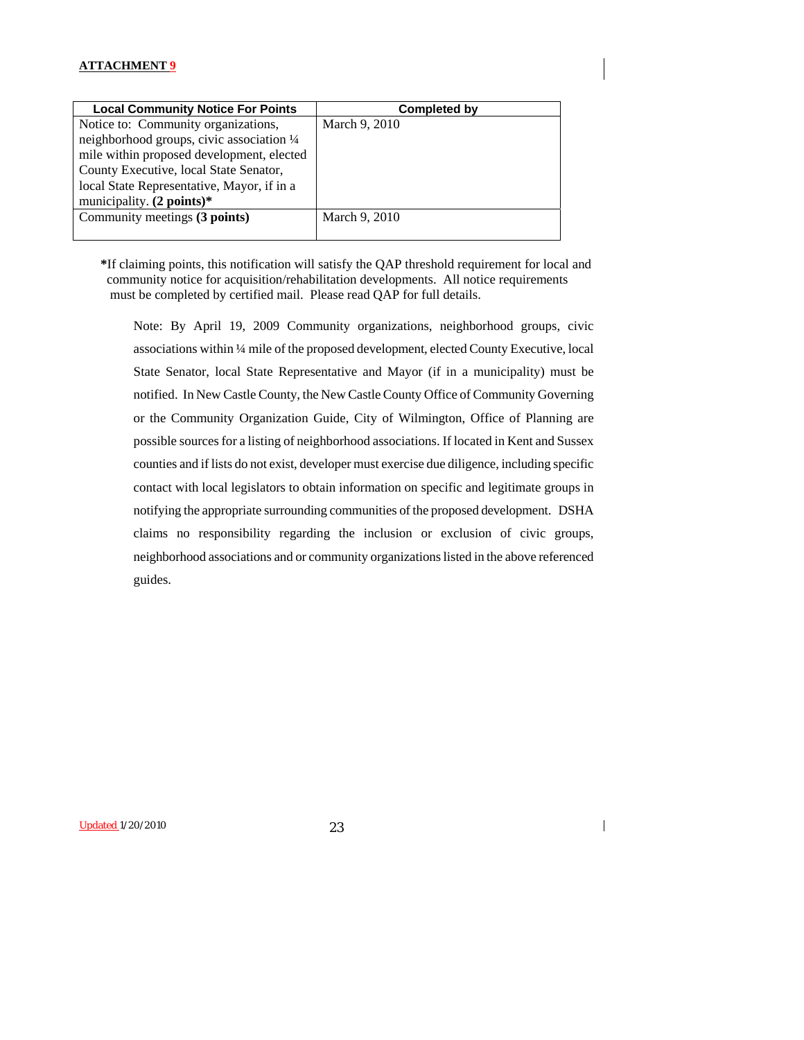**ATTACHMENT 9**

| Local Community Notice For Points | Completed by |
| --- | --- |
| Notice to: Community organizations, neighborhood groups, civic association ¼ mile within proposed development, elected County Executive, local State Senator, local State Representative, Mayor, if in a municipality. **(2 points)*** | March 9, 2010 |
| Community meetings **(3 points)** | March 9, 2010 |

***If claiming points, this notification will satisfy the QAP threshold requirement for local and community notice for acquisition/rehabilitation developments. All notice requirements must be completed by certified mail. Please read QAP for full details.

Note: By April 19, 2009 Community organizations, neighborhood groups, civic associations within ¼ mile of the proposed development, elected County Executive, local State Senator, local State Representative and Mayor (if in a municipality) must be notified. In New Castle County, the New Castle County Office of Community Governing or the Community Organization Guide, City of Wilmington, Office of Planning are possible sources for a listing of neighborhood associations. If located in Kent and Sussex counties and if lists do not exist, developer must exercise due diligence, including specific contact with local legislators to obtain information on specific and legitimate groups in notifying the appropriate surrounding communities of the proposed development. DSHA claims no responsibility regarding the inclusion or exclusion of civic groups, neighborhood associations and or community organizations listed in the above referenced guides.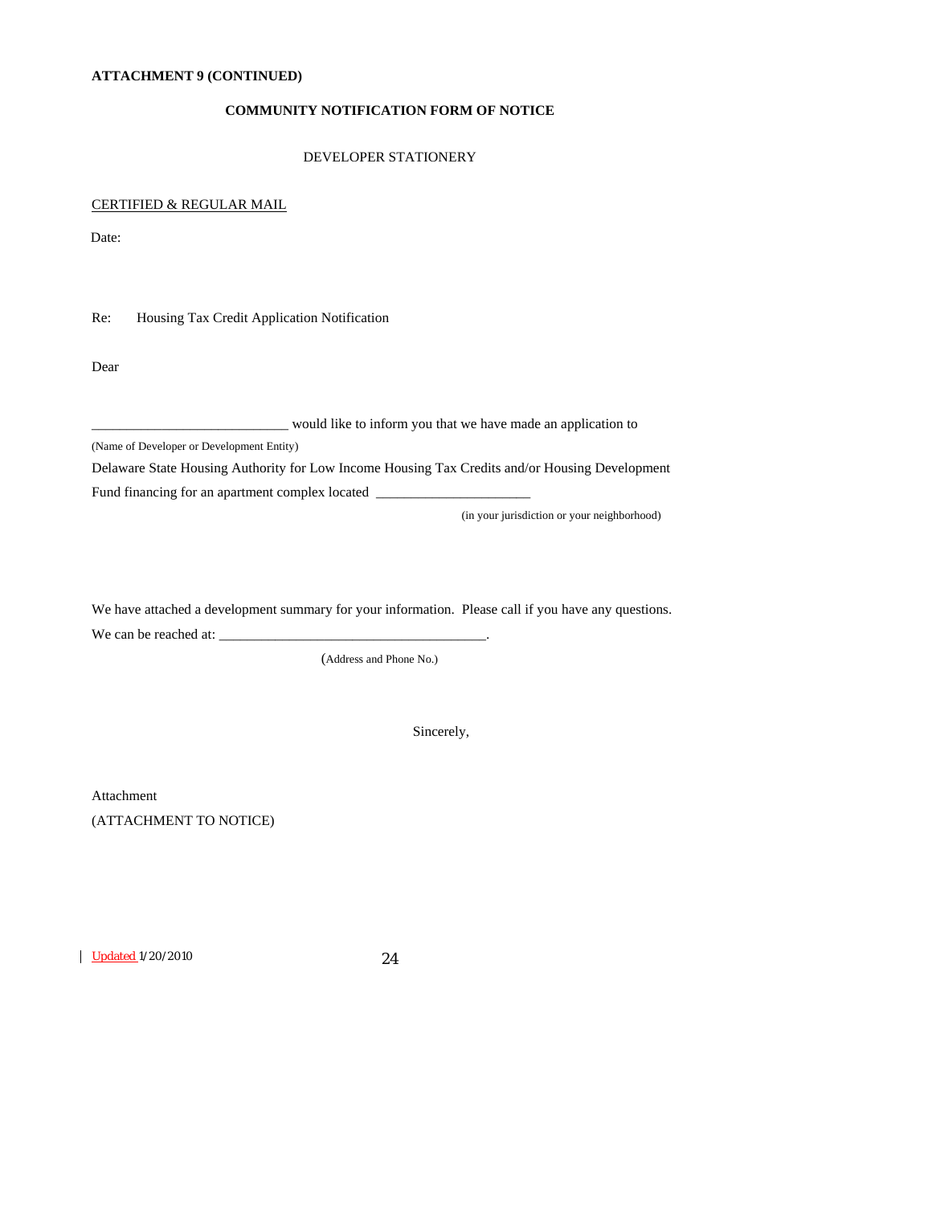**ATTACHMENT 9 (CONTINUED)**

**COMMUNITY NOTIFICATION FORM OF NOTICE**

DEVELOPER STATIONERY

CERTIFIED & REGULAR MAIL

Date:

Re: Housing Tax Credit Application Notification

Dear

___________________________ would like to inform you that we have made an application to
(Name of Developer or Development Entity)
Delaware State Housing Authority for Low Income Housing Tax Credits and/or Housing Development Fund financing for an apartment complex located _____________________
(in your jurisdiction or your neighborhood)

We have attached a development summary for your information. Please call if you have any questions. We can be reached at: _____________________________________.
(Address and Phone No.)

Sincerely,

Attachment
(ATTACHMENT TO NOTICE)

Updated 1/20/2010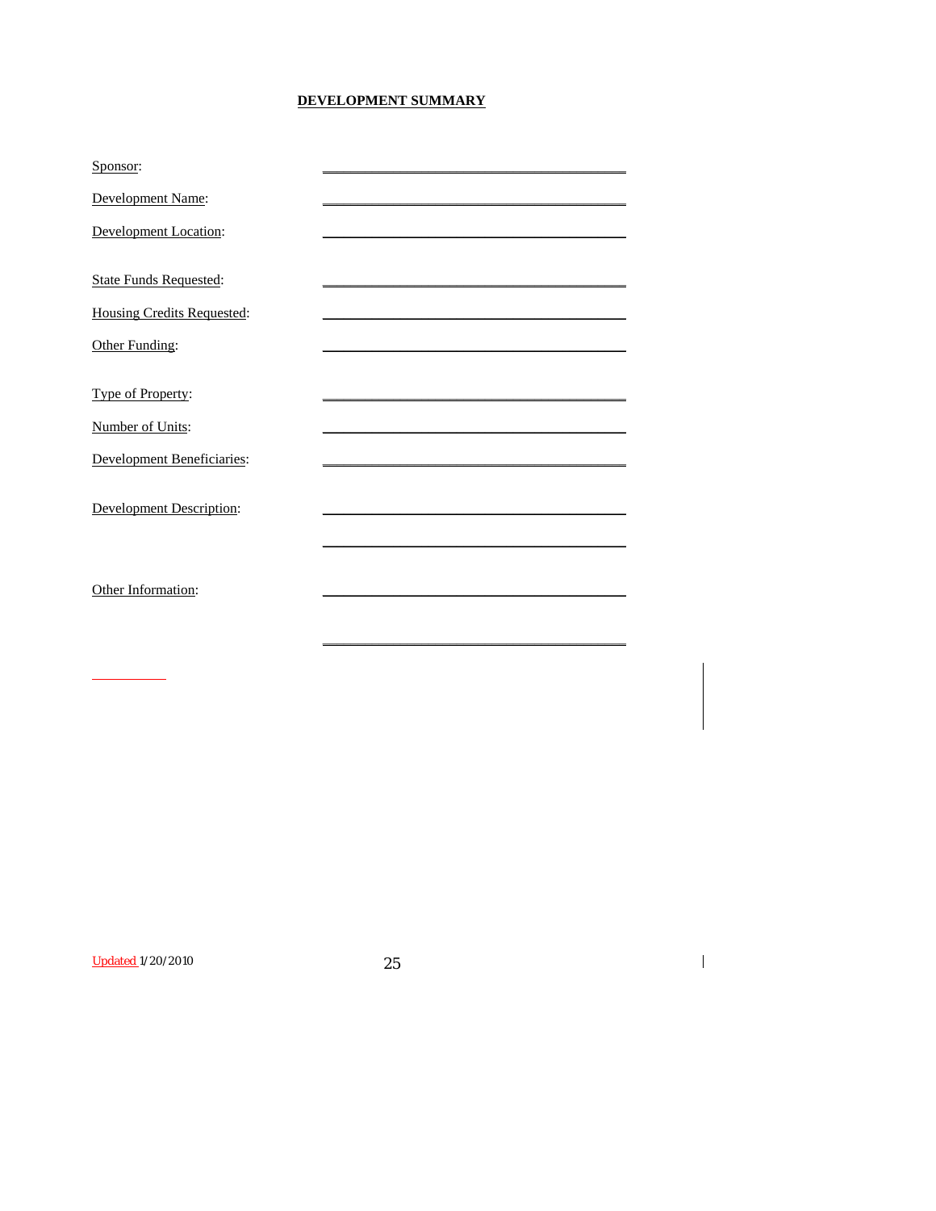**DEVELOPMENT SUMMARY**

Sponsor: ______________________________

Development Name: ______________________________

Development Location: ______________________________

State Funds Requested: ______________________________

Housing Credits Requested: ______________________________

Other Funding: ______________________________

Type of Property: ______________________________

Number of Units: ______________________________

Development Beneficiaries: ______________________________

Development Description: ______________________________

______________________________

Other Information: ______________________________

______________________________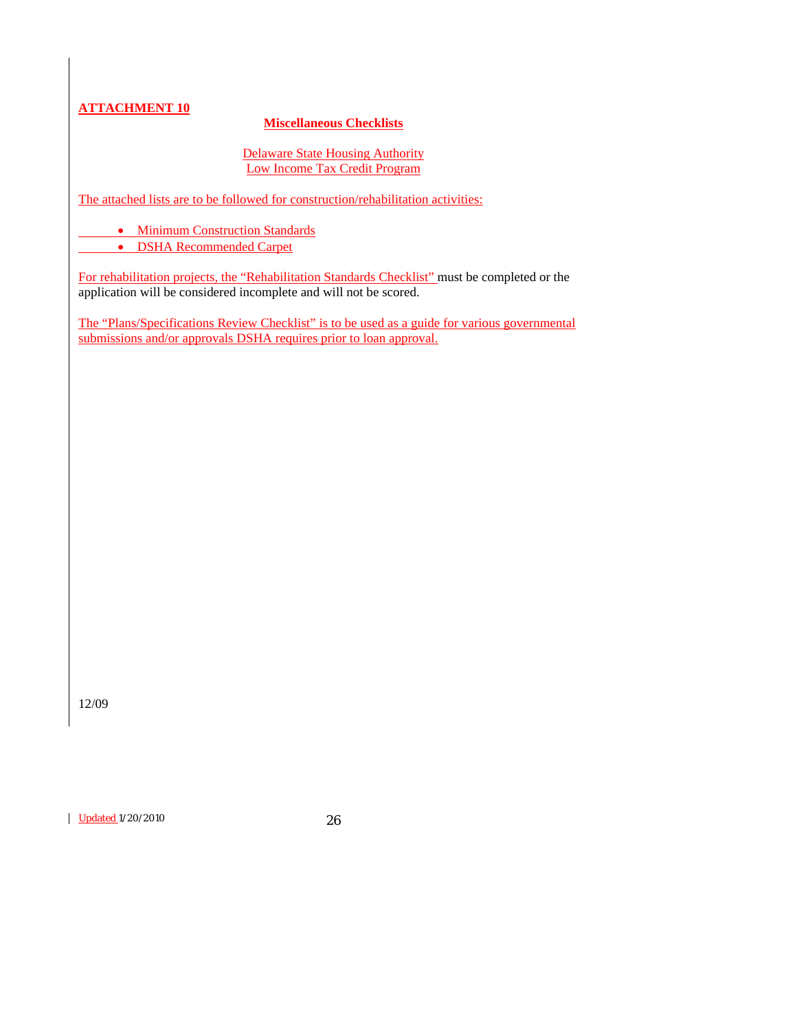## ATTACHMENT 10

### Miscellaneous Checklists

Delaware State Housing Authority
Low Income Tax Credit Program

The attached lists are to be followed for construction/rehabilitation activities:

- Minimum Construction Standards
- DSHA Recommended Carpet

For rehabilitation projects, the "Rehabilitation Standards Checklist" must be completed or the application will be considered incomplete and will not be scored.

The "Plans/Specifications Review Checklist" is to be used as a guide for various governmental submissions and/or approvals DSHA requires prior to loan approval.

12/09

Updated 1/20/2010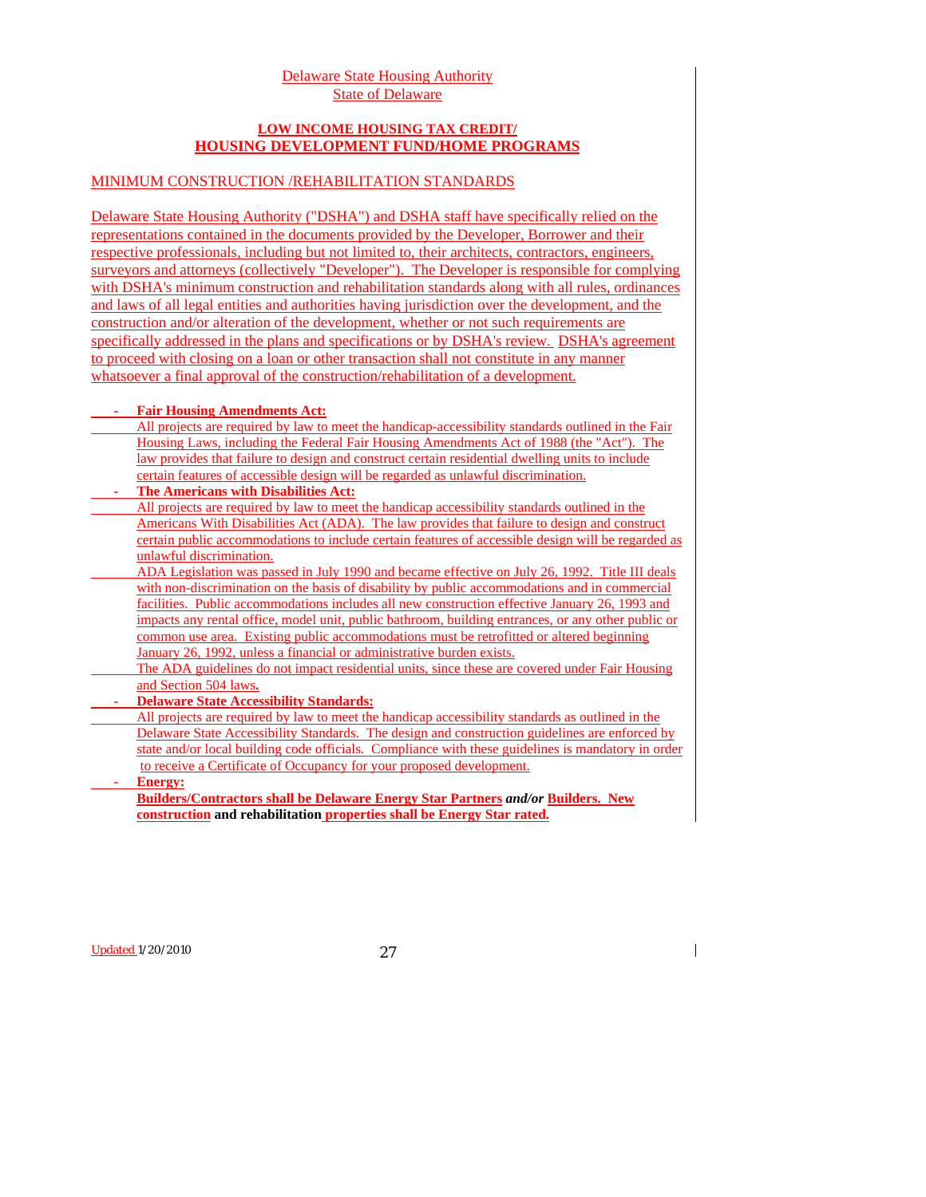Delaware State Housing Authority
State of Delaware

**LOW INCOME HOUSING TAX CREDIT/**
**HOUSING DEVELOPMENT FUND/HOME PROGRAMS**

## MINIMUM CONSTRUCTION /REHABILITATION STANDARDS

Delaware State Housing Authority ("DSHA") and DSHA staff have specifically relied on the representations contained in the documents provided by the Developer, Borrower and their respective professionals, including but not limited to, their architects, contractors, engineers, surveyors and attorneys (collectively "Developer"). The Developer is responsible for complying with DSHA's minimum construction and rehabilitation standards along with all rules, ordinances and laws of all legal entities and authorities having jurisdiction over the development, and the construction and/or alteration of the development, whether or not such requirements are specifically addressed in the plans and specifications or by DSHA's review. DSHA's agreement to proceed with closing on a loan or other transaction shall not constitute in any manner whatsoever a final approval of the construction/rehabilitation of a development.

- **Fair Housing Amendments Act:**

  All projects are required by law to meet the handicap-accessibility standards outlined in the Fair Housing Laws, including the Federal Fair Housing Amendments Act of 1988 (the "Act"). The law provides that failure to design and construct certain residential dwelling units to include certain features of accessible design will be regarded as unlawful discrimination.

- **The Americans with Disabilities Act:**

  All projects are required by law to meet the handicap accessibility standards outlined in the Americans With Disabilities Act (ADA). The law provides that failure to design and construct certain public accommodations to include certain features of accessible design will be regarded as unlawful discrimination.

  ADA Legislation was passed in July 1990 and became effective on July 26, 1992. Title III deals with non-discrimination on the basis of disability by public accommodations and in commercial facilities. Public accommodations includes all new construction effective January 26, 1993 and impacts any rental office, model unit, public bathroom, building entrances, or any other public or common use area. Existing public accommodations must be retrofitted or altered beginning January 26, 1992, unless a financial or administrative burden exists.

  The ADA guidelines do not impact residential units, since these are covered under Fair Housing and Section 504 laws.

- **Delaware State Accessibility Standards:**

  All projects are required by law to meet the handicap accessibility standards as outlined in the Delaware State Accessibility Standards. The design and construction guidelines are enforced by state and/or local building code officials. Compliance with these guidelines is mandatory in order to receive a Certificate of Occupancy for your proposed development.

- **Energy:**

  **Builders/Contractors shall be Delaware Energy Star Partners** ***and/or*** **Builders. New construction and rehabilitation properties shall be Energy Star rated.**

Updated 1/20/2010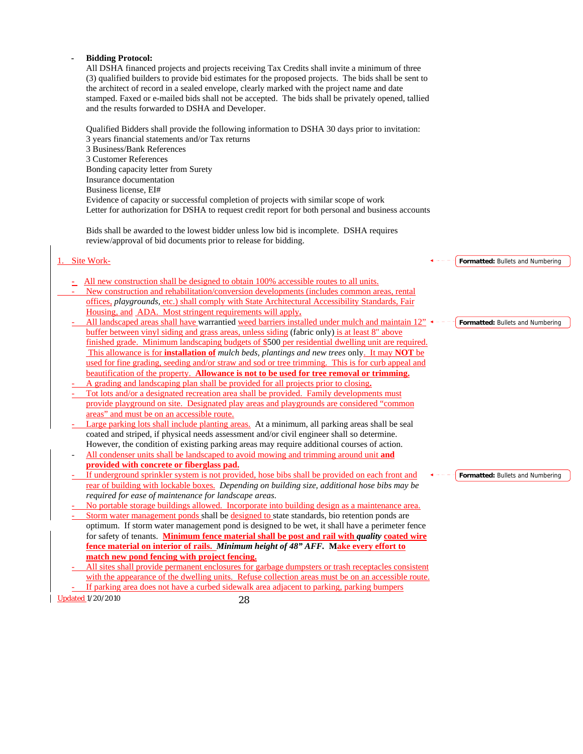- **Bidding Protocol:**

  All DSHA financed projects and projects receiving Tax Credits shall invite a minimum of three (3) qualified builders to provide bid estimates for the proposed projects. The bids shall be sent to the architect of record in a sealed envelope, clearly marked with the project name and date stamped. Faxed or e-mailed bids shall not be accepted. The bids shall be privately opened, tallied and the results forwarded to DSHA and Developer.

  Qualified Bidders shall provide the following information to DSHA 30 days prior to invitation:
  3 years financial statements and/or Tax returns
  3 Business/Bank References
  3 Customer References
  Bonding capacity letter from Surety
  Insurance documentation
  Business license, EI#
  Evidence of capacity or successful completion of projects with similar scope of work
  Letter for authorization for DSHA to request credit report for both personal and business accounts

  Bids shall be awarded to the lowest bidder unless low bid is incomplete. DSHA requires review/approval of bid documents prior to release for bidding.

1. Site Work-

- All new construction shall be designed to obtain 100% accessible routes to all units.
- New construction and rehabilitation/conversion developments (includes common areas, rental offices, *playgrounds*, etc.) shall comply with State Architectural Accessibility Standards, Fair Housing, and ADA. Most stringent requirements will apply.
- All landscaped areas shall have warrantied weed barriers installed under mulch and maintain 12" buffer between vinyl siding and grass areas, unless siding (fabric only) is at least 8" above finished grade. Minimum landscaping budgets of $500 per residential dwelling unit are required. This allowance is for **installation of** *mulch beds, plantings and new trees* only. It may **NOT** be used for fine grading, seeding and/or straw and sod or tree trimming. This is for curb appeal and beautification of the property. **Allowance is not to be used for tree removal or trimming.**
- A grading and landscaping plan shall be provided for all projects prior to closing.
- Tot lots and/or a designated recreation area shall be provided. Family developments must provide playground on site. Designated play areas and playgrounds are considered "common areas" and must be on an accessible route.
- Large parking lots shall include planting areas. At a minimum, all parking areas shall be seal coated and striped, if physical needs assessment and/or civil engineer shall so determine. However, the condition of existing parking areas may require additional courses of action.
- All condenser units shall be landscaped to avoid mowing and trimming around unit **and provided with concrete or fiberglass pad.**
- If underground sprinkler system is not provided, hose bibs shall be provided on each front and rear of building with lockable boxes. *Depending on building size, additional hose bibs may be required for ease of maintenance for landscape areas.*
- No portable storage buildings allowed. Incorporate into building design as a maintenance area.
- Storm water management ponds shall be designed to state standards, bio retention ponds are optimum. If storm water management pond is designed to be wet, it shall have a perimeter fence for safety of tenants. **Minimum fence material shall be post and rail with *quality* coated wire fence material on interior of rails. *Minimum height of 48" AFF.* Make every effort to match new pond fencing with project fencing.**
- All sites shall provide permanent enclosures for garbage dumpsters or trash receptacles consistent with the appearance of the dwelling units. Refuse collection areas must be on an accessible route.
- If parking area does not have a curbed sidewalk area adjacent to parking, parking bumpers

Updated 1/20/2010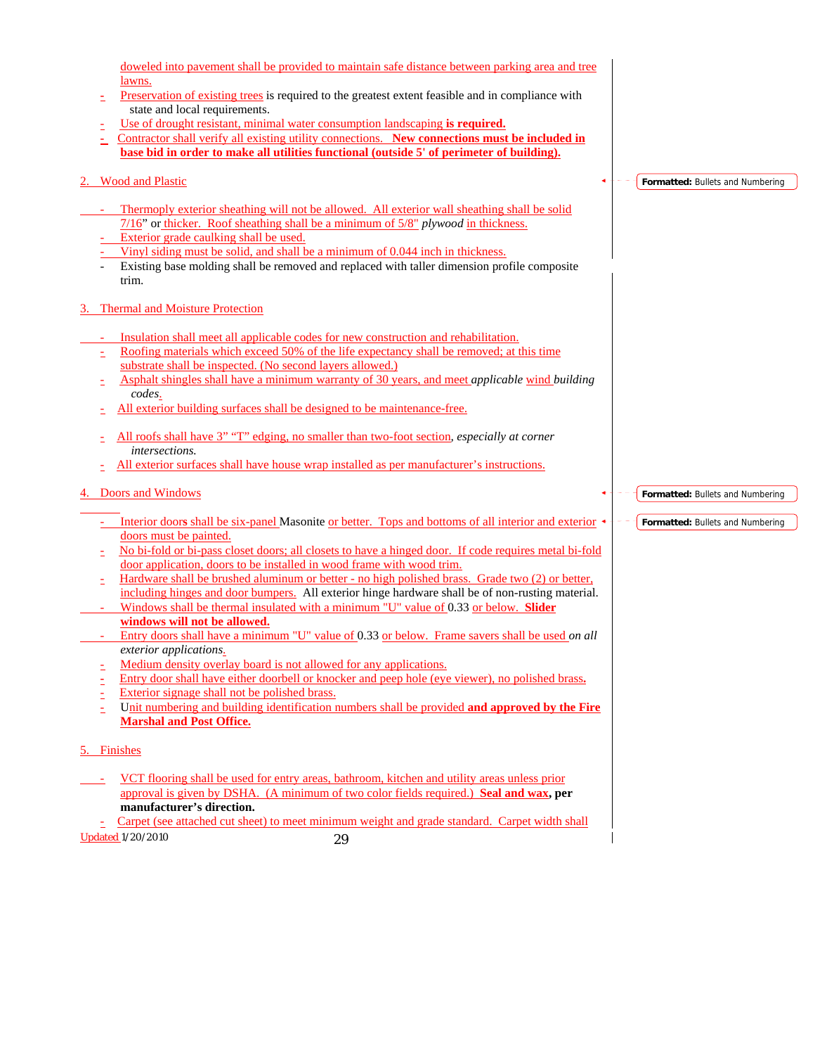doweled into pavement shall be provided to maintain safe distance between parking area and tree lawns.

- Preservation of existing trees is required to the greatest extent feasible and in compliance with state and local requirements.
- Use of drought resistant, minimal water consumption landscaping **is required.**
- Contractor shall verify all existing utility connections. **New connections must be included in base bid in order to make all utilities functional (outside 5' of perimeter of building).**

2. Wood and Plastic

- Thermoply exterior sheathing will not be allowed. All exterior wall sheathing shall be solid 7/16" or thicker. Roof sheathing shall be a minimum of 5/8" *plywood* in thickness.
- Exterior grade caulking shall be used.
- Vinyl siding must be solid, and shall be a minimum of 0.044 inch in thickness.
- Existing base molding shall be removed and replaced with taller dimension profile composite trim.

3. Thermal and Moisture Protection

- Insulation shall meet all applicable codes for new construction and rehabilitation.
- Roofing materials which exceed 50% of the life expectancy shall be removed; at this time substrate shall be inspected. (No second layers allowed.)
- Asphalt shingles shall have a minimum warranty of 30 years, and meet *applicable* wind *building codes*.
- All exterior building surfaces shall be designed to be maintenance-free.
- All roofs shall have 3" "T" edging, no smaller than two-foot section, *especially at corner intersections.*
- All exterior surfaces shall have house wrap installed as per manufacturer's instructions.

4. Doors and Windows

- Interior doors shall be six-panel Masonite or better. Tops and bottoms of all interior and exterior doors must be painted.
- No bi-fold or bi-pass closet doors; all closets to have a hinged door. If code requires metal bi-fold door application, doors to be installed in wood frame with wood trim.
- Hardware shall be brushed aluminum or better - no high polished brass. Grade two (2) or better, including hinges and door bumpers. All exterior hinge hardware shall be of non-rusting material.
- Windows shall be thermal insulated with a minimum "U" value of 0.33 or below. **Slider windows will not be allowed.**
- Entry doors shall have a minimum "U" value of 0.33 or below. Frame savers shall be used *on all exterior applications*.
- Medium density overlay board is not allowed for any applications.
- Entry door shall have either doorbell or knocker and peep hole (eye viewer), no polished brass.
- Exterior signage shall not be polished brass.
- Unit numbering and building identification numbers shall be provided **and approved by the Fire Marshal and Post Office.**

5. Finishes

- VCT flooring shall be used for entry areas, bathroom, kitchen and utility areas unless prior approval is given by DSHA. (A minimum of two color fields required.) **Seal and wax, per manufacturer's direction.**
- Carpet (see attached cut sheet) to meet minimum weight and grade standard. Carpet width shall

Updated 1/20/2010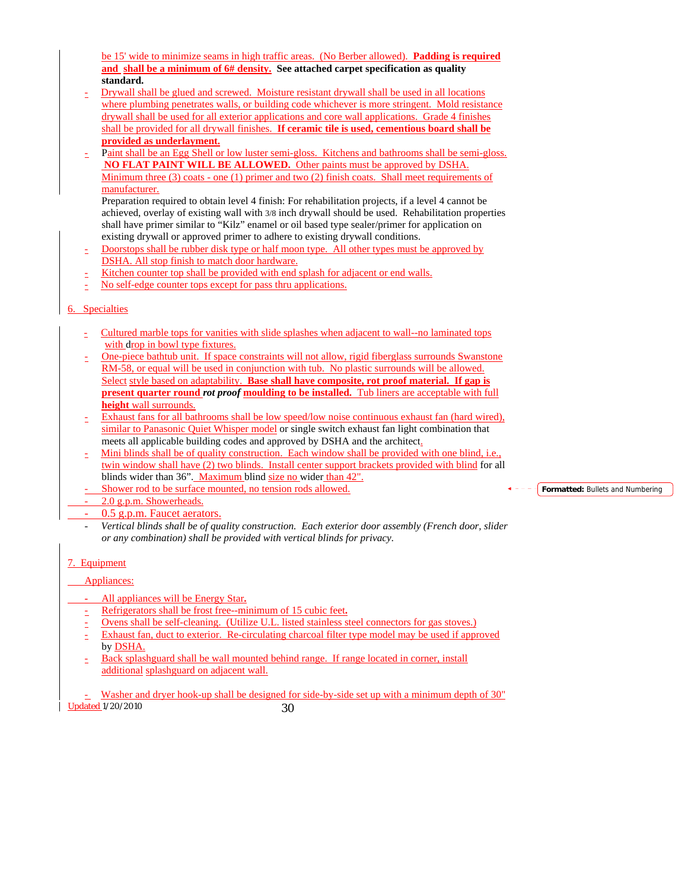be 15' wide to minimize seams in high traffic areas. (No Berber allowed). **Padding is required and shall be a minimum of 6# density. See attached carpet specification as quality standard.**

- Drywall shall be glued and screwed. Moisture resistant drywall shall be used in all locations where plumbing penetrates walls, or building code whichever is more stringent. Mold resistance drywall shall be used for all exterior applications and core wall applications. Grade 4 finishes shall be provided for all drywall finishes. **If ceramic tile is used, cementious board shall be provided as underlayment.**
- Paint shall be an Egg Shell or low luster semi-gloss. Kitchens and bathrooms shall be semi-gloss. **NO FLAT PAINT WILL BE ALLOWED.** Other paints must be approved by DSHA. Minimum three (3) coats - one (1) primer and two (2) finish coats. Shall meet requirements of manufacturer.

  Preparation required to obtain level 4 finish: For rehabilitation projects, if a level 4 cannot be achieved, overlay of existing wall with 3/8 inch drywall should be used. Rehabilitation properties shall have primer similar to "Kilz" enamel or oil based type sealer/primer for application on existing drywall or approved primer to adhere to existing drywall conditions.
- Doorstops shall be rubber disk type or half moon type. All other types must be approved by DSHA. All stop finish to match door hardware.
- Kitchen counter top shall be provided with end splash for adjacent or end walls.
- No self-edge counter tops except for pass thru applications.

6. Specialties

- Cultured marble tops for vanities with slide splashes when adjacent to wall--no laminated tops with drop in bowl type fixtures.
- One-piece bathtub unit. If space constraints will not allow, rigid fiberglass surrounds Swanstone RM-58, or equal will be used in conjunction with tub. No plastic surrounds will be allowed. Select style based on adaptability. **Base shall have composite, rot proof material. If gap is present quarter round *rot proof* moulding to be installed.** Tub liners are acceptable with full **height** wall surrounds.
- Exhaust fans for all bathrooms shall be low speed/low noise continuous exhaust fan (hard wired), similar to Panasonic Quiet Whisper model or single switch exhaust fan light combination that meets all applicable building codes and approved by DSHA and the architect.
- Mini blinds shall be of quality construction. Each window shall be provided with one blind, i.e., twin window shall have (2) two blinds. Install center support brackets provided with blind for all blinds wider than 36". Maximum blind size no wider than 42".
- Shower rod to be surface mounted, no tension rods allowed.
- 2.0 g.p.m. Showerheads.
- 0.5 g.p.m. Faucet aerators.
- *Vertical blinds shall be of quality construction. Each exterior door assembly (French door, slider or any combination) shall be provided with vertical blinds for privacy.*

7. Equipment

Appliances:

- All appliances will be Energy Star.
- Refrigerators shall be frost free--minimum of 15 cubic feet.
- Ovens shall be self-cleaning. (Utilize U.L. listed stainless steel connectors for gas stoves.)
- Exhaust fan, duct to exterior. Re-circulating charcoal filter type model may be used if approved by DSHA.
- Back splashguard shall be wall mounted behind range. If range located in corner, install additional splashguard on adjacent wall.

- Washer and dryer hook-up shall be designed for side-by-side set up with a minimum depth of 30"

Updated 1/20/2010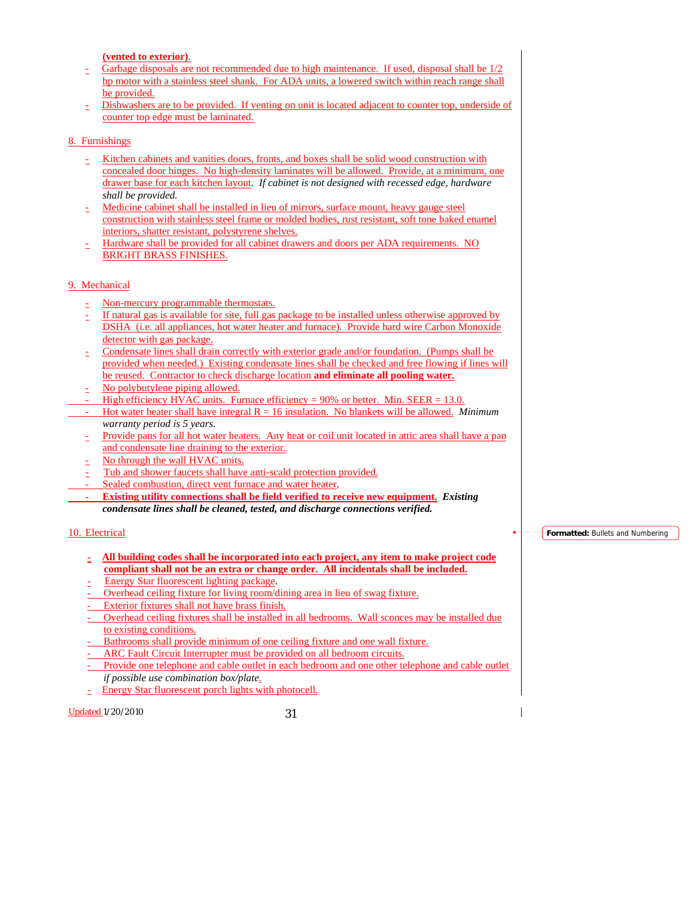**(vented to exterior)**.

- Garbage disposals are not recommended due to high maintenance. If used, disposal shall be 1/2 hp motor with a stainless steel shank. For ADA units, a lowered switch within reach range shall be provided.
- Dishwashers are to be provided. If venting on unit is located adjacent to counter top, underside of counter top edge must be laminated.

8. Furnishings

- Kitchen cabinets and vanities doors, fronts, and boxes shall be solid wood construction with concealed door hinges. No high-density laminates will be allowed. Provide, at a minimum, one drawer base for each kitchen layout. *If cabinet is not designed with recessed edge, hardware shall be provided.*
- Medicine cabinet shall be installed in lieu of mirrors, surface mount, heavy gauge steel construction with stainless steel frame or molded bodies, rust resistant, soft tone baked enamel interiors, shatter resistant, polystyrene shelves.
- Hardware shall be provided for all cabinet drawers and doors per ADA requirements. NO BRIGHT BRASS FINISHES.

9. Mechanical

- Non-mercury programmable thermostats.
- If natural gas is available for site, full gas package to be installed unless otherwise approved by DSHA (i.e. all appliances, hot water heater and furnace). Provide hard wire Carbon Monoxide detector with gas package.
- Condensate lines shall drain correctly with exterior grade and/or foundation. (Pumps shall be provided when needed.) Existing condensate lines shall be checked and free flowing if lines will be reused. Contractor to check discharge location **and eliminate all pooling water.**
- No polybutylene piping allowed.
- High efficiency HVAC units. Furnace efficiency = 90% or better. Min. SEER = 13.0.
- Hot water heater shall have integral R = 16 insulation. No blankets will be allowed. *Minimum warranty period is 5 years.*
- Provide pans for all hot water heaters. Any heat or coil unit located in attic area shall have a pan and condensate line draining to the exterior.
- No through the wall HVAC units.
- Tub and shower faucets shall have anti-scald protection provided.
- Sealed combustion, direct vent furnace and water heater.
- **Existing utility connections shall be field verified to receive new equipment.** ***Existing condensate lines shall be cleaned, tested, and discharge connections verified.***

10. Electrical

- **All building codes shall be incorporated into each project, any item to make project code compliant shall not be an extra or change order. All incidentals shall be included.**
- Energy Star fluorescent lighting package.
- Overhead ceiling fixture for living room/dining area in lieu of swag fixture.
- Exterior fixtures shall not have brass finish.
- Overhead ceiling fixtures shall be installed in all bedrooms. Wall sconces may be installed due to existing conditions.
- Bathrooms shall provide minimum of one ceiling fixture and one wall fixture.
- ARC Fault Circuit Interrupter must be provided on all bedroom circuits.
- Provide one telephone and cable outlet in each bedroom and one other telephone and cable outlet *if possible use combination box/plate*.
- Energy Star fluorescent porch lights with photocell.

Updated 1/20/2010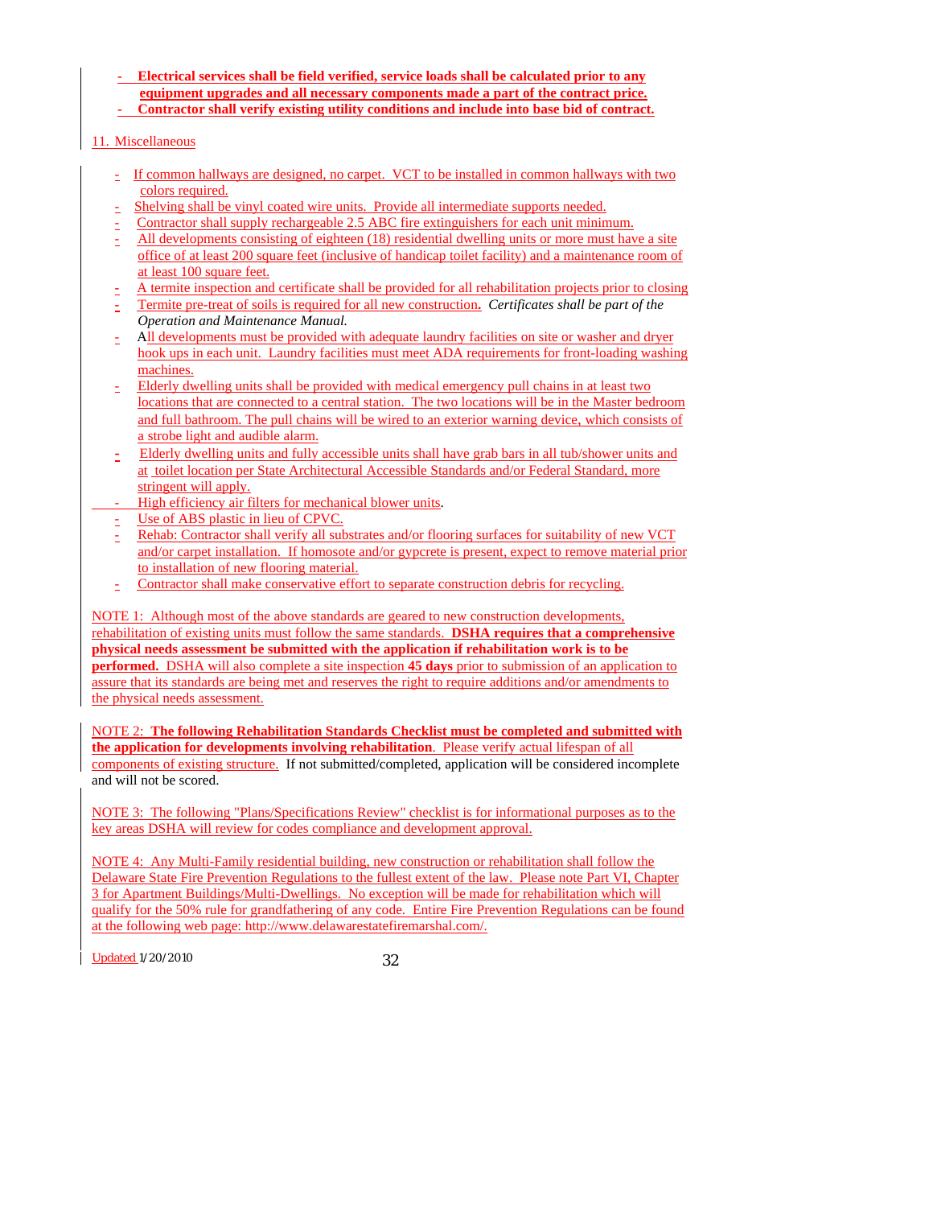- **Electrical services shall be field verified, service loads shall be calculated prior to any equipment upgrades and all necessary components made a part of the contract price.**
- **Contractor shall verify existing utility conditions and include into base bid of contract.**

11. Miscellaneous

- If common hallways are designed, no carpet. VCT to be installed in common hallways with two colors required.
- Shelving shall be vinyl coated wire units. Provide all intermediate supports needed.
- Contractor shall supply rechargeable 2.5 ABC fire extinguishers for each unit minimum.
- All developments consisting of eighteen (18) residential dwelling units or more must have a site office of at least 200 square feet (inclusive of handicap toilet facility) and a maintenance room of at least 100 square feet.
- A termite inspection and certificate shall be provided for all rehabilitation projects prior to closing
- Termite pre-treat of soils is required for all new construction**.** *Certificates shall be part of the Operation and Maintenance Manual.*
- All developments must be provided with adequate laundry facilities on site or washer and dryer hook ups in each unit. Laundry facilities must meet ADA requirements for front-loading washing machines.
- Elderly dwelling units shall be provided with medical emergency pull chains in at least two locations that are connected to a central station. The two locations will be in the Master bedroom and full bathroom. The pull chains will be wired to an exterior warning device, which consists of a strobe light and audible alarm.
- Elderly dwelling units and fully accessible units shall have grab bars in all tub/shower units and at toilet location per State Architectural Accessible Standards and/or Federal Standard, more stringent will apply.
- High efficiency air filters for mechanical blower units.
- Use of ABS plastic in lieu of CPVC.
- Rehab: Contractor shall verify all substrates and/or flooring surfaces for suitability of new VCT and/or carpet installation. If homosote and/or gypcrete is present, expect to remove material prior to installation of new flooring material.
- Contractor shall make conservative effort to separate construction debris for recycling.

NOTE 1: Although most of the above standards are geared to new construction developments, rehabilitation of existing units must follow the same standards. **DSHA requires that a comprehensive physical needs assessment be submitted with the application if rehabilitation work is to be performed.** DSHA will also complete a site inspection **45 days** prior to submission of an application to assure that its standards are being met and reserves the right to require additions and/or amendments to the physical needs assessment.

NOTE 2: **The following Rehabilitation Standards Checklist must be completed and submitted with the application for developments involving rehabilitation**. Please verify actual lifespan of all components of existing structure. If not submitted/completed, application will be considered incomplete and will not be scored.

NOTE 3: The following "Plans/Specifications Review" checklist is for informational purposes as to the key areas DSHA will review for codes compliance and development approval.

NOTE 4: Any Multi-Family residential building, new construction or rehabilitation shall follow the Delaware State Fire Prevention Regulations to the fullest extent of the law. Please note Part VI, Chapter 3 for Apartment Buildings/Multi-Dwellings. No exception will be made for rehabilitation which will qualify for the 50% rule for grandfathering of any code. Entire Fire Prevention Regulations can be found at the following web page: http://www.delawarestatefiremarshal.com/.

Updated 1/20/2010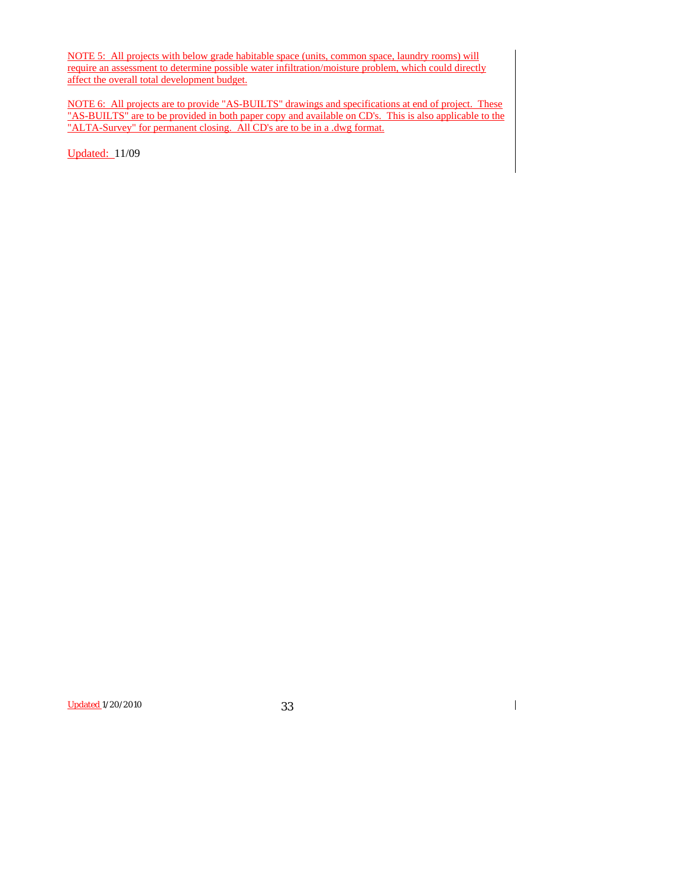NOTE 5: All projects with below grade habitable space (units, common space, laundry rooms) will require an assessment to determine possible water infiltration/moisture problem, which could directly affect the overall total development budget.

NOTE 6: All projects are to provide "AS-BUILTS" drawings and specifications at end of project. These "AS-BUILTS" are to be provided in both paper copy and available on CD's. This is also applicable to the "ALTA-Survey" for permanent closing. All CD's are to be in a .dwg format.

Updated: 11/09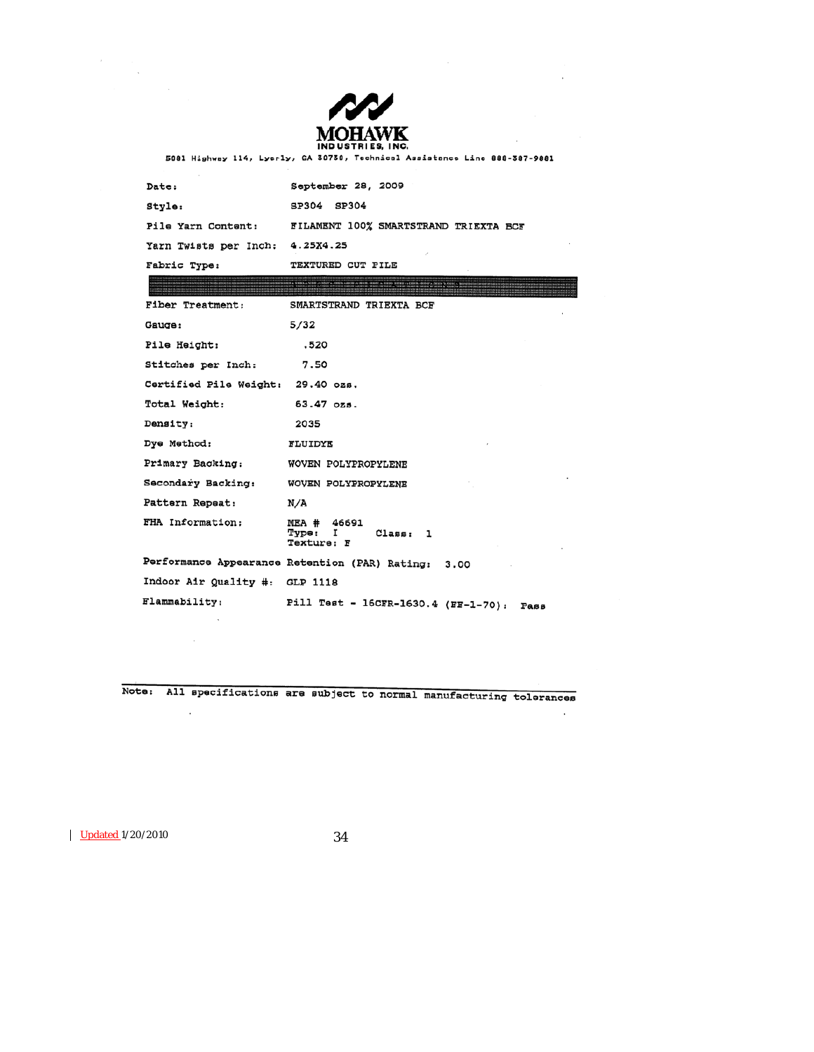**MOHAWK**
**INDUSTRIES, INC.**

5081 Highway 114, Lyerly, GA 30730, Technical Assistance Line 888-387-9881

| | |
|---|---|
| Date: | September 28, 2009 |
| Style: | SP304 SP304 |
| Pile Yarn Content: | FILAMENT 100% SMARTSTRAND TRIEXTA BCF |
| Yarn Twists per Inch: | 4.25X4.25 |
| Fabric Type: | TEXTURED CUT PILE |
| Fiber Treatment: | SMARTSTRAND TRIEXTA BCF |
| Gauge: | 5/32 |
| Pile Height: | .520 |
| Stitches per Inch: | 7.50 |
| Certified Pile Weight: | 29.40 ozs. |
| Total Weight: | 63.47 ozs. |
| Density: | 2035 |
| Dye Method: | FLUIDYE |
| Primary Backing: | WOVEN POLYPROPYLENE |
| Secondary Backing: | WOVEN POLYPROPYLENE |
| Pattern Repeat: | N/A |
| FHA Information: | MEA # 46691<br>Type: I Class: 1<br>Texture: F |

Performance Appearance Retention (PAR) Rating: 3.00

Indoor Air Quality #: GLP 1118

Flammability: Pill Test - 16CFR-1630.4 (FF-1-70): Pass

Note: All specifications are subject to normal manufacturing tolerances

Updated 1/20/2010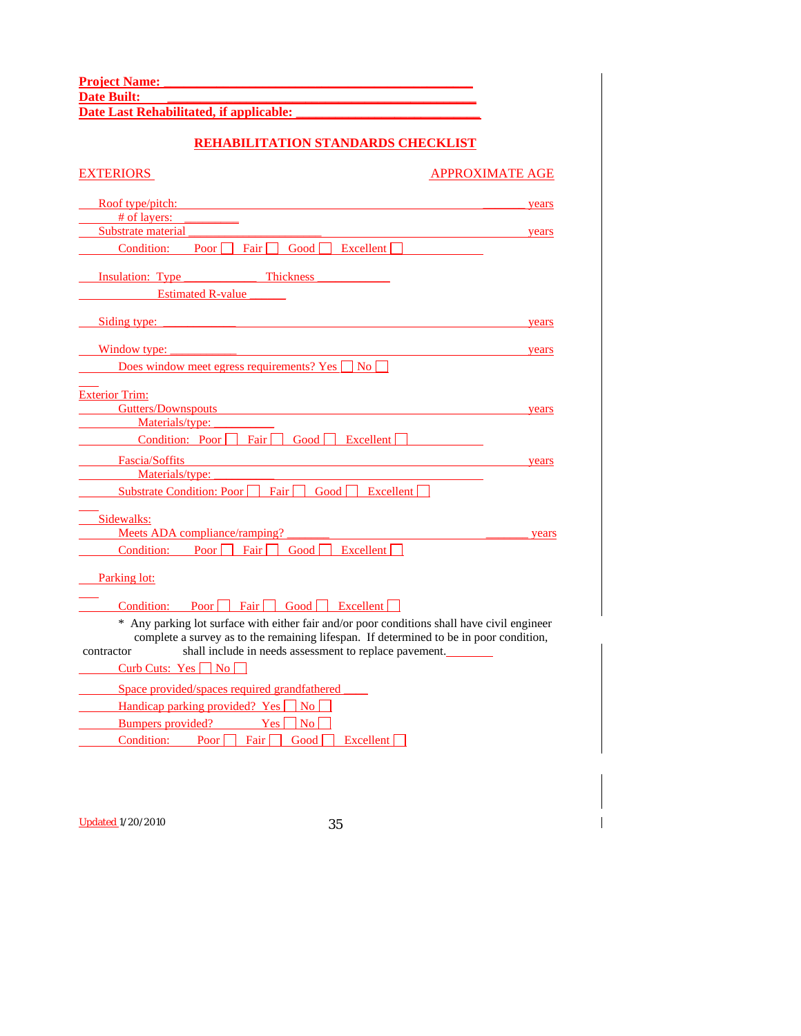**Project Name: \_\_\_\_\_\_\_\_\_\_\_\_\_\_\_\_\_\_\_\_\_\_\_\_\_\_\_\_\_\_\_\_\_\_\_\_\_\_\_\_\_\_\_\_**
**Date Built: \_\_\_\_\_\_\_\_\_\_\_\_\_\_\_\_\_\_\_\_\_\_\_\_\_\_\_\_\_\_\_\_\_\_\_\_\_\_\_\_\_\_\_\_\_\_**
**Date Last Rehabilitated, if applicable: \_\_\_\_\_\_\_\_\_\_\_\_\_\_\_\_\_\_\_\_\_\_\_\_\_\_\_\_**

## REHABILITATION STANDARDS CHECKLIST

EXTERIORS — APPROXIMATE AGE

Roof type/pitch: \_\_\_\_\_\_\_ years
# of layers: \_\_\_\_\_\_\_\_\_
Substrate material \_\_\_\_\_\_\_\_\_\_\_\_\_\_\_\_\_\_\_\_ years
Condition: Poor ☐ Fair ☐ Good ☐ Excellent ☐

Insulation: Type \_\_\_\_\_\_\_\_\_\_\_\_ Thickness \_\_\_\_\_\_\_\_\_\_\_\_
Estimated R-value \_\_\_\_\_\_

Siding type: \_\_\_\_\_\_\_\_\_\_\_\_ years

Window type: \_\_\_\_\_\_\_\_\_\_\_ years
Does window meet egress requirements? Yes ☐ No ☐

Exterior Trim:
Gutters/Downspouts years
Materials/type: \_\_\_\_\_\_\_\_\_\_
Condition: Poor ☐ Fair ☐ Good ☐ Excellent ☐

Fascia/Soffits years
Materials/type: \_\_\_\_\_\_\_\_\_\_
Substrate Condition: Poor ☐ Fair ☐ Good ☐ Excellent ☐

Sidewalks:
Meets ADA compliance/ramping? \_\_\_\_\_\_\_ \_\_\_\_\_\_\_ years
Condition: Poor ☐ Fair ☐ Good ☐ Excellent ☐

Parking lot:

Condition: Poor ☐ Fair ☐ Good ☐ Excellent ☐

\* Any parking lot surface with either fair and/or poor conditions shall have civil engineer complete a survey as to the remaining lifespan. If determined to be in poor condition, contractor shall include in needs assessment to replace pavement.\_\_\_\_\_\_\_\_

Curb Cuts: Yes ☐ No ☐

Space provided/spaces required grandfathered \_\_\_\_
Handicap parking provided? Yes ☐ No ☐
Bumpers provided? Yes ☐ No ☐
Condition: Poor ☐ Fair ☐ Good ☐ Excellent ☐

Updated 1/20/2010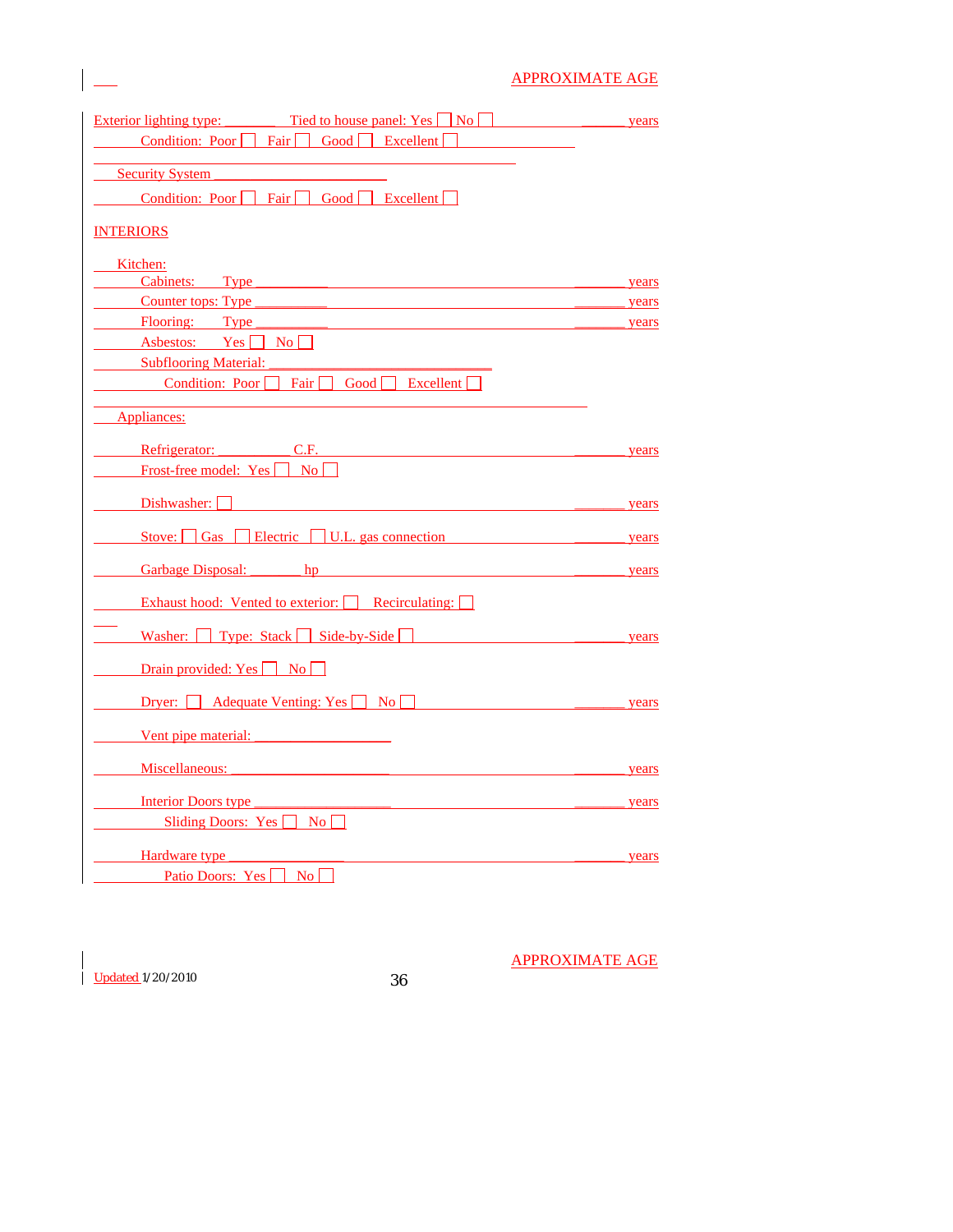APPROXIMATE AGE

Exterior lighting type: ________ Tied to house panel: Yes ☐ No ☐ ______ years

Condition: Poor ☐ Fair ☐ Good ☐ Excellent ☐

Security System ______________________

Condition: Poor ☐ Fair ☐ Good ☐ Excellent ☐

## INTERIORS

Kitchen:

Cabinets: Type __________ ______ years

Counter tops: Type __________ ______ years

Flooring: Type __________ ______ years

Asbestos: Yes ☐ No ☐

Subflooring Material: ___________________________

Condition: Poor ☐ Fair ☐ Good ☐ Excellent ☐

Appliances:

Refrigerator: __________ C.F. ______ years

Frost-free model: Yes ☐ No ☐

Dishwasher: ☐ ______ years

Stove: ☐ Gas ☐ Electric ☐ U.L. gas connection ______ years

Garbage Disposal: _______ hp ______ years

Exhaust hood: Vented to exterior: ☐ Recirculating: ☐

Washer: ☐ Type: Stack ☐ Side-by-Side ☐ ______ years

Drain provided: Yes ☐ No ☐

Dryer: ☐ Adequate Venting: Yes ☐ No ☐ ______ years

Vent pipe material: __________________

Miscellaneous: ______________________ ______ years

Interior Doors type __________________ ______ years

Sliding Doors: Yes ☐ No ☐

Hardware type ________________ ______ years

Patio Doors: Yes ☐ No ☐

APPROXIMATE AGE

Updated 1/20/2010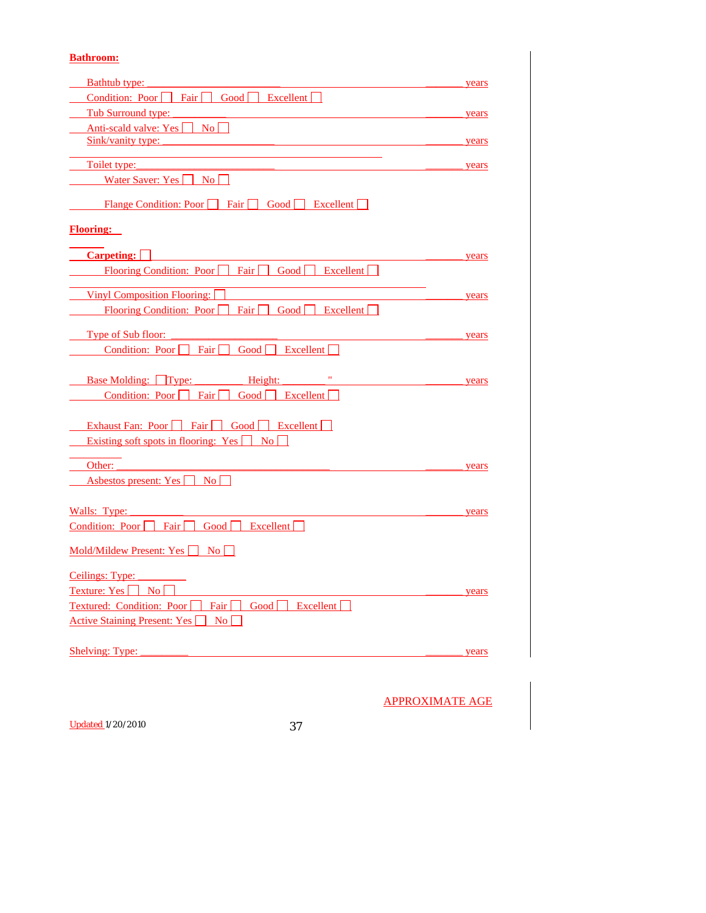**Bathroom:**

Bathtub type: ____________________________ _______ years

Condition: Poor ☐ Fair ☐ Good ☐ Excellent ☐

Tub Surround type: __________ _______ years

Anti-scald valve: Yes ☐ No ☐

Sink/vanity type: _______________________ _______ years

Toilet type:_____________________________ _______ years

Water Saver: Yes ☐ No ☐

Flange Condition: Poor ☐ Fair ☐ Good ☐ Excellent ☐

**Flooring:**

**Carpeting:** ☐ _______ years

Flooring Condition: Poor ☐ Fair ☐ Good ☐ Excellent ☐

Vinyl Composition Flooring: ☐ _______ years

Flooring Condition: Poor ☐ Fair ☐ Good ☐ Excellent ☐

Type of Sub floor: ______________________ _______ years

Condition: Poor ☐ Fair ☐ Good ☐ Excellent ☐

Base Molding: ☐Type: __________ Height: _________ " _______ years

Condition: Poor ☐ Fair ☐ Good ☐ Excellent ☐

Exhaust Fan: Poor ☐ Fair ☐ Good ☐ Excellent ☐

Existing soft spots in flooring: Yes ☐ No ☐

Other: ______________________________________________ _______ years

Asbestos present: Yes ☐ No ☐

Walls: Type: __________ _______ years

Condition: Poor ☐ Fair ☐ Good ☐ Excellent ☐

Mold/Mildew Present: Yes ☐ No ☐

Ceilings: Type: _________

Texture: Yes ☐ No ☐ _______ years

Textured: Condition: Poor ☐ Fair ☐ Good ☐ Excellent ☐

Active Staining Present: Yes ☐ No ☐

Shelving: Type: _________ _______ years

APPROXIMATE AGE

Updated 1/20/2010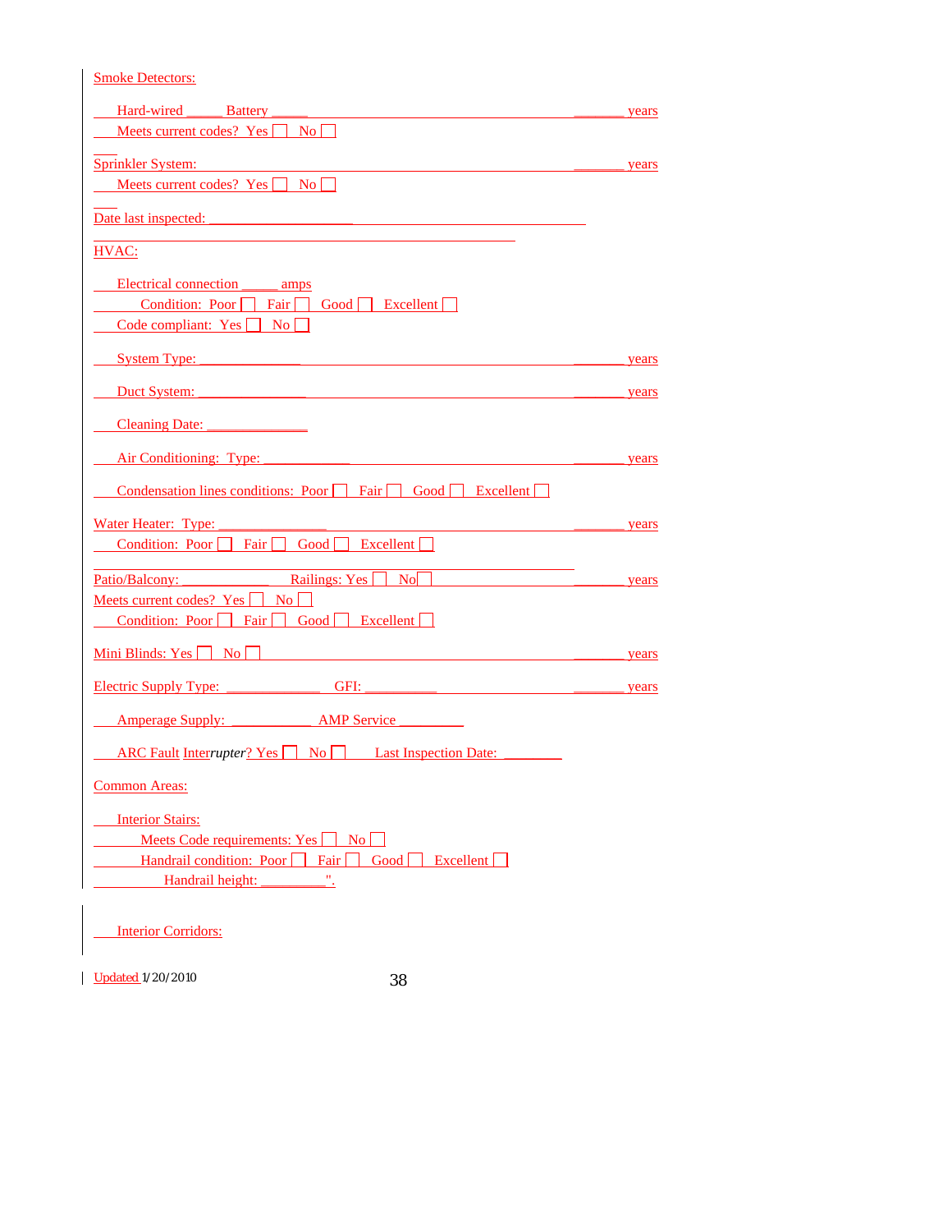Smoke Detectors:

Hard-wired _____ Battery _____ _______ years

Meets current codes? Yes ☐ No ☐

Sprinkler System: _______ years

Meets current codes? Yes ☐ No ☐

Date last inspected: ____________________

HVAC:

Electrical connection _____ amps

Condition: Poor ☐ Fair ☐ Good ☐ Excellent ☐

Code compliant: Yes ☐ No ☐

System Type: ______________ _______ years

Duct System: _______________ _______ years

Cleaning Date: ______________

Air Conditioning: Type: ____________ _______ years

Condensation lines conditions: Poor ☐ Fair ☐ Good ☐ Excellent ☐

Water Heater: Type: _______________ _______ years

Condition: Poor ☐ Fair ☐ Good ☐ Excellent ☐

Patio/Balcony: ____________ Railings: Yes ☐ No ☐ _______ years

Meets current codes? Yes ☐ No ☐

Condition: Poor ☐ Fair ☐ Good ☐ Excellent ☐

Mini Blinds: Yes ☐ No ☐ _______ years

Electric Supply Type: _____________ GFI: __________ _______ years

Amperage Supply: ___________ AMP Service _________

ARC Fault Inter*rupter*? Yes ☐ No ☐ Last Inspection Date: ________

Common Areas:

Interior Stairs:

Meets Code requirements: Yes ☐ No ☐

Handrail condition: Poor ☐ Fair ☐ Good ☐ Excellent ☐

Handrail height: _________".

Interior Corridors:

Updated 1/20/2010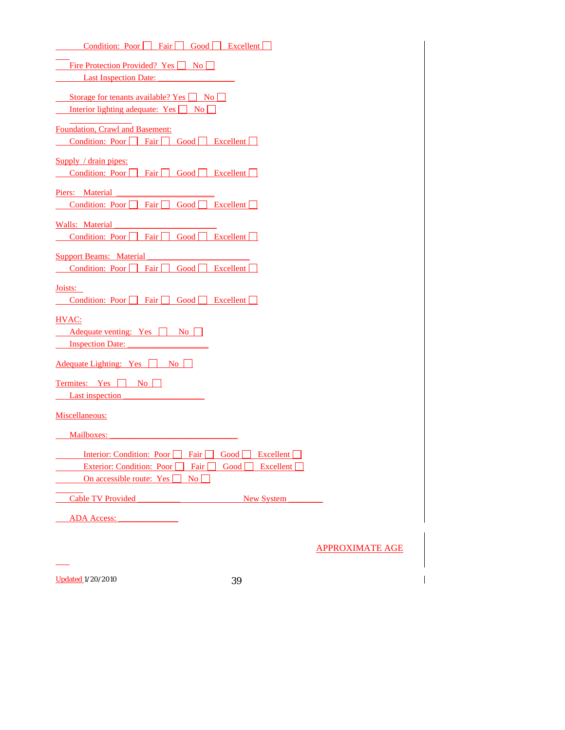Condition: Poor ☐ Fair ☐ Good ☐ Excellent ☐

Fire Protection Provided? Yes ☐ No ☐

Last Inspection Date: ________________

Storage for tenants available? Yes ☐ No ☐

Interior lighting adequate: Yes ☐ No ☐

Foundation, Crawl and Basement:

Condition: Poor ☐ Fair ☐ Good ☐ Excellent ☐

Supply / drain pipes:

Condition: Poor ☐ Fair ☐ Good ☐ Excellent ☐

Piers: Material ______________________

Condition: Poor ☐ Fair ☐ Good ☐ Excellent ☐

Walls: Material ______________________

Condition: Poor ☐ Fair ☐ Good ☐ Excellent ☐

Support Beams: Material ______________________

Condition: Poor ☐ Fair ☐ Good ☐ Excellent ☐

Joists:

Condition: Poor ☐ Fair ☐ Good ☐ Excellent ☐

HVAC:

Adequate venting: Yes ☐ No ☐

Inspection Date: __________________

Adequate Lighting: Yes ☐ No ☐

Termites: Yes ☐ No ☐

Last inspection __________________

Miscellaneous:

Mailboxes: ____________________________

Interior: Condition: Poor ☐ Fair ☐ Good ☐ Excellent ☐

Exterior: Condition: Poor ☐ Fair ☐ Good ☐ Excellent ☐

On accessible route: Yes ☐ No ☐

Cable TV Provided __________ New System ________

ADA Access: _____________

APPROXIMATE AGE

Updated 1/20/2010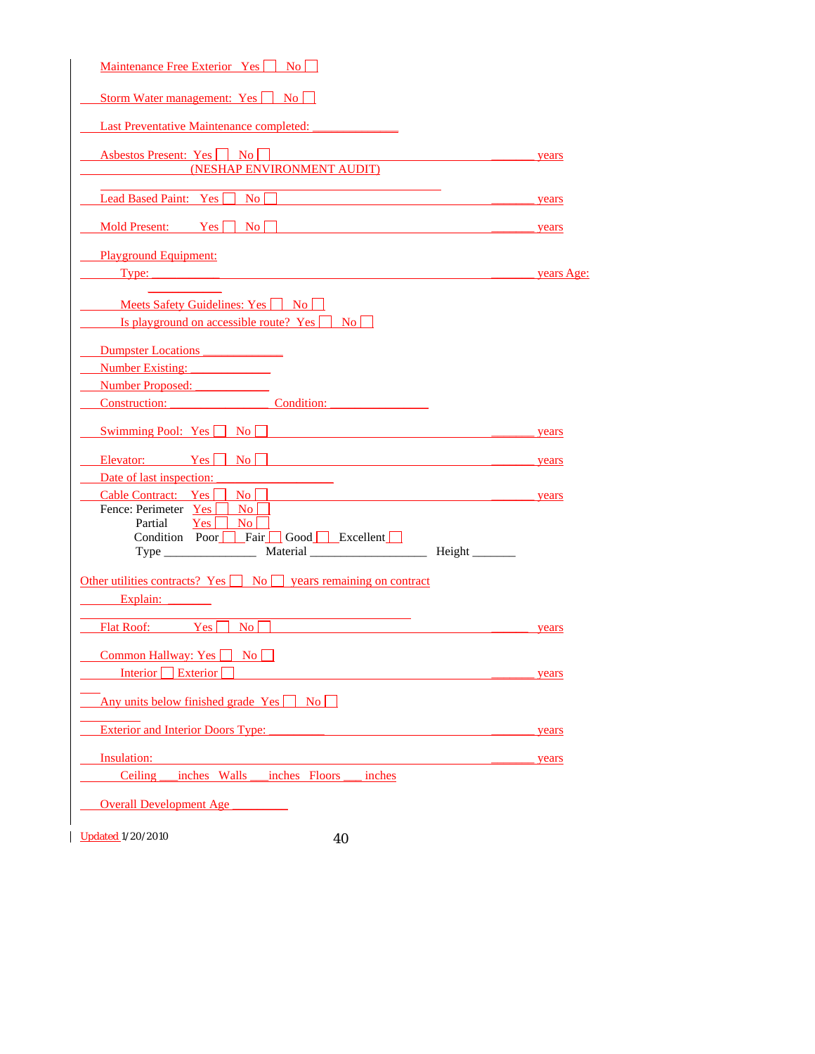Maintenance Free Exterior Yes ☐ No ☐

Storm Water management: Yes ☐ No ☐

Last Preventative Maintenance completed: ______________

Asbestos Present: Yes ☐ No ☐ _______ years
(NESHAP ENVIRONMENT AUDIT)

Lead Based Paint: Yes ☐ No ☐ _______ years

Mold Present: Yes ☐ No ☐ _______ years

Playground Equipment:
Type: ___________ _______ years Age: ___________

Meets Safety Guidelines: Yes ☐ No ☐
Is playground on accessible route? Yes ☐ No ☐

Dumpster Locations ____________
Number Existing: _____________
Number Proposed: ____________
Construction: ________________ Condition: ________________

Swimming Pool: Yes ☐ No ☐ _______ years

Elevator: Yes ☐ No ☐ _______ years
Date of last inspection: _________________

Cable Contract: Yes ☐ No ☐ _______ years
Fence: Perimeter Yes ☐ No ☐
Partial Yes ☐ No ☐
Condition Poor ☐ Fair ☐ Good ☐ Excellent ☐
Type _______________ Material ___________________ Height _______

Other utilities contracts? Yes ☐ No ☐ years remaining on contract
Explain: _______

Flat Roof: Yes ☐ No ☐ _______ years

Common Hallway: Yes ☐ No ☐
Interior ☐ Exterior ☐ _______ years

Any units below finished grade Yes ☐ No ☐

Exterior and Interior Doors Type: _________ _______ years

Insulation: _______ years
Ceiling ___inches Walls ___inches Floors ___ inches

Overall Development Age _________

Updated 1/20/2010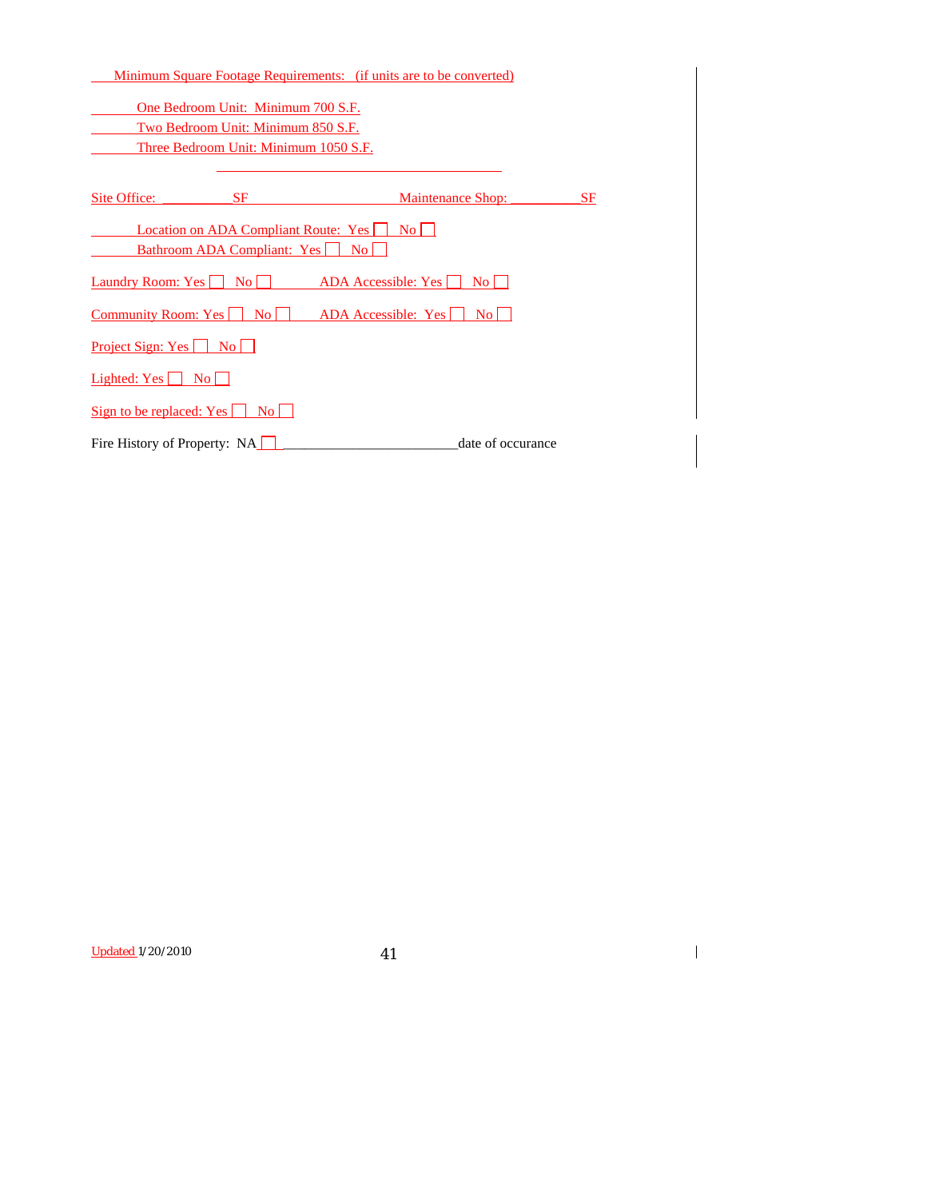Minimum Square Footage Requirements: (if units are to be converted)

One Bedroom Unit: Minimum 700 S.F.
Two Bedroom Unit: Minimum 850 S.F.
Three Bedroom Unit: Minimum 1050 S.F.

---

Site Office: __________SF Maintenance Shop: __________SF

Location on ADA Compliant Route: Yes ☐ No ☐
Bathroom ADA Compliant: Yes ☐ No ☐

Laundry Room: Yes ☐ No ☐ ADA Accessible: Yes ☐ No ☐

Community Room: Yes ☐ No ☐ ADA Accessible: Yes ☐ No ☐

Project Sign: Yes ☐ No ☐

Lighted: Yes ☐ No ☐

Sign to be replaced: Yes ☐ No ☐

Fire History of Property: NA ☐ ________________________date of occurance

Updated 1/20/2010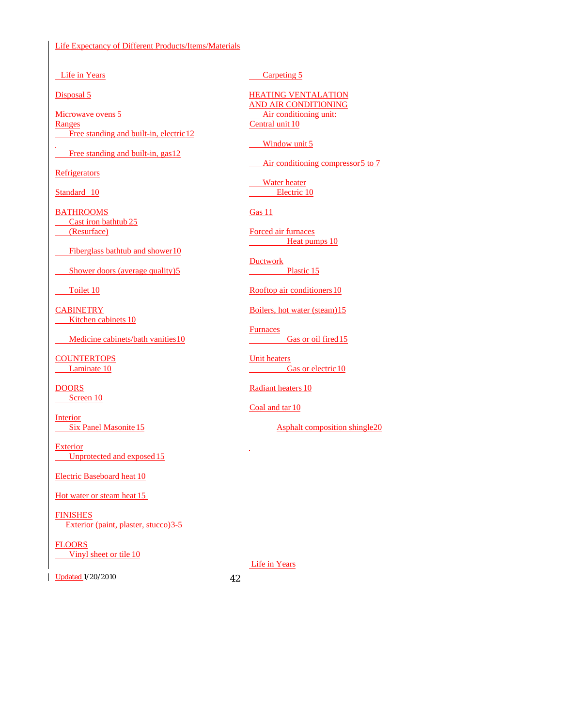Life Expectancy of Different Products/Items/Materials

Life in Years

Disposal 5

Microwave ovens 5

Ranges

Free standing and built-in, electric 12

Free standing and built-in, gas 12

Refrigerators

Standard 10

BATHROOMS

Cast iron bathtub 25

(Resurface)

Fiberglass bathtub and shower 10

Shower doors (average quality) 5

Toilet 10

CABINETRY

Kitchen cabinets 10

Medicine cabinets/bath vanities 10

COUNTERTOPS

Laminate 10

DOORS

Screen 10

Interior

Six Panel Masonite 15

Exterior

Unprotected and exposed 15

Electric Baseboard heat 10

Hot water or steam heat 15

FINISHES

Exterior (paint, plaster, stucco) 3-5

FLOORS

Vinyl sheet or tile 10

Carpeting 5

HEATING VENTALATION AND AIR CONDITIONING

Air conditioning unit:

Central unit 10

Window unit 5

Air conditioning compressor 5 to 7

Water heater

Electric 10

Gas 11

Forced air furnaces

Heat pumps 10

Ductwork

Plastic 15

Rooftop air conditioners 10

Boilers, hot water (steam) 15

Furnaces

Gas or oil fired 15

Unit heaters

Gas or electric 10

Radiant heaters 10

Coal and tar 10

Asphalt composition shingle 20

Life in Years

Updated 1/20/2010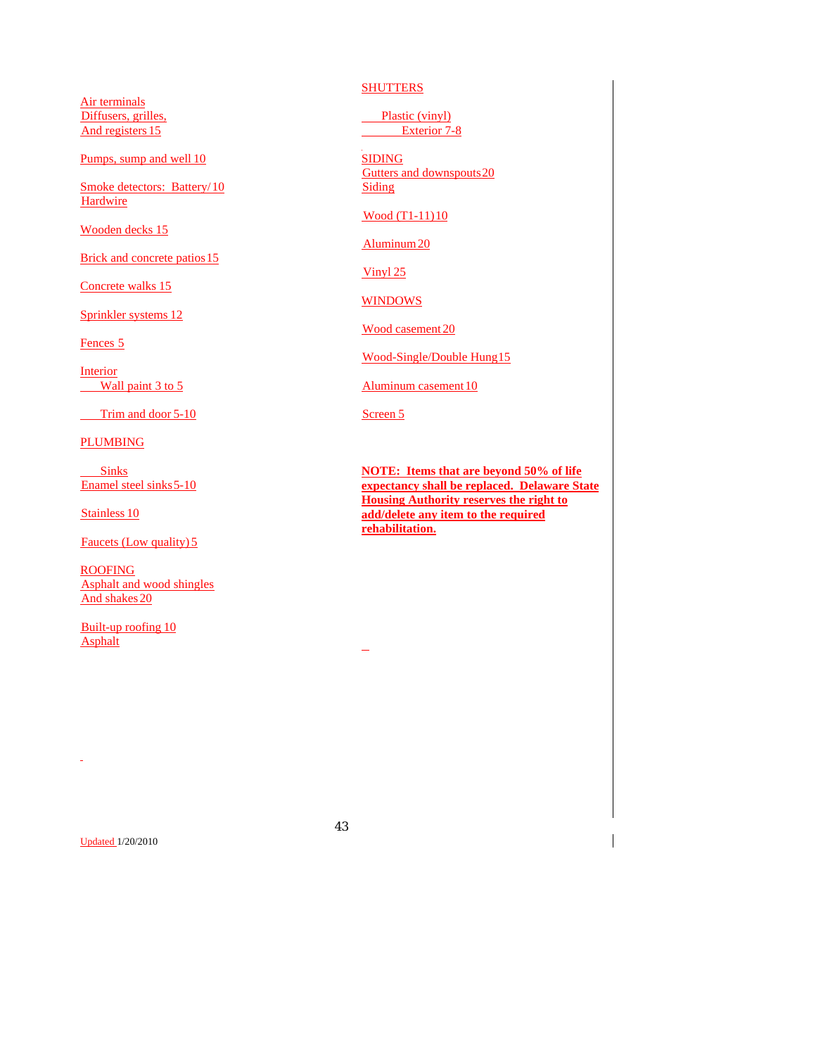Air terminals
Diffusers, grilles,
And registers 15

Pumps, sump and well 10

Smoke detectors: Battery/ 10
Hardwire

Wooden decks 15

Brick and concrete patios 15

Concrete walks 15

Sprinkler systems 12

Fences 5

Interior
Wall paint 3 to 5

Trim and door 5-10

PLUMBING

Sinks
Enamel steel sinks 5-10

Stainless 10

Faucets (Low quality) 5

ROOFING
Asphalt and wood shingles
And shakes 20

Built-up roofing 10
Asphalt

SHUTTERS

Plastic (vinyl)
Exterior 7-8

SIDING
Gutters and downspouts 20
Siding

Wood (T1-11) 10

Aluminum 20

Vinyl 25

WINDOWS

Wood casement 20

Wood-Single/Double Hung 15

Aluminum casement 10

Screen 5

**NOTE: Items that are beyond 50% of life expectancy shall be replaced. Delaware State Housing Authority reserves the right to add/delete any item to the required rehabilitation.**

Updated 1/20/2010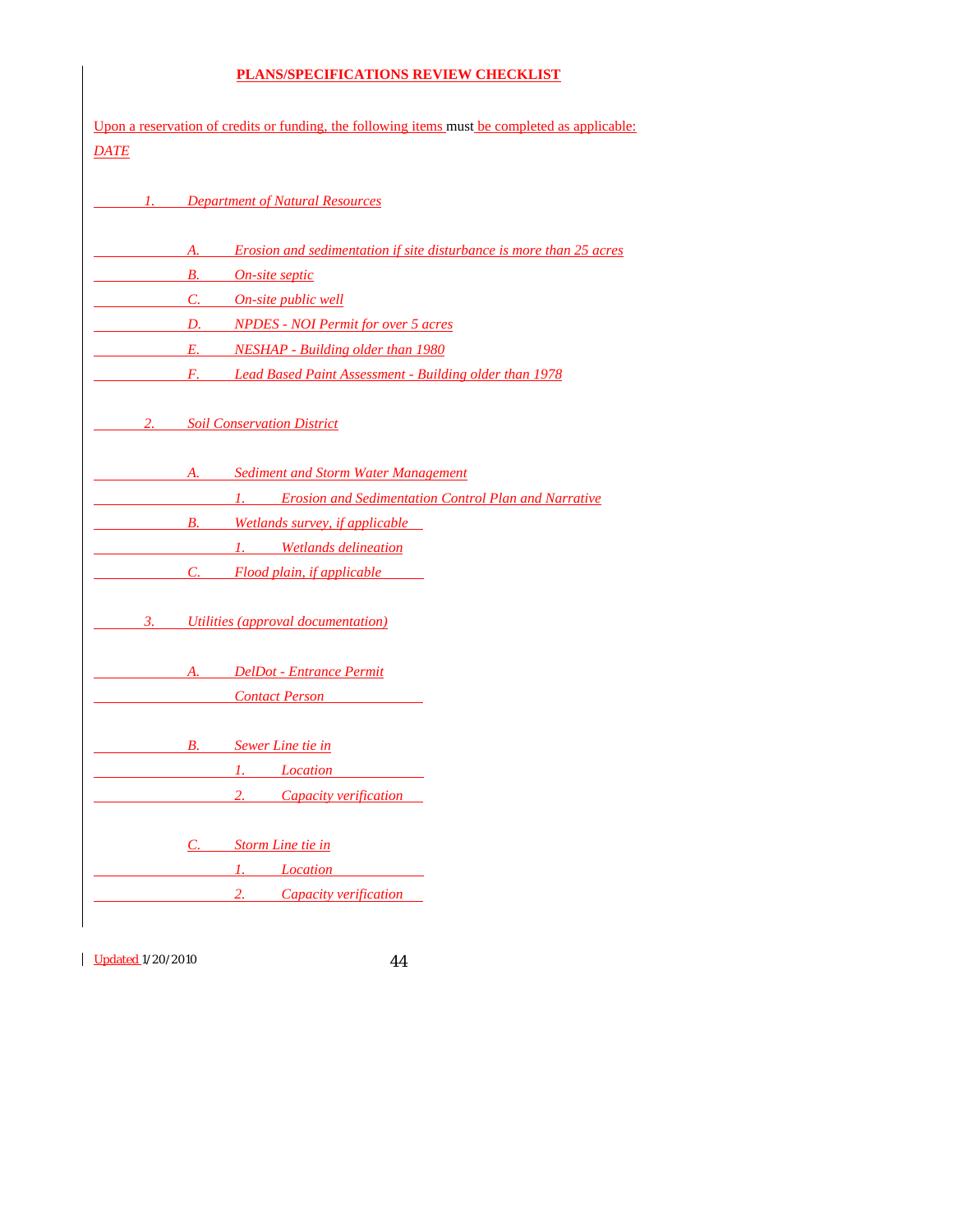# PLANS/SPECIFICATIONS REVIEW CHECKLIST

Upon a reservation of credits or funding, the following items must be completed as applicable:

*DATE*

______ 1. *Department of Natural Resources*

______ A. *Erosion and sedimentation if site disturbance is more than 25 acres*

______ B. *On-site septic*

______ C. *On-site public well*

______ D. *NPDES - NOI Permit for over 5 acres*

______ E. *NESHAP - Building older than 1980*

______ F. *Lead Based Paint Assessment - Building older than 1978*

______ 2. *Soil Conservation District*

______ A. *Sediment and Storm Water Management*

______ 1. *Erosion and Sedimentation Control Plan and Narrative*

______ B. *Wetlands survey, if applicable*

______ 1. *Wetlands delineation*

______ C. *Flood plain, if applicable*

______ 3. *Utilities (approval documentation)*

______ A. *DelDot - Entrance Permit*

______ *Contact Person*

______ B. *Sewer Line tie in*

______ 1. *Location*

______ 2. *Capacity verification*

C. *Storm Line tie in*

______ 1. *Location*

______ 2. *Capacity verification*

Updated 1/20/2010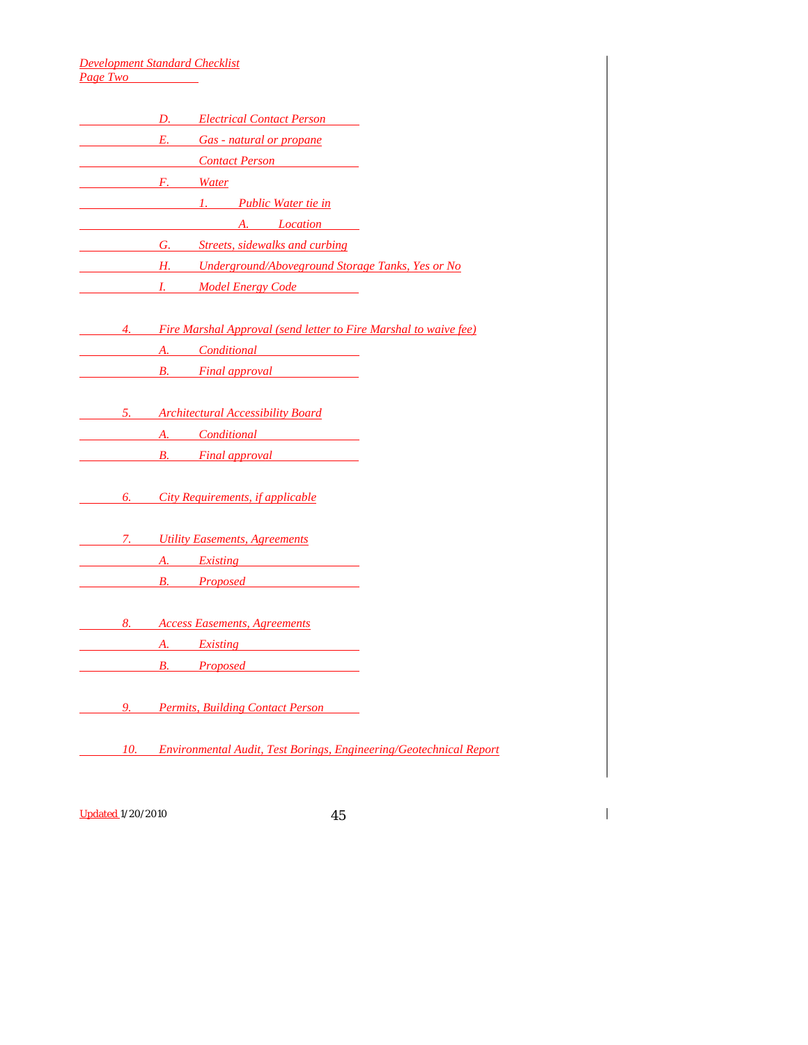*Development Standard Checklist*
*Page Two*

\_\_\_\_\_\_\_\_\_\_ *D. Electrical Contact Person*

\_\_\_\_\_\_\_\_\_\_ *E. Gas - natural or propane*

\_\_\_\_\_\_\_\_\_\_ *Contact Person*

\_\_\_\_\_\_\_\_\_\_ *F. Water*

\_\_\_\_\_\_\_\_\_\_ *1. Public Water tie in*

\_\_\_\_\_\_\_\_\_\_ *A. Location*

\_\_\_\_\_\_\_\_\_\_ *G. Streets, sidewalks and curbing*

\_\_\_\_\_\_\_\_\_\_ *H. Underground/Aboveground Storage Tanks, Yes or No*

\_\_\_\_\_\_\_\_\_\_ *I. Model Energy Code*

\_\_\_\_\_\_\_\_\_\_ *4. Fire Marshal Approval (send letter to Fire Marshal to waive fee)*

\_\_\_\_\_\_\_\_\_\_ *A. Conditional*

\_\_\_\_\_\_\_\_\_\_ *B. Final approval*

\_\_\_\_\_\_\_\_\_\_ *5. Architectural Accessibility Board*

\_\_\_\_\_\_\_\_\_\_ *A. Conditional*

\_\_\_\_\_\_\_\_\_\_ *B. Final approval*

\_\_\_\_\_\_\_\_\_\_ *6. City Requirements, if applicable*

\_\_\_\_\_\_\_\_\_\_ *7. Utility Easements, Agreements*

\_\_\_\_\_\_\_\_\_\_ *A. Existing*

\_\_\_\_\_\_\_\_\_\_ *B. Proposed*

\_\_\_\_\_\_\_\_\_\_ *8. Access Easements, Agreements*

\_\_\_\_\_\_\_\_\_\_ *A. Existing*

\_\_\_\_\_\_\_\_\_\_ *B. Proposed*

\_\_\_\_\_\_\_\_\_\_ *9. Permits, Building Contact Person*

\_\_\_\_\_\_\_\_\_\_ *10. Environmental Audit, Test Borings, Engineering/Geotechnical Report*

Updated 1/20/2010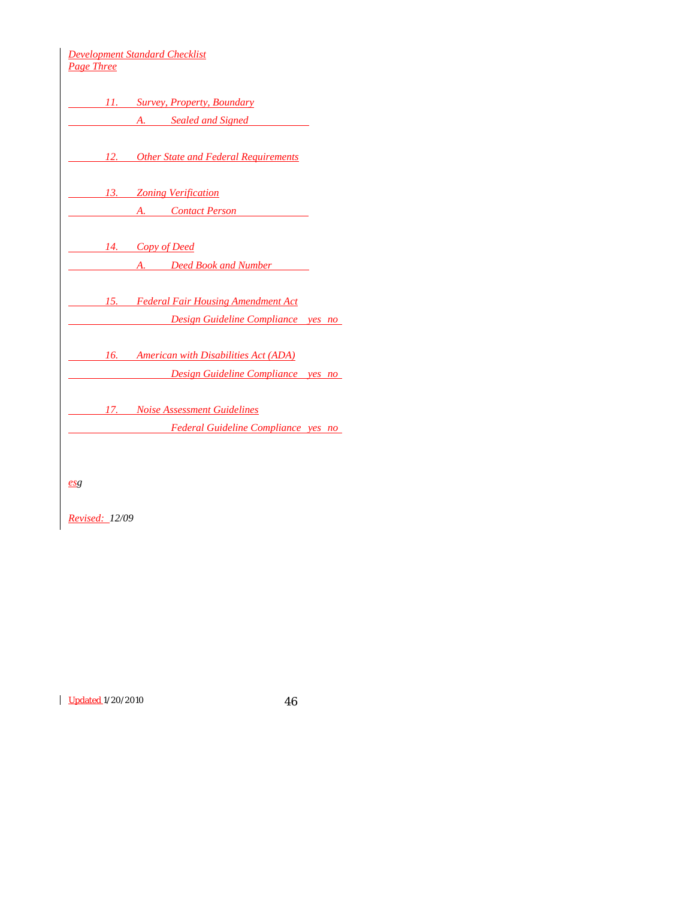*Development Standard Checklist*
*Page Three*

______ 11. *Survey, Property, Boundary*

______ A. *Sealed and Signed* ______

______ 12. *Other State and Federal Requirements*

______ 13. *Zoning Verification*

______ A. *Contact Person* ______

______ 14. *Copy of Deed*

______ A. *Deed Book and Number* ______

______ 15. *Federal Fair Housing Amendment Act*

______ *Design Guideline Compliance yes no*

______ 16. *American with Disabilities Act (ADA)*

______ *Design Guideline Compliance yes no*

______ 17. *Noise Assessment Guidelines*

______ *Federal Guideline Compliance yes no*

*esg*

*Revised: 12/09*

Updated 1/20/2010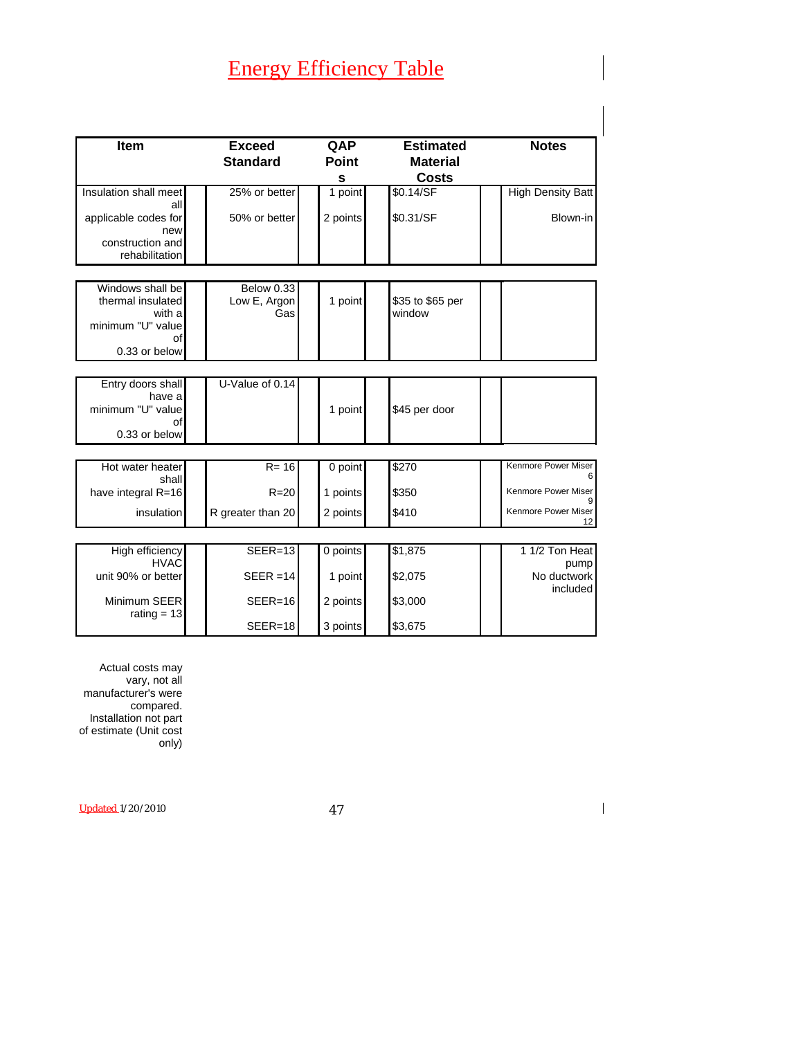# Energy Efficiency Table

| Item | Exceed Standard | QAP Points | Estimated Material Costs | Notes |
|---|---|---|---|---|
| Insulation shall meet all applicable codes for new construction and rehabilitation | 25% or better | 1 point | $0.14/SF | High Density Batt |
| | 50% or better | 2 points | $0.31/SF | Blown-in |
| Windows shall be thermal insulated with a minimum "U" value of 0.33 or below | Below 0.33 Low E, Argon Gas | 1 point | $35 to $65 per window | |
| Entry doors shall have a minimum "U" value of 0.33 or below | U-Value of 0.14 | 1 point | $45 per door | |
| Hot water heater shall have integral R=16 insulation | R= 16 | 0 point | $270 | Kenmore Power Miser 6 |
| | R=20 | 1 points | $350 | Kenmore Power Miser 9 |
| | R greater than 20 | 2 points | $410 | Kenmore Power Miser 12 |
| High efficiency HVAC unit 90% or better Minimum SEER rating = 13 | SEER=13 | 0 points | $1,875 | 1 1/2 Ton Heat pump No ductwork included |
| | SEER =14 | 1 point | $2,075 | |
| | SEER=16 | 2 points | $3,000 | |
| | SEER=18 | 3 points | $3,675 | |

Actual costs may vary, not all manufacturer's were compared. Installation not part of estimate (Unit cost only)

Updated 1/20/2010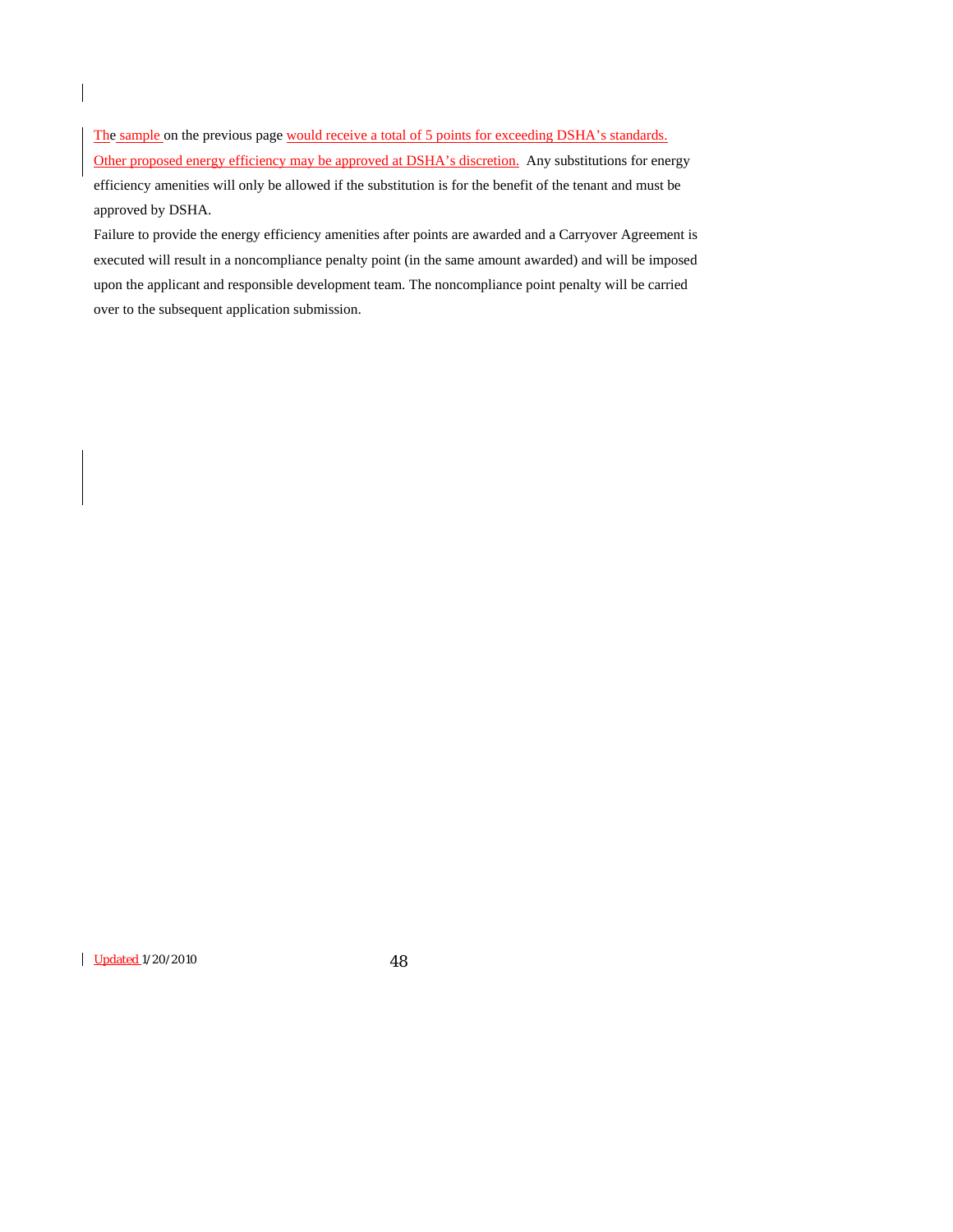The sample on the previous page would receive a total of 5 points for exceeding DSHA's standards. Other proposed energy efficiency may be approved at DSHA's discretion. Any substitutions for energy efficiency amenities will only be allowed if the substitution is for the benefit of the tenant and must be approved by DSHA.

Failure to provide the energy efficiency amenities after points are awarded and a Carryover Agreement is executed will result in a noncompliance penalty point (in the same amount awarded) and will be imposed upon the applicant and responsible development team. The noncompliance point penalty will be carried over to the subsequent application submission.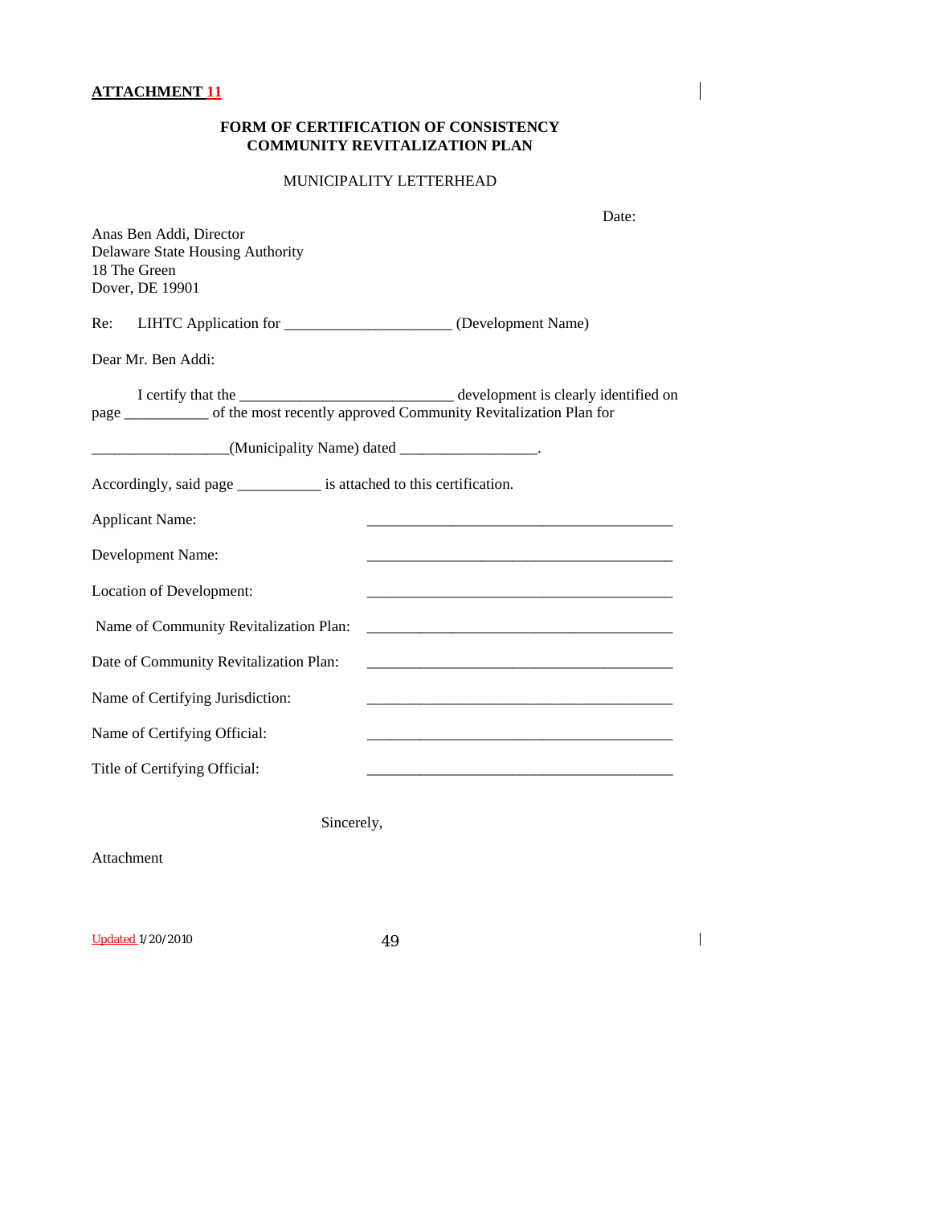**ATTACHMENT 11**

**FORM OF CERTIFICATION OF CONSISTENCY**
**COMMUNITY REVITALIZATION PLAN**

MUNICIPALITY LETTERHEAD

Date:

Anas Ben Addi, Director
Delaware State Housing Authority
18 The Green
Dover, DE 19901

Re: LIHTC Application for _____________________ (Development Name)

Dear Mr. Ben Addi:

I certify that the ___________________________ development is clearly identified on page ___________ of the most recently approved Community Revitalization Plan for

_________________(Municipality Name) dated _________________.

Accordingly, said page ___________ is attached to this certification.

| | |
|---|---|
| Applicant Name: | _______________________________________ |
| Development Name: | _______________________________________ |
| Location of Development: | _______________________________________ |
| Name of Community Revitalization Plan: | _______________________________________ |
| Date of Community Revitalization Plan: | _______________________________________ |
| Name of Certifying Jurisdiction: | _______________________________________ |
| Name of Certifying Official: | _______________________________________ |
| Title of Certifying Official: | _______________________________________ |

Sincerely,

Attachment

Updated 1/20/2010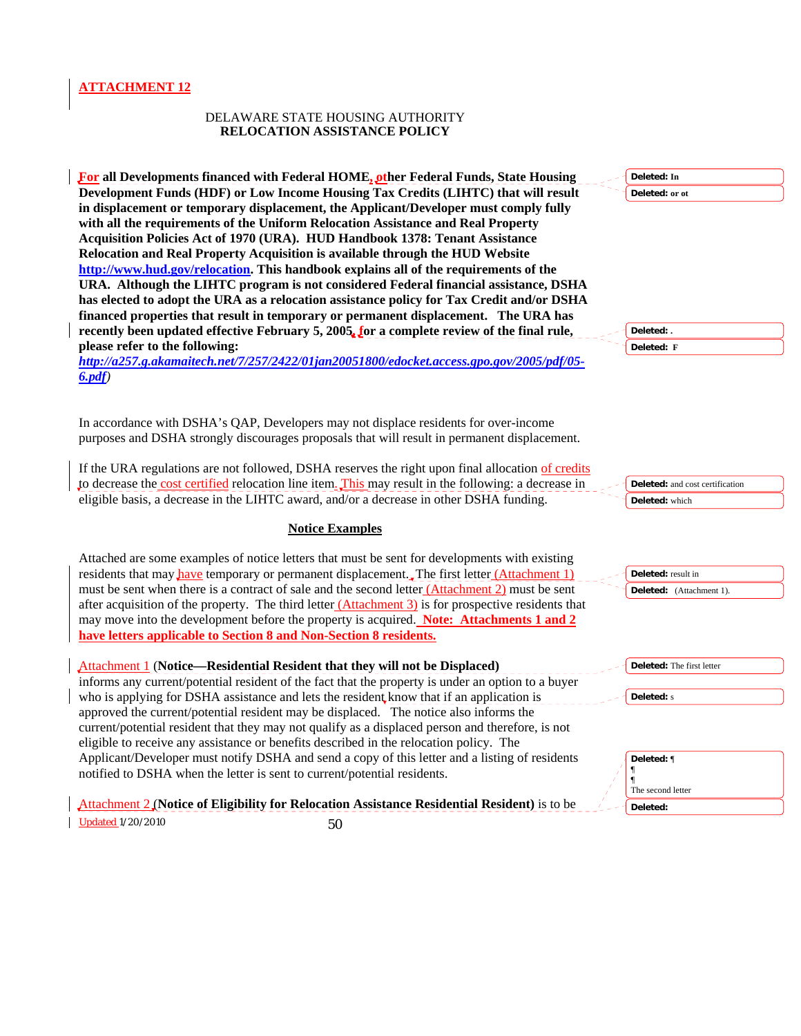**ATTACHMENT 12**

DELAWARE STATE HOUSING AUTHORITY
**RELOCATION ASSISTANCE POLICY**

**For all Developments financed with Federal HOME, other Federal Funds, State Housing Development Funds (HDF) or Low Income Housing Tax Credits (LIHTC) that will result in displacement or temporary displacement, the Applicant/Developer must comply fully with all the requirements of the Uniform Relocation Assistance and Real Property Acquisition Policies Act of 1970 (URA). HUD Handbook 1378: Tenant Assistance Relocation and Real Property Acquisition is available through the HUD Website http://www.hud.gov/relocation. This handbook explains all of the requirements of the URA. Although the LIHTC program is not considered Federal financial assistance, DSHA has elected to adopt the URA as a relocation assistance policy for Tax Credit and/or DSHA financed properties that result in temporary or permanent displacement. The URA has recently been updated effective February 5, 2005, for a complete review of the final rule, please refer to the following:** ***http://a257.g.akamaitech.net/7/257/2422/01jan20051800/edocket.access.gpo.gov/2005/pdf/05-6.pdf)***

In accordance with DSHA's QAP, Developers may not displace residents for over-income purposes and DSHA strongly discourages proposals that will result in permanent displacement.

If the URA regulations are not followed, DSHA reserves the right upon final allocation of credits to decrease the cost certified relocation line item. This may result in the following: a decrease in eligible basis, a decrease in the LIHTC award, and/or a decrease in other DSHA funding.

**Notice Examples**

Attached are some examples of notice letters that must be sent for developments with existing residents that may have temporary or permanent displacement. The first letter (Attachment 1) must be sent when there is a contract of sale and the second letter (Attachment 2) must be sent after acquisition of the property. The third letter (Attachment 3) is for prospective residents that may move into the development before the property is acquired. **Note: Attachments 1 and 2 have letters applicable to Section 8 and Non-Section 8 residents.**

Attachment 1 (**Notice—Residential Resident that they will not be Displaced**) informs any current/potential resident of the fact that the property is under an option to a buyer who is applying for DSHA assistance and lets the resident know that if an application is approved the current/potential resident may be displaced. The notice also informs the current/potential resident that they may not qualify as a displaced person and therefore, is not eligible to receive any assistance or benefits described in the relocation policy. The Applicant/Developer must notify DSHA and send a copy of this letter and a listing of residents notified to DSHA when the letter is sent to current/potential residents.

Attachment 2 (**Notice of Eligibility for Relocation Assistance Residential Resident**) is to be

Updated 1/20/2010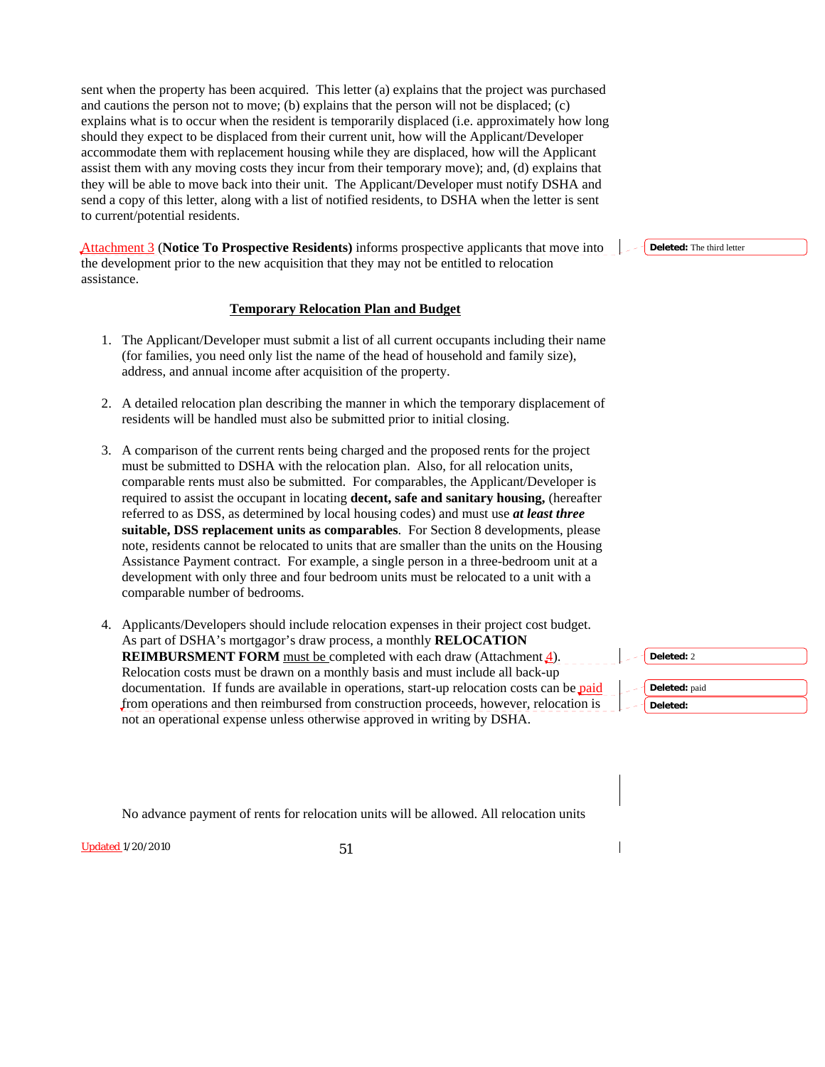sent when the property has been acquired. This letter (a) explains that the project was purchased and cautions the person not to move; (b) explains that the person will not be displaced; (c) explains what is to occur when the resident is temporarily displaced (i.e. approximately how long should they expect to be displaced from their current unit, how will the Applicant/Developer accommodate them with replacement housing while they are displaced, how will the Applicant assist them with any moving costs they incur from their temporary move); and, (d) explains that they will be able to move back into their unit. The Applicant/Developer must notify DSHA and send a copy of this letter, along with a list of notified residents, to DSHA when the letter is sent to current/potential residents.

Attachment 3 (**Notice To Prospective Residents)** informs prospective applicants that move into the development prior to the new acquisition that they may not be entitled to relocation assistance.

**Temporary Relocation Plan and Budget**

1. The Applicant/Developer must submit a list of all current occupants including their name (for families, you need only list the name of the head of household and family size), address, and annual income after acquisition of the property.

2. A detailed relocation plan describing the manner in which the temporary displacement of residents will be handled must also be submitted prior to initial closing.

3. A comparison of the current rents being charged and the proposed rents for the project must be submitted to DSHA with the relocation plan. Also, for all relocation units, comparable rents must also be submitted. For comparables, the Applicant/Developer is required to assist the occupant in locating **decent, safe and sanitary housing,** (hereafter referred to as DSS, as determined by local housing codes) and must use ***at least three*** **suitable, DSS replacement units as comparables**. For Section 8 developments, please note, residents cannot be relocated to units that are smaller than the units on the Housing Assistance Payment contract. For example, a single person in a three-bedroom unit at a development with only three and four bedroom units must be relocated to a unit with a comparable number of bedrooms.

4. Applicants/Developers should include relocation expenses in their project cost budget. As part of DSHA's mortgagor's draw process, a monthly **RELOCATION REIMBURSMENT FORM** must be completed with each draw (Attachment 4). Relocation costs must be drawn on a monthly basis and must include all back-up documentation. If funds are available in operations, start-up relocation costs can be paid from operations and then reimbursed from construction proceeds, however, relocation is not an operational expense unless otherwise approved in writing by DSHA.

No advance payment of rents for relocation units will be allowed. All relocation units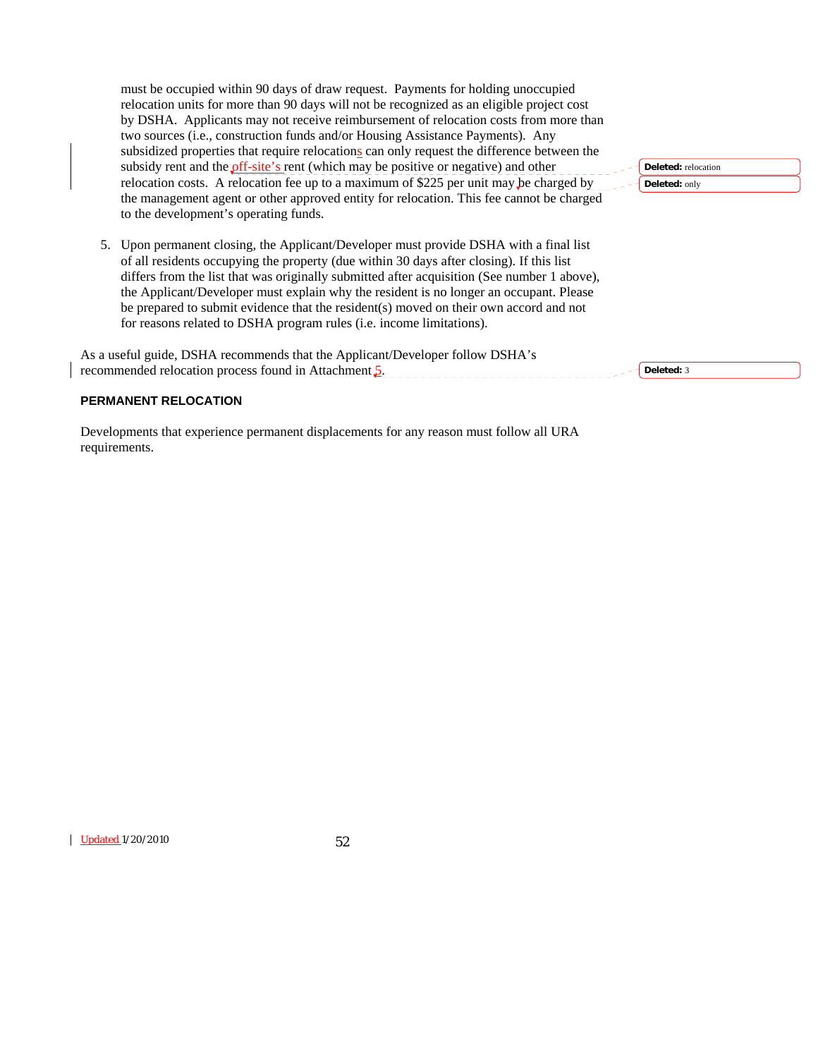must be occupied within 90 days of draw request. Payments for holding unoccupied relocation units for more than 90 days will not be recognized as an eligible project cost by DSHA. Applicants may not receive reimbursement of relocation costs from more than two sources (i.e., construction funds and/or Housing Assistance Payments). Any subsidized properties that require relocations can only request the difference between the subsidy rent and the off-site's rent (which may be positive or negative) and other relocation costs. A relocation fee up to a maximum of $225 per unit may be charged by the management agent or other approved entity for relocation. This fee cannot be charged to the development's operating funds.

5. Upon permanent closing, the Applicant/Developer must provide DSHA with a final list of all residents occupying the property (due within 30 days after closing). If this list differs from the list that was originally submitted after acquisition (See number 1 above), the Applicant/Developer must explain why the resident is no longer an occupant. Please be prepared to submit evidence that the resident(s) moved on their own accord and not for reasons related to DSHA program rules (i.e. income limitations).

As a useful guide, DSHA recommends that the Applicant/Developer follow DSHA's recommended relocation process found in Attachment 5.

**PERMANENT RELOCATION**

Developments that experience permanent displacements for any reason must follow all URA requirements.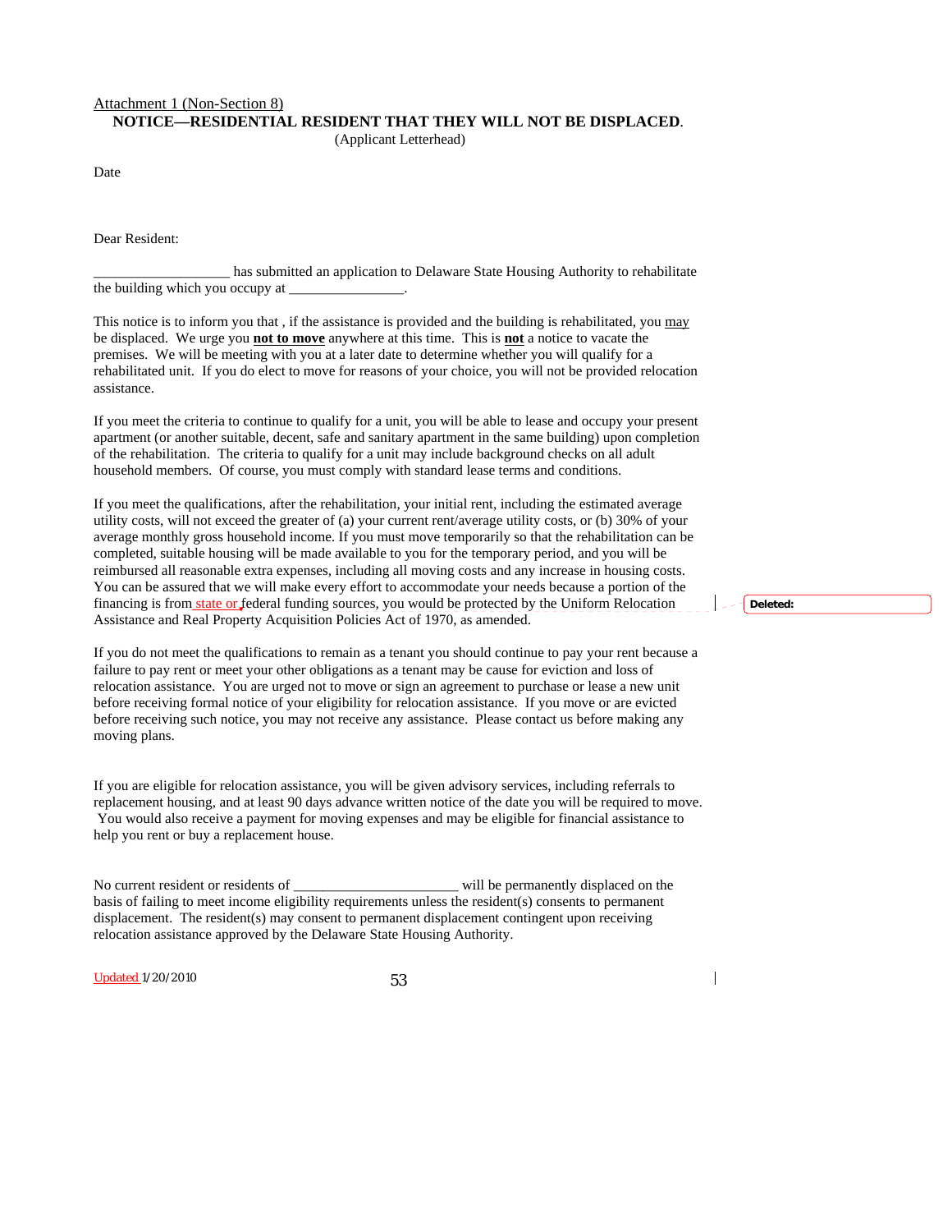Attachment 1 (Non-Section 8)

**NOTICE—RESIDENTIAL RESIDENT THAT THEY WILL NOT BE DISPLACED**.

(Applicant Letterhead)

Date

Dear Resident:

___________________ has submitted an application to Delaware State Housing Authority to rehabilitate the building which you occupy at ________________.

This notice is to inform you that , if the assistance is provided and the building is rehabilitated, you may be displaced. We urge you **not to move** anywhere at this time. This is **not** a notice to vacate the premises. We will be meeting with you at a later date to determine whether you will qualify for a rehabilitated unit. If you do elect to move for reasons of your choice, you will not be provided relocation assistance.

If you meet the criteria to continue to qualify for a unit, you will be able to lease and occupy your present apartment (or another suitable, decent, safe and sanitary apartment in the same building) upon completion of the rehabilitation. The criteria to qualify for a unit may include background checks on all adult household members. Of course, you must comply with standard lease terms and conditions.

If you meet the qualifications, after the rehabilitation, your initial rent, including the estimated average utility costs, will not exceed the greater of (a) your current rent/average utility costs, or (b) 30% of your average monthly gross household income. If you must move temporarily so that the rehabilitation can be completed, suitable housing will be made available to you for the temporary period, and you will be reimbursed all reasonable extra expenses, including all moving costs and any increase in housing costs. You can be assured that we will make every effort to accommodate your needs because a portion of the financing is from state or federal funding sources, you would be protected by the Uniform Relocation Assistance and Real Property Acquisition Policies Act of 1970, as amended.

If you do not meet the qualifications to remain as a tenant you should continue to pay your rent because a failure to pay rent or meet your other obligations as a tenant may be cause for eviction and loss of relocation assistance. You are urged not to move or sign an agreement to purchase or lease a new unit before receiving formal notice of your eligibility for relocation assistance. If you move or are evicted before receiving such notice, you may not receive any assistance. Please contact us before making any moving plans.

If you are eligible for relocation assistance, you will be given advisory services, including referrals to replacement housing, and at least 90 days advance written notice of the date you will be required to move. You would also receive a payment for moving expenses and may be eligible for financial assistance to help you rent or buy a replacement house.

No current resident or residents of ______________________ will be permanently displaced on the basis of failing to meet income eligibility requirements unless the resident(s) consents to permanent displacement. The resident(s) may consent to permanent displacement contingent upon receiving relocation assistance approved by the Delaware State Housing Authority.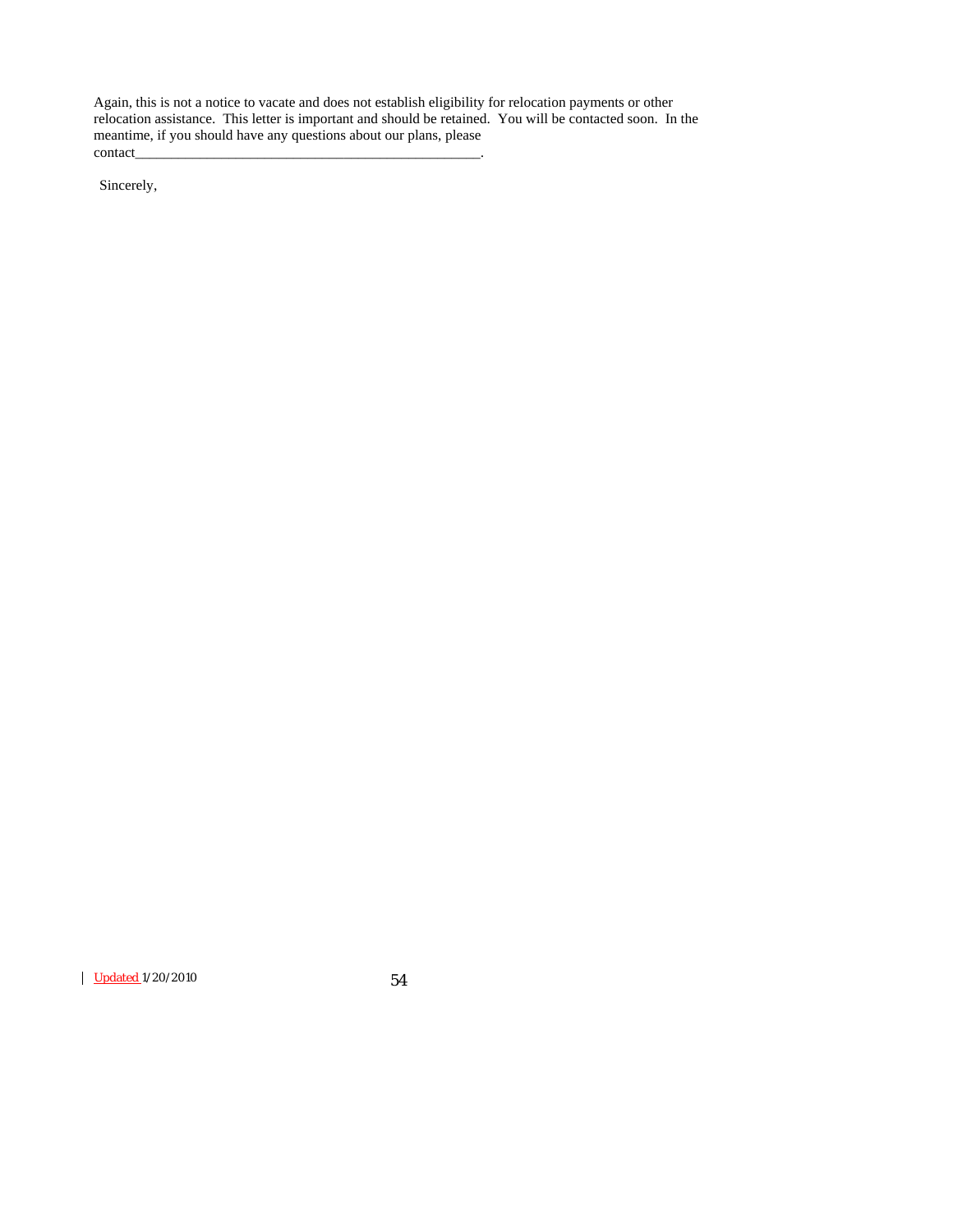Again, this is not a notice to vacate and does not establish eligibility for relocation payments or other relocation assistance. This letter is important and should be retained. You will be contacted soon. In the meantime, if you should have any questions about our plans, please contact_________________________________________________.

Sincerely,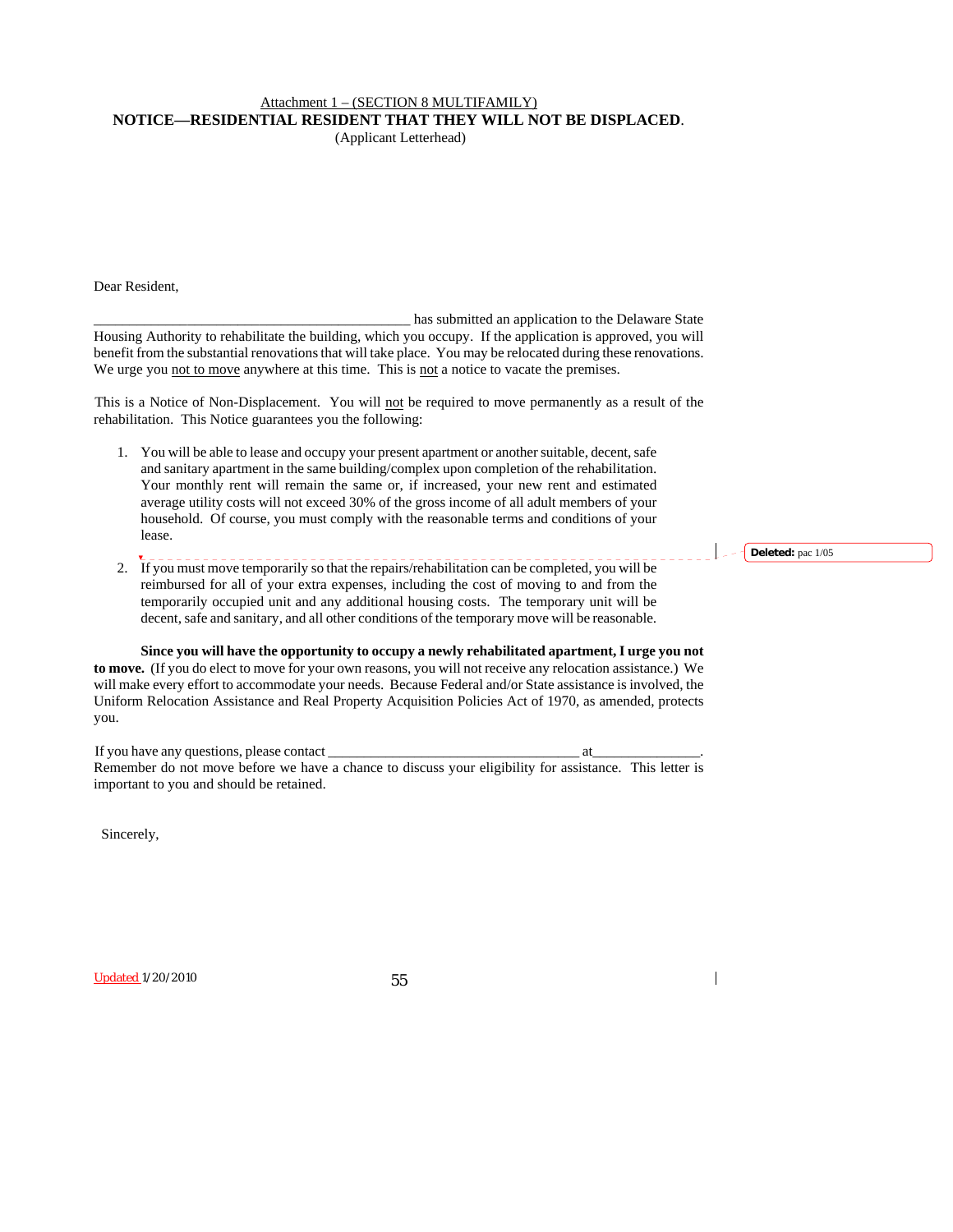Attachment 1 – (SECTION 8 MULTIFAMILY)

**NOTICE—RESIDENTIAL RESIDENT THAT THEY WILL NOT BE DISPLACED**.

(Applicant Letterhead)

Dear Resident,

____________________________________________ has submitted an application to the Delaware State Housing Authority to rehabilitate the building, which you occupy. If the application is approved, you will benefit from the substantial renovations that will take place. You may be relocated during these renovations. We urge you not to move anywhere at this time. This is not a notice to vacate the premises.

This is a Notice of Non-Displacement. You will not be required to move permanently as a result of the rehabilitation. This Notice guarantees you the following:

1. You will be able to lease and occupy your present apartment or another suitable, decent, safe and sanitary apartment in the same building/complex upon completion of the rehabilitation. Your monthly rent will remain the same or, if increased, your new rent and estimated average utility costs will not exceed 30% of the gross income of all adult members of your household. Of course, you must comply with the reasonable terms and conditions of your lease.

2. If you must move temporarily so that the repairs/rehabilitation can be completed, you will be reimbursed for all of your extra expenses, including the cost of moving to and from the temporarily occupied unit and any additional housing costs. The temporary unit will be decent, safe and sanitary, and all other conditions of the temporary move will be reasonable.

**Since you will have the opportunity to occupy a newly rehabilitated apartment, I urge you not to move.** (If you do elect to move for your own reasons, you will not receive any relocation assistance.) We will make every effort to accommodate your needs. Because Federal and/or State assistance is involved, the Uniform Relocation Assistance and Real Property Acquisition Policies Act of 1970, as amended, protects you.

If you have any questions, please contact ___________________________________ at_______________. Remember do not move before we have a chance to discuss your eligibility for assistance. This letter is important to you and should be retained.

Sincerely,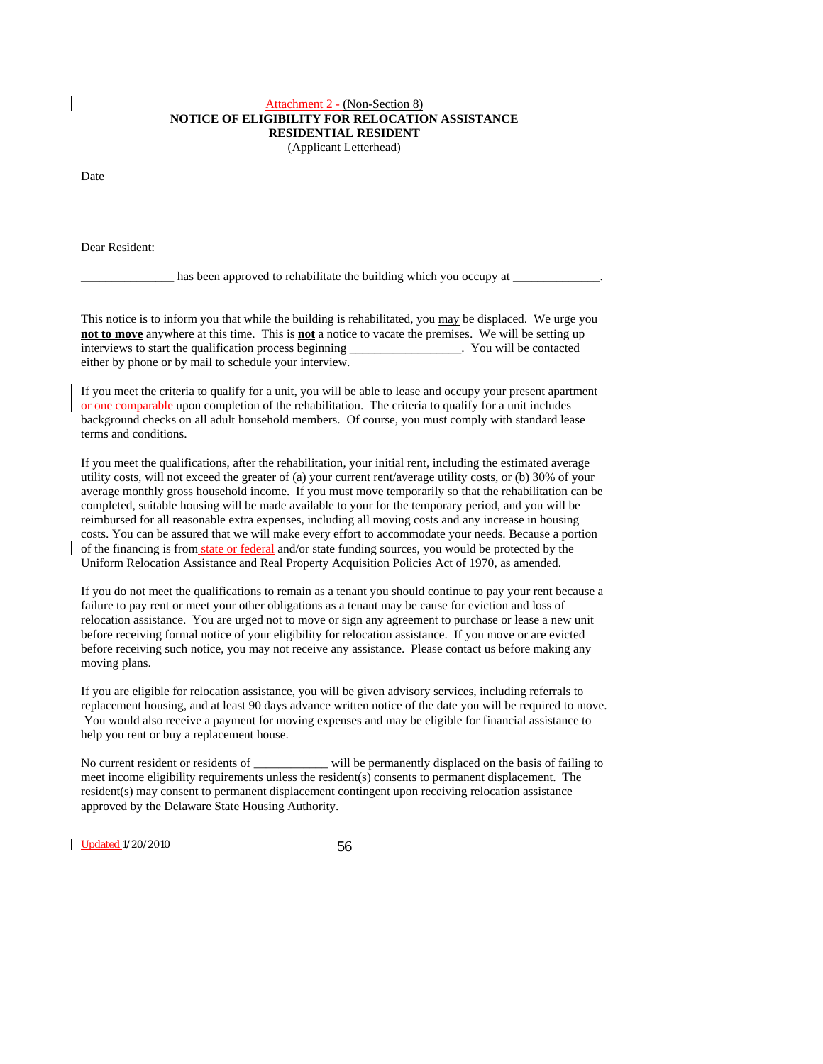Attachment 2 - (Non-Section 8)

**NOTICE OF ELIGIBILITY FOR RELOCATION ASSISTANCE**
**RESIDENTIAL RESIDENT**
(Applicant Letterhead)

Date

Dear Resident:

_______________ has been approved to rehabilitate the building which you occupy at ______________.

This notice is to inform you that while the building is rehabilitated, you may be displaced. We urge you **not to move** anywhere at this time. This is **not** a notice to vacate the premises. We will be setting up interviews to start the qualification process beginning __________________. You will be contacted either by phone or by mail to schedule your interview.

If you meet the criteria to qualify for a unit, you will be able to lease and occupy your present apartment or one comparable upon completion of the rehabilitation. The criteria to qualify for a unit includes background checks on all adult household members. Of course, you must comply with standard lease terms and conditions.

If you meet the qualifications, after the rehabilitation, your initial rent, including the estimated average utility costs, will not exceed the greater of (a) your current rent/average utility costs, or (b) 30% of your average monthly gross household income. If you must move temporarily so that the rehabilitation can be completed, suitable housing will be made available to your for the temporary period, and you will be reimbursed for all reasonable extra expenses, including all moving costs and any increase in housing costs. You can be assured that we will make every effort to accommodate your needs. Because a portion of the financing is from state or federal and/or state funding sources, you would be protected by the Uniform Relocation Assistance and Real Property Acquisition Policies Act of 1970, as amended.

If you do not meet the qualifications to remain as a tenant you should continue to pay your rent because a failure to pay rent or meet your other obligations as a tenant may be cause for eviction and loss of relocation assistance. You are urged not to move or sign any agreement to purchase or lease a new unit before receiving formal notice of your eligibility for relocation assistance. If you move or are evicted before receiving such notice, you may not receive any assistance. Please contact us before making any moving plans.

If you are eligible for relocation assistance, you will be given advisory services, including referrals to replacement housing, and at least 90 days advance written notice of the date you will be required to move. You would also receive a payment for moving expenses and may be eligible for financial assistance to help you rent or buy a replacement house.

No current resident or residents of ____________ will be permanently displaced on the basis of failing to meet income eligibility requirements unless the resident(s) consents to permanent displacement. The resident(s) may consent to permanent displacement contingent upon receiving relocation assistance approved by the Delaware State Housing Authority.

Updated 1/20/2010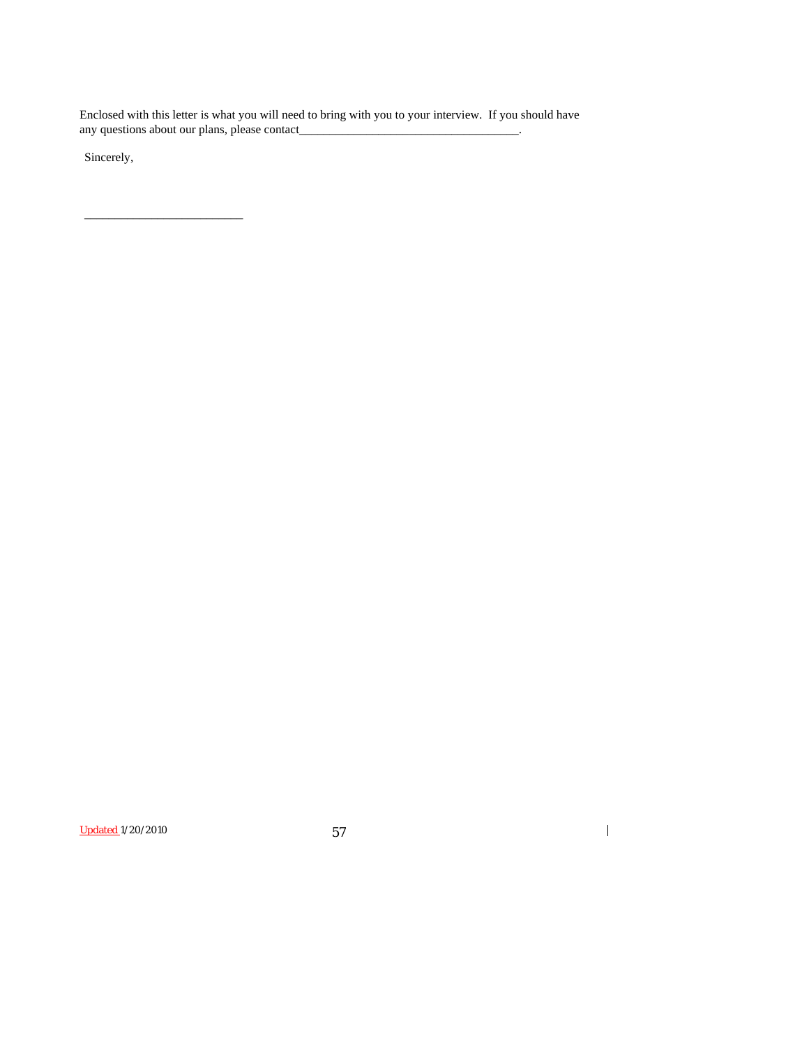Enclosed with this letter is what you will need to bring with you to your interview. If you should have any questions about our plans, please contact___________________________________.

Sincerely,

_________________________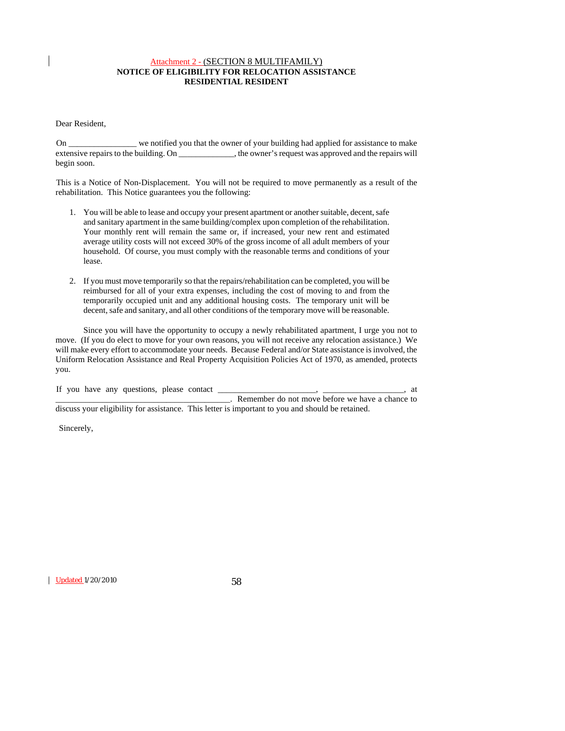Attachment 2 - (SECTION 8 MULTIFAMILY)

**NOTICE OF ELIGIBILITY FOR RELOCATION ASSISTANCE**
**RESIDENTIAL RESIDENT**

Dear Resident,

On ________________ we notified you that the owner of your building had applied for assistance to make extensive repairs to the building. On _____________, the owner's request was approved and the repairs will begin soon.

This is a Notice of Non-Displacement. You will not be required to move permanently as a result of the rehabilitation. This Notice guarantees you the following:

1. You will be able to lease and occupy your present apartment or another suitable, decent, safe and sanitary apartment in the same building/complex upon completion of the rehabilitation. Your monthly rent will remain the same or, if increased, your new rent and estimated average utility costs will not exceed 30% of the gross income of all adult members of your household. Of course, you must comply with the reasonable terms and conditions of your lease.

2. If you must move temporarily so that the repairs/rehabilitation can be completed, you will be reimbursed for all of your extra expenses, including the cost of moving to and from the temporarily occupied unit and any additional housing costs. The temporary unit will be decent, safe and sanitary, and all other conditions of the temporary move will be reasonable.

Since you will have the opportunity to occupy a newly rehabilitated apartment, I urge you not to move. (If you do elect to move for your own reasons, you will not receive any relocation assistance.) We will make every effort to accommodate your needs. Because Federal and/or State assistance is involved, the Uniform Relocation Assistance and Real Property Acquisition Policies Act of 1970, as amended, protects you.

If you have any questions, please contact ______________________, __________________, at ________________________________________. Remember do not move before we have a chance to discuss your eligibility for assistance. This letter is important to you and should be retained.

Sincerely,

Updated 1/20/2010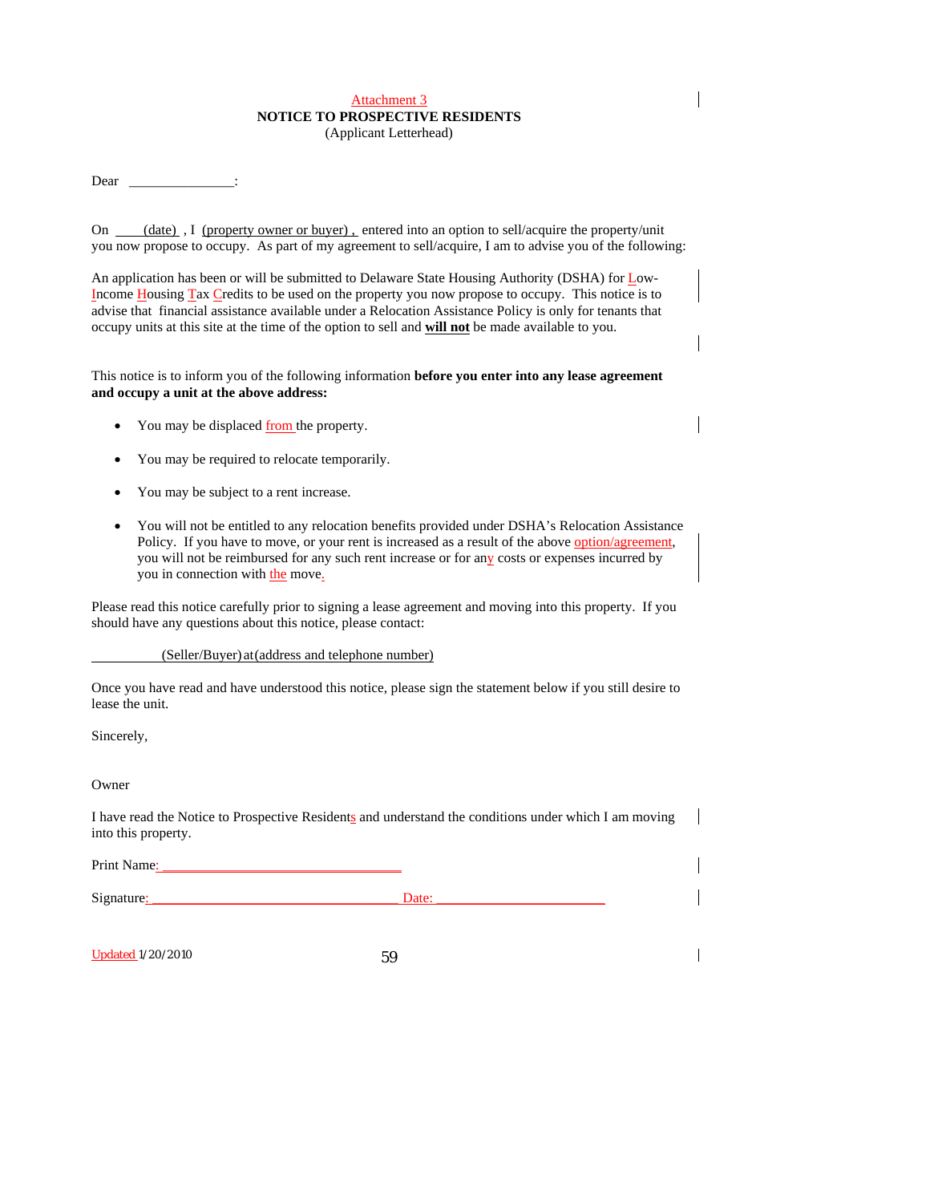Attachment 3

**NOTICE TO PROSPECTIVE RESIDENTS**

(Applicant Letterhead)

Dear _______________:

On ____(date) , I (property owner or buyer) , entered into an option to sell/acquire the property/unit you now propose to occupy. As part of my agreement to sell/acquire, I am to advise you of the following:

An application has been or will be submitted to Delaware State Housing Authority (DSHA) for Low-Income Housing Tax Credits to be used on the property you now propose to occupy. This notice is to advise that financial assistance available under a Relocation Assistance Policy is only for tenants that occupy units at this site at the time of the option to sell and **will not** be made available to you.

This notice is to inform you of the following information **before you enter into any lease agreement and occupy a unit at the above address:**

- You may be displaced from the property.
- You may be required to relocate temporarily.
- You may be subject to a rent increase.
- You will not be entitled to any relocation benefits provided under DSHA's Relocation Assistance Policy. If you have to move, or your rent is increased as a result of the above option/agreement, you will not be reimbursed for any such rent increase or for any costs or expenses incurred by you in connection with the move.

Please read this notice carefully prior to signing a lease agreement and moving into this property. If you should have any questions about this notice, please contact:

__________ (Seller/Buyer) at (address and telephone number)

Once you have read and have understood this notice, please sign the statement below if you still desire to lease the unit.

Sincerely,

Owner

I have read the Notice to Prospective Residents and understand the conditions under which I am moving into this property.

Print Name: ___________________________________

Signature: ____________________________________ Date: _________________________

Updated 1/20/2010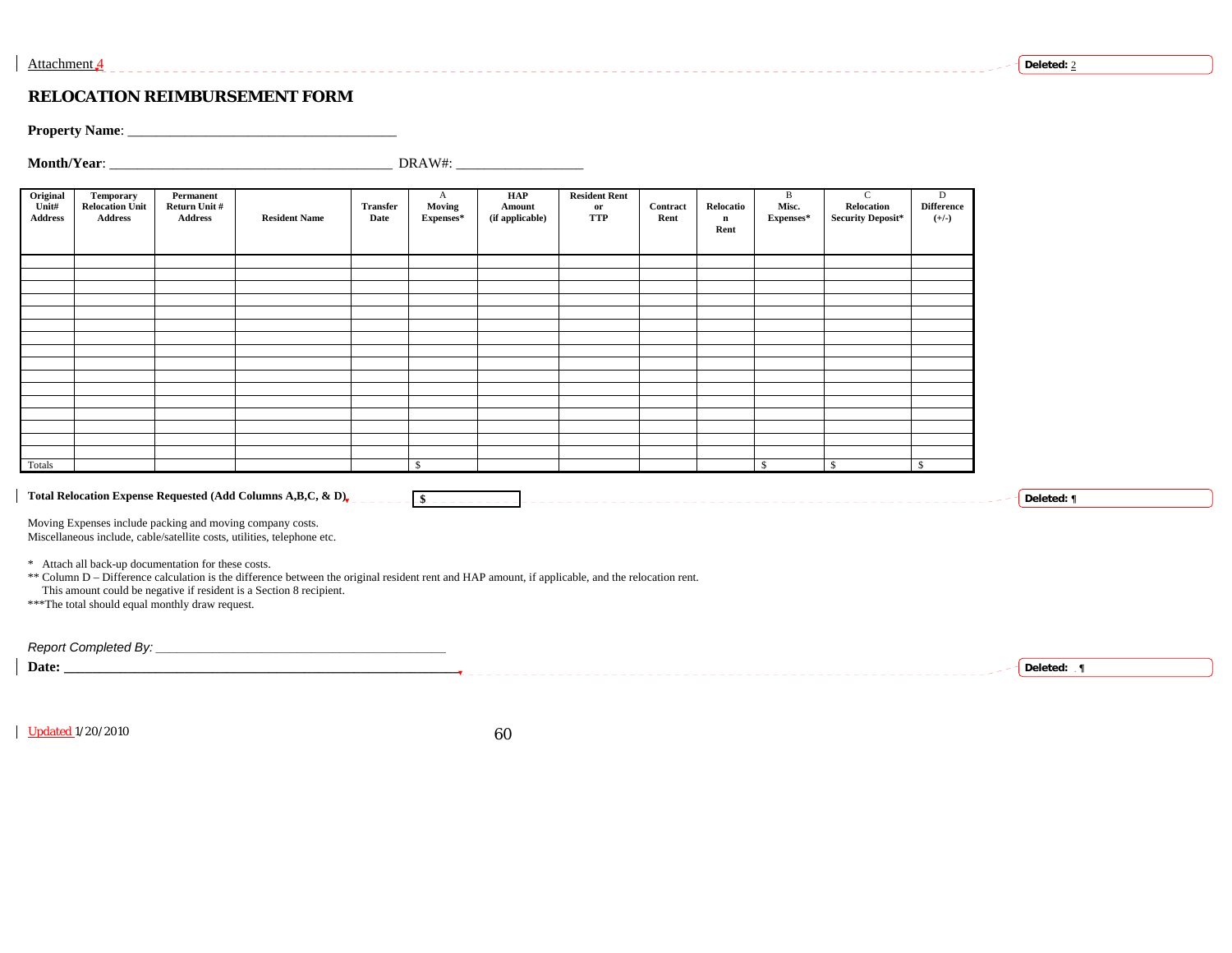Attachment 4

# RELOCATION REIMBURSEMENT FORM

**Property Name**: ____________________________________

**Month/Year**: ______________________________________ DRAW#: _________________

| Original Unit# Address | Temporary Relocation Unit Address | Permanent Return Unit # Address | Resident Name | Transfer Date | A Moving Expenses* | HAP Amount (if applicable) | Resident Rent or TTP | Contract Rent | Relocation Rent | B Misc. Expenses* | C Relocation Security Deposit* | D Difference (+/-) |
|---|---|---|---|---|---|---|---|---|---|---|---|---|
| | | | | | | | | | | | | |
| | | | | | | | | | | | | |
| | | | | | | | | | | | | |
| | | | | | | | | | | | | |
| | | | | | | | | | | | | |
| | | | | | | | | | | | | |
| | | | | | | | | | | | | |
| | | | | | | | | | | | | |
| | | | | | | | | | | | | |
| | | | | | | | | | | | | |
| | | | | | | | | | | | | |
| | | | | | | | | | | | | |
| | | | | | | | | | | | | |
| | | | | | | | | | | | | |
| | | | | | | | | | | | | |
| | | | | | | | | | | | | |
| Totals | | | | | $ | | | | | $ | $ | $ |

**Total Relocation Expense Requested (Add Columns A,B,C, & D)** **$** ____________

Moving Expenses include packing and moving company costs.
Miscellaneous include, cable/satellite costs, utilities, telephone etc.

\* Attach all back-up documentation for these costs.
** Column D – Difference calculation is the difference between the original resident rent and HAP amount, if applicable, and the relocation rent. This amount could be negative if resident is a Section 8 recipient.
***The total should equal monthly draw request.

*Report Completed By:* ________________________________________

**Date:** ______________________________________________________

Updated 1/20/2010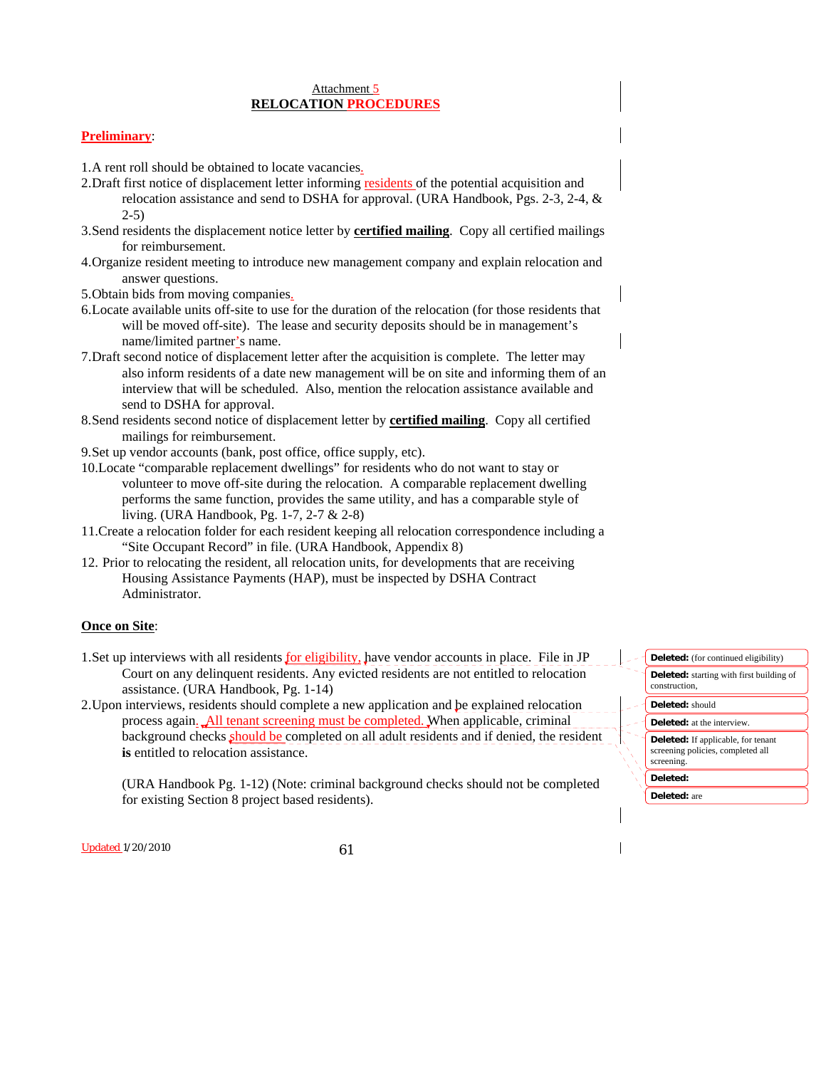Attachment 5

**RELOCATION PROCEDURES**

**Preliminary**:

1. A rent roll should be obtained to locate vacancies.
2. Draft first notice of displacement letter informing residents of the potential acquisition and relocation assistance and send to DSHA for approval. (URA Handbook, Pgs. 2-3, 2-4, & 2-5)
3. Send residents the displacement notice letter by **certified mailing**. Copy all certified mailings for reimbursement.
4. Organize resident meeting to introduce new management company and explain relocation and answer questions.
5. Obtain bids from moving companies.
6. Locate available units off-site to use for the duration of the relocation (for those residents that will be moved off-site). The lease and security deposits should be in management's name/limited partner's name.
7. Draft second notice of displacement letter after the acquisition is complete. The letter may also inform residents of a date new management will be on site and informing them of an interview that will be scheduled. Also, mention the relocation assistance available and send to DSHA for approval.
8. Send residents second notice of displacement letter by **certified mailing**. Copy all certified mailings for reimbursement.
9. Set up vendor accounts (bank, post office, office supply, etc).
10. Locate "comparable replacement dwellings" for residents who do not want to stay or volunteer to move off-site during the relocation. A comparable replacement dwelling performs the same function, provides the same utility, and has a comparable style of living. (URA Handbook, Pg. 1-7, 2-7 & 2-8)
11. Create a relocation folder for each resident keeping all relocation correspondence including a "Site Occupant Record" in file. (URA Handbook, Appendix 8)
12. Prior to relocating the resident, all relocation units, for developments that are receiving Housing Assistance Payments (HAP), must be inspected by DSHA Contract Administrator.

**Once on Site**:

1. Set up interviews with all residents for eligibility, have vendor accounts in place. File in JP Court on any delinquent residents. Any evicted residents are not entitled to relocation assistance. (URA Handbook, Pg. 1-14)
2. Upon interviews, residents should complete a new application and be explained relocation process again. All tenant screening must be completed. When applicable, criminal background checks should be completed on all adult residents and if denied, the resident **is** entitled to relocation assistance.

   (URA Handbook Pg. 1-12) (Note: criminal background checks should not be completed for existing Section 8 project based residents).

Updated 1/20/2010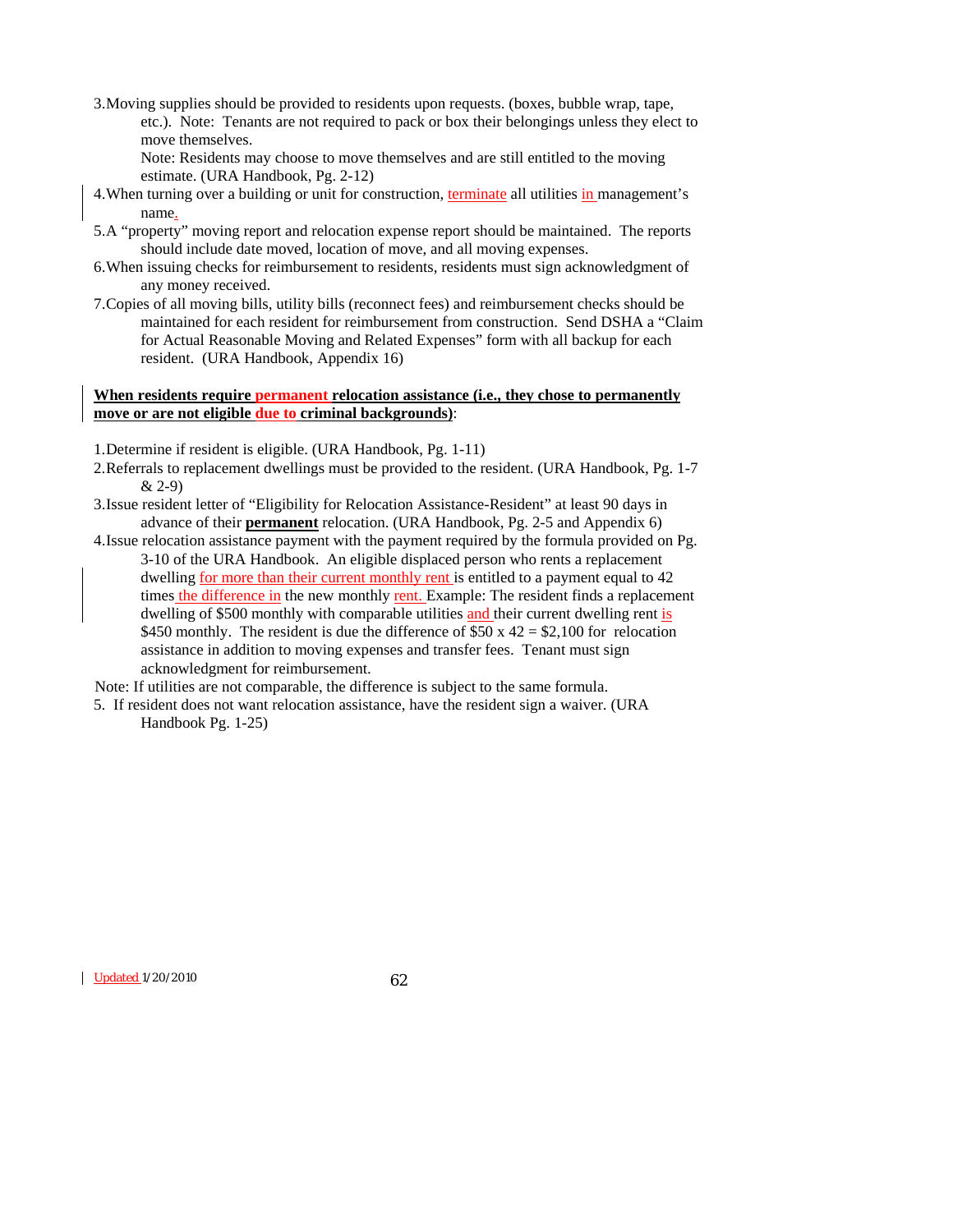3. Moving supplies should be provided to residents upon requests. (boxes, bubble wrap, tape, etc.). Note: Tenants are not required to pack or box their belongings unless they elect to move themselves.
   Note: Residents may choose to move themselves and are still entitled to the moving estimate. (URA Handbook, Pg. 2-12)
4. When turning over a building or unit for construction, terminate all utilities in management's name.
5. A "property" moving report and relocation expense report should be maintained. The reports should include date moved, location of move, and all moving expenses.
6. When issuing checks for reimbursement to residents, residents must sign acknowledgment of any money received.
7. Copies of all moving bills, utility bills (reconnect fees) and reimbursement checks should be maintained for each resident for reimbursement from construction. Send DSHA a "Claim for Actual Reasonable Moving and Related Expenses" form with all backup for each resident. (URA Handbook, Appendix 16)

**When residents require permanent relocation assistance (i.e., they chose to permanently move or are not eligible due to criminal backgrounds)**:

1. Determine if resident is eligible. (URA Handbook, Pg. 1-11)
2. Referrals to replacement dwellings must be provided to the resident. (URA Handbook, Pg. 1-7 & 2-9)
3. Issue resident letter of "Eligibility for Relocation Assistance-Resident" at least 90 days in advance of their **permanent** relocation. (URA Handbook, Pg. 2-5 and Appendix 6)
4. Issue relocation assistance payment with the payment required by the formula provided on Pg. 3-10 of the URA Handbook. An eligible displaced person who rents a replacement dwelling for more than their current monthly rent is entitled to a payment equal to 42 times the difference in the new monthly rent. Example: The resident finds a replacement dwelling of $500 monthly with comparable utilities and their current dwelling rent is $450 monthly. The resident is due the difference of $50 x 42 = $2,100 for relocation assistance in addition to moving expenses and transfer fees. Tenant must sign acknowledgment for reimbursement.

Note: If utilities are not comparable, the difference is subject to the same formula.

5. If resident does not want relocation assistance, have the resident sign a waiver. (URA Handbook Pg. 1-25)

Updated 1/20/2010